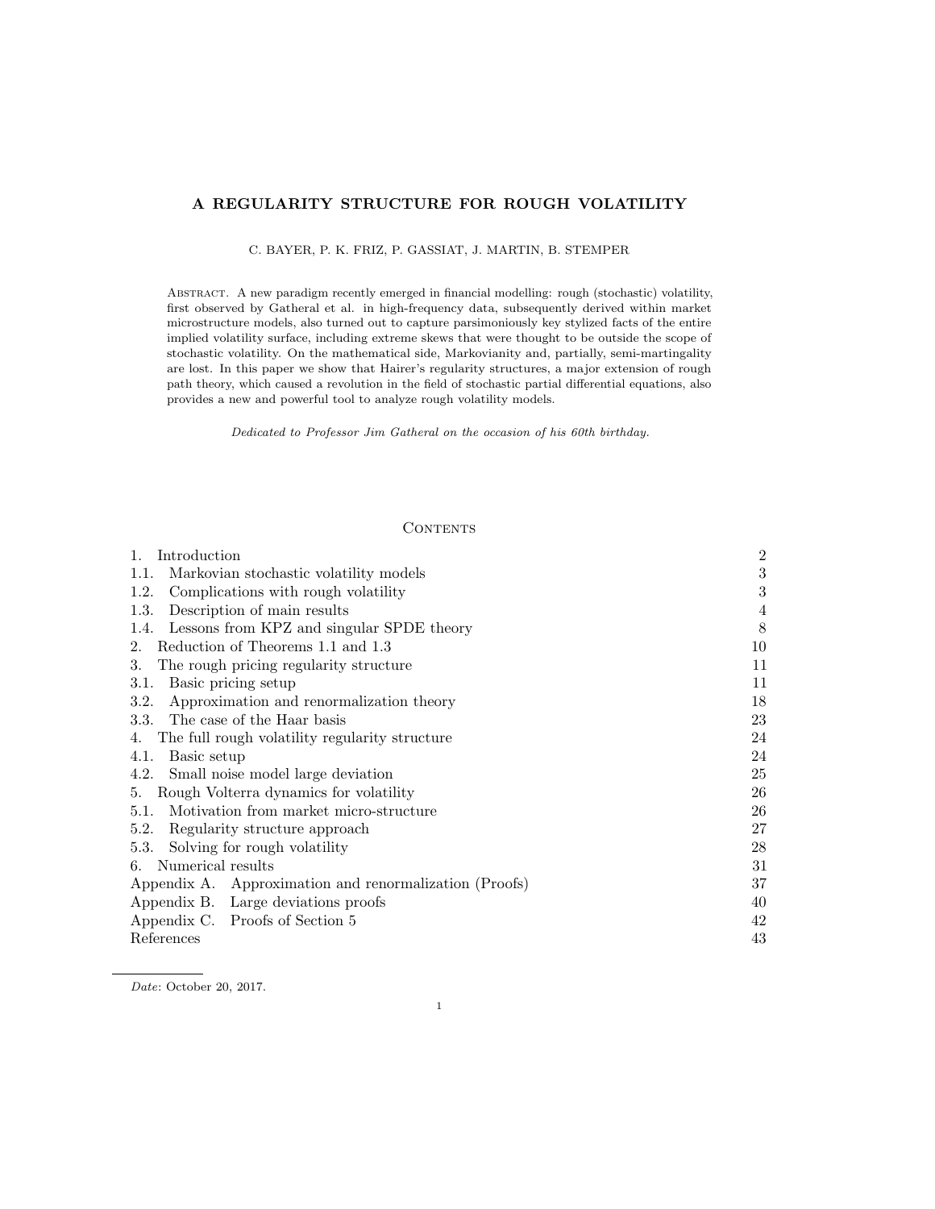# A REGULARITY STRUCTURE FOR ROUGH VOLATILITY

C. BAYER, P. K. FRIZ, P. GASSIAT, J. MARTIN, B. STEMPER

Abstract. A new paradigm recently emerged in financial modelling: rough (stochastic) volatility, first observed by Gatheral et al. in high-frequency data, subsequently derived within market microstructure models, also turned out to capture parsimoniously key stylized facts of the entire implied volatility surface, including extreme skews that were thought to be outside the scope of stochastic volatility. On the mathematical side, Markovianity and, partially, semi-martingality are lost. In this paper we show that Hairer's regularity structures, a major extension of rough path theory, which caused a revolution in the field of stochastic partial differential equations, also provides a new and powerful tool to analyze rough volatility models.

*Dedicated to Professor Jim Gatheral on the occasion of his 60th birthday.*

## Contents

| | |
|---|---|
| 1. Introduction | 2 |
| 1.1. Markovian stochastic volatility models | 3 |
| 1.2. Complications with rough volatility | 3 |
| 1.3. Description of main results | 4 |
| 1.4. Lessons from KPZ and singular SPDE theory | 8 |
| 2. Reduction of Theorems 1.1 and 1.3 | 10 |
| 3. The rough pricing regularity structure | 11 |
| 3.1. Basic pricing setup | 11 |
| 3.2. Approximation and renormalization theory | 18 |
| 3.3. The case of the Haar basis | 23 |
| 4. The full rough volatility regularity structure | 24 |
| 4.1. Basic setup | 24 |
| 4.2. Small noise model large deviation | 25 |
| 5. Rough Volterra dynamics for volatility | 26 |
| 5.1. Motivation from market micro-structure | 26 |
| 5.2. Regularity structure approach | 27 |
| 5.3. Solving for rough volatility | 28 |
| 6. Numerical results | 31 |
| Appendix A. Approximation and renormalization (Proofs) | 37 |
| Appendix B. Large deviations proofs | 40 |
| Appendix C. Proofs of Section 5 | 42 |
| References | 43 |

*Date*: October 20, 2017.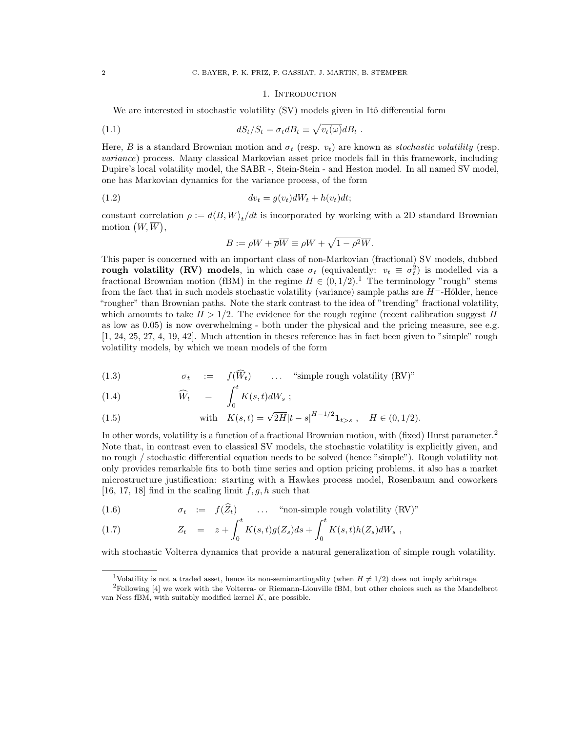## 1. Introduction

We are interested in stochastic volatility (SV) models given in Itô differential form

$$dS_t/S_t = \sigma_t dB_t \equiv \sqrt{v_t(\omega)} dB_t \ . \tag{1.1}$$

Here, $B$ is a standard Brownian motion and $\sigma_t$ (resp. $v_t$) are known as *stochastic volatility* (resp. *variance*) process. Many classical Markovian asset price models fall in this framework, including Dupire's local volatility model, the SABR -, Stein-Stein - and Heston model. In all named SV model, one has Markovian dynamics for the variance process, of the form

$$dv_t = g(v_t)dW_t + h(v_t)dt; \tag{1.2}$$

constant correlation $\rho := d\langle B, W\rangle_t/dt$ is incorporated by working with a 2D standard Brownian motion $\left(W, \overline{W}\right)$,

$$B := \rho W + \overline{\rho}\,\overline{W} \equiv \rho W + \sqrt{1-\rho^2}\,\overline{W}.$$

This paper is concerned with an important class of non-Markovian (fractional) SV models, dubbed **rough volatility (RV) models**, in which case $\sigma_t$ (equivalently: $v_t \equiv \sigma_t^2$) is modelled via a fractional Brownian motion (fBM) in the regime $H \in (0, 1/2)$.[1] The terminology "rough" stems from the fact that in such models stochastic volatility (variance) sample paths are $H^-$-Hölder, hence "rougher" than Brownian paths. Note the stark contrast to the idea of "trending" fractional volatility, which amounts to take $H > 1/2$. The evidence for the rough regime (recent calibration suggest $H$ as low as 0.05) is now overwhelming - both under the physical and the pricing measure, see e.g. [1, 24, 25, 27, 4, 19, 42]. Much attention in theses reference has in fact been given to "simple" rough volatility models, by which we mean models of the form

$$\sigma_t := f(\widehat{W}_t) \qquad \ldots \quad \text{"simple rough volatility (RV)"} \tag{1.3}$$

$$\widehat{W}_t = \int_0^t K(s,t) dW_s \ ; \tag{1.4}$$

$$\text{with} \quad K(s,t) = \sqrt{2H}|t-s|^{H-1/2}\mathbf{1}_{t>s} \ , \quad H \in (0, 1/2). \tag{1.5}$$

In other words, volatility is a function of a fractional Brownian motion, with (fixed) Hurst parameter.[2] Note that, in contrast even to classical SV models, the stochastic volatility is explicitly given, and no rough / stochastic differential equation needs to be solved (hence "simple"). Rough volatility not only provides remarkable fits to both time series and option pricing problems, it also has a market microstructure justification: starting with a Hawkes process model, Rosenbaum and coworkers [16, 17, 18] find in the scaling limit $f, g, h$ such that

$$\sigma_t := f(\widehat{Z}_t) \qquad \ldots \quad \text{"non-simple rough volatility (RV)"} \tag{1.6}$$

$$Z_t = z + \int_0^t K(s,t) g(Z_s) ds + \int_0^t K(s,t) h(Z_s) dW_s \ , \tag{1.7}$$

with stochastic Volterra dynamics that provide a natural generalization of simple rough volatility.

---

[1] Volatility is not a traded asset, hence its non-semimartingality (when $H \neq 1/2$) does not imply arbitrage.

[2] Following [4] we work with the Volterra- or Riemann-Liouville fBM, but other choices such as the Mandelbrot van Ness fBM, with suitably modified kernel $K$, are possible.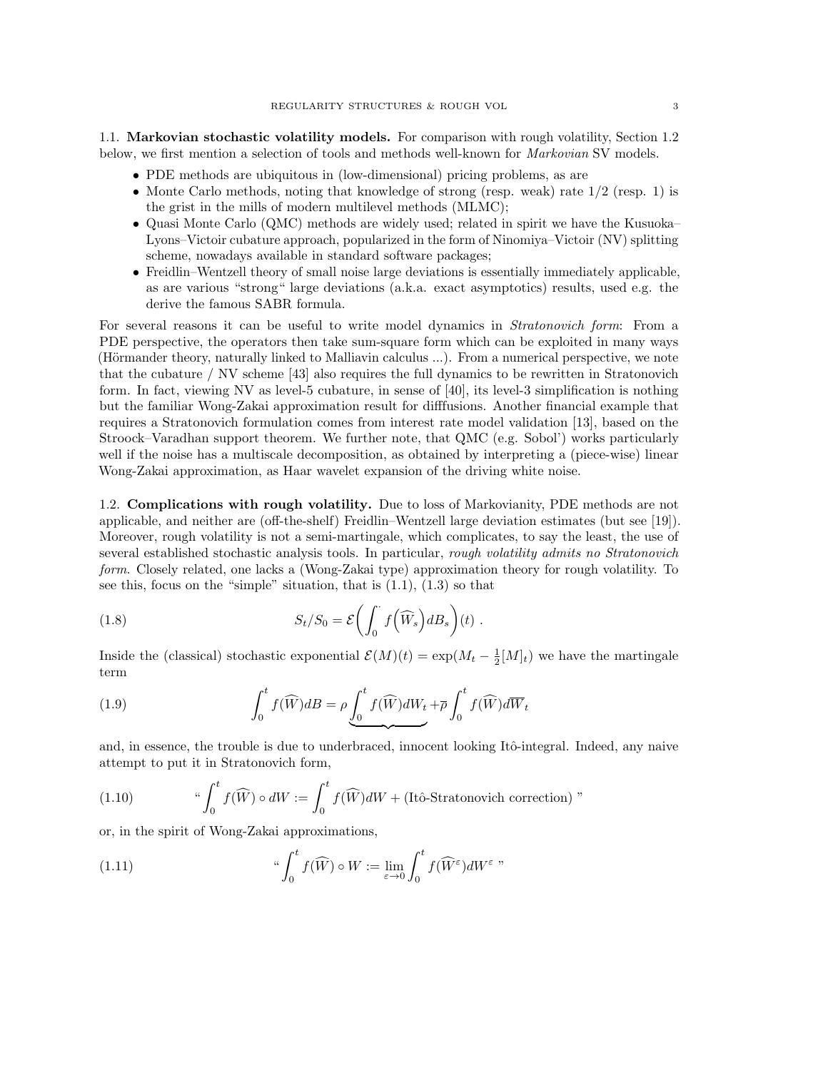### 1.1. Markovian stochastic volatility models.

For comparison with rough volatility, Section 1.2 below, we first mention a selection of tools and methods well-known for *Markovian* SV models.

- PDE methods are ubiquitous in (low-dimensional) pricing problems, as are
- Monte Carlo methods, noting that knowledge of strong (resp. weak) rate 1/2 (resp. 1) is the grist in the mills of modern multilevel methods (MLMC);
- Quasi Monte Carlo (QMC) methods are widely used; related in spirit we have the Kusuoka–Lyons–Victoir cubature approach, popularized in the form of Ninomiya–Victoir (NV) splitting scheme, nowadays available in standard software packages;
- Freidlin–Wentzell theory of small noise large deviations is essentially immediately applicable, as are various "strong" large deviations (a.k.a. exact asymptotics) results, used e.g. the derive the famous SABR formula.

For several reasons it can be useful to write model dynamics in *Stratonovich form*: From a PDE perspective, the operators then take sum-square form which can be exploited in many ways (Hörmander theory, naturally linked to Malliavin calculus ...). From a numerical perspective, we note that the cubature / NV scheme [43] also requires the full dynamics to be rewritten in Stratonovich form. In fact, viewing NV as level-5 cubature, in sense of [40], its level-3 simplification is nothing but the familiar Wong-Zakai approximation result for difffusions. Another financial example that requires a Stratonovich formulation comes from interest rate model validation [13], based on the Stroock–Varadhan support theorem. We further note, that QMC (e.g. Sobol') works particularly well if the noise has a multiscale decomposition, as obtained by interpreting a (piece-wise) linear Wong-Zakai approximation, as Haar wavelet expansion of the driving white noise.

### 1.2. Complications with rough volatility.

Due to loss of Markovianity, PDE methods are not applicable, and neither are (off-the-shelf) Freidlin–Wentzell large deviation estimates (but see [19]). Moreover, rough volatility is not a semi-martingale, which complicates, to say the least, the use of several established stochastic analysis tools. In particular, *rough volatility admits no Stratonovich form*. Closely related, one lacks a (Wong-Zakai type) approximation theory for rough volatility. To see this, focus on the "simple" situation, that is (1.1), (1.3) so that

$$S_t/S_0 = \mathcal{E}\left(\int_0^{\cdot} f\left(\widehat{W}_s\right) dB_s\right)(t) \ . \tag{1.8}$$

Inside the (classical) stochastic exponential $\mathcal{E}(M)(t) = \exp(M_t - \frac{1}{2}[M]_t)$ we have the martingale term

$$\int_0^t f(\widehat{W}) dB = \rho \underbrace{\int_0^t f(\widehat{W}) dW_t} + \overline{\rho} \int_0^t f(\widehat{W}) d\overline{W}_t \tag{1.9}$$

and, in essence, the trouble is due to underbraced, innocent looking Itô-integral. Indeed, any naive attempt to put it in Stratonovich form,

$$\text{“} \int_0^t f(\widehat{W}) \circ dW := \int_0^t f(\widehat{W}) dW + (\text{Itô-Stratonovich correction}) \text{”} \tag{1.10}$$

or, in the spirit of Wong-Zakai approximations,

$$\text{“} \int_0^t f(\widehat{W}) \circ W := \lim_{\varepsilon \to 0} \int_0^t f(\widehat{W}^{\varepsilon}) dW^{\varepsilon} \text{”} \tag{1.11}$$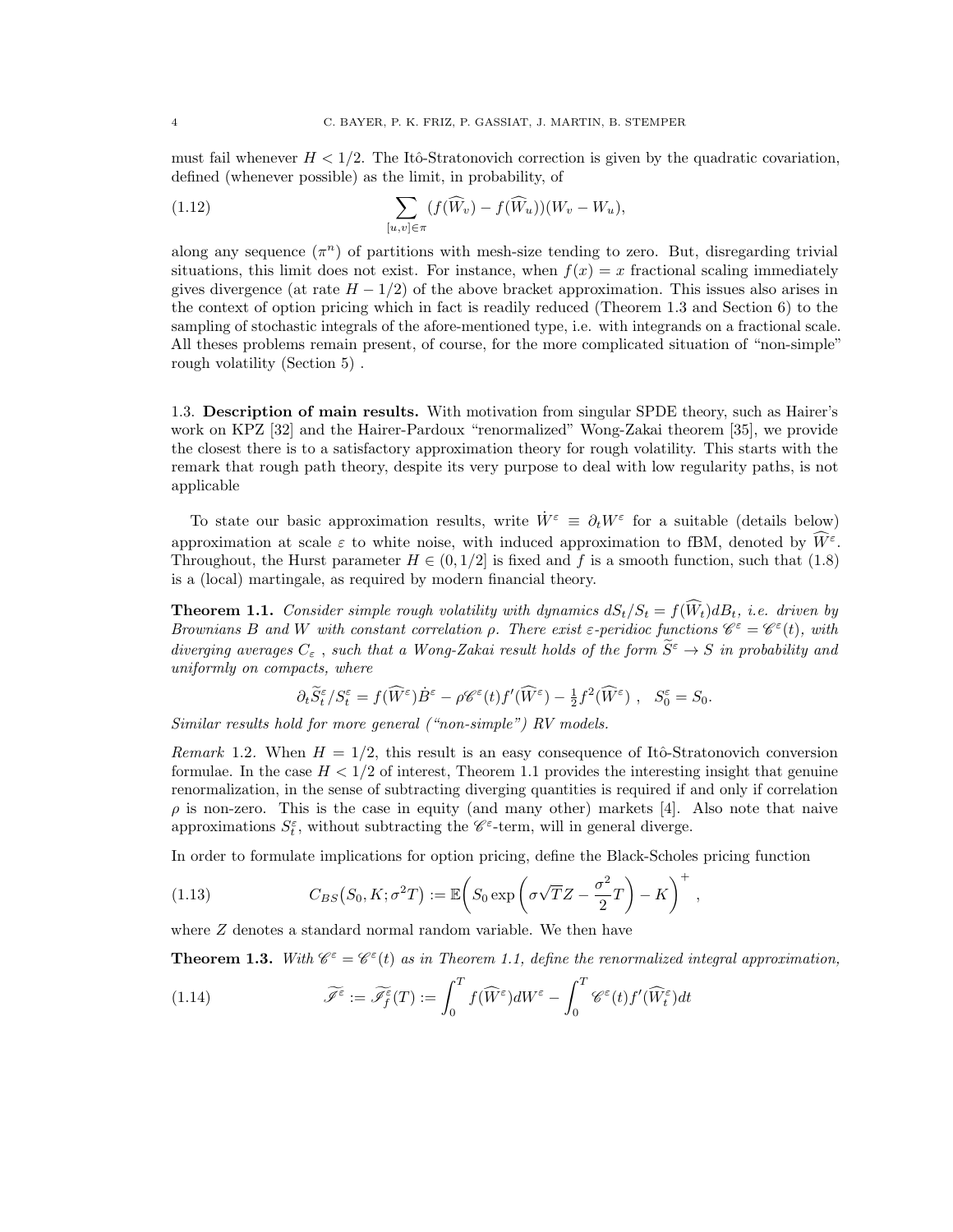must fail whenever $H < 1/2$. The Itô-Stratonovich correction is given by the quadratic covariation, defined (whenever possible) as the limit, in probability, of

$$\sum_{[u,v]\in\pi} (f(\widehat{W}_v) - f(\widehat{W}_u))(W_v - W_u), \tag{1.12}$$

along any sequence $(\pi^n)$ of partitions with mesh-size tending to zero. But, disregarding trivial situations, this limit does not exist. For instance, when $f(x) = x$ fractional scaling immediately gives divergence (at rate $H - 1/2$) of the above bracket approximation. This issues also arises in the context of option pricing which in fact is readily reduced (Theorem 1.3 and Section 6) to the sampling of stochastic integrals of the afore-mentioned type, i.e. with integrands on a fractional scale. All theses problems remain present, of course, for the more complicated situation of "non-simple" rough volatility (Section 5) .

### 1.3. Description of main results.

With motivation from singular SPDE theory, such as Hairer's work on KPZ [32] and the Hairer-Pardoux "renormalized" Wong-Zakai theorem [35], we provide the closest there is to a satisfactory approximation theory for rough volatility. This starts with the remark that rough path theory, despite its very purpose to deal with low regularity paths, is not applicable

To state our basic approximation results, write $\dot{W}^\varepsilon \equiv \partial_t W^\varepsilon$ for a suitable (details below) approximation at scale $\varepsilon$ to white noise, with induced approximation to fBM, denoted by $\widehat{W}^\varepsilon$. Throughout, the Hurst parameter $H \in (0, 1/2]$ is fixed and $f$ is a smooth function, such that (1.8) is a (local) martingale, as required by modern financial theory.

**Theorem 1.1.** *Consider simple rough volatility with dynamics $dS_t/S_t = f(\widehat{W}_t)dB_t$, i.e. driven by Brownians $B$ and $W$ with constant correlation $\rho$. There exist $\varepsilon$-peridioc functions $\mathscr{C}^\varepsilon = \mathscr{C}^\varepsilon(t)$, with diverging averages $C_\varepsilon$ , such that a Wong-Zakai result holds of the form $\widetilde{S}^\varepsilon \to S$ in probability and uniformly on compacts, where*

$$\partial_t \widetilde{S}^\varepsilon_t / S^\varepsilon_t = f(\widehat{W}^\varepsilon)\dot{B}^\varepsilon - \rho\mathscr{C}^\varepsilon(t)f'(\widehat{W}^\varepsilon) - \tfrac{1}{2}f^2(\widehat{W}^\varepsilon) \ , \quad S^\varepsilon_0 = S_0.$$

*Similar results hold for more general ("non-simple") RV models.*

*Remark* 1.2. When $H = 1/2$, this result is an easy consequence of Itô-Stratonovich conversion formulae. In the case $H < 1/2$ of interest, Theorem 1.1 provides the interesting insight that genuine renormalization, in the sense of subtracting diverging quantities is required if and only if correlation $\rho$ is non-zero. This is the case in equity (and many other) markets [4]. Also note that naive approximations $S^\varepsilon_t$, without subtracting the $\mathscr{C}^\varepsilon$-term, will in general diverge.

In order to formulate implications for option pricing, define the Black-Scholes pricing function

$$C_{BS}(S_0, K; \sigma^2 T) := \mathbb{E}\left( S_0 \exp\left( \sigma\sqrt{T}Z - \frac{\sigma^2}{2}T \right) - K \right)^+, \tag{1.13}$$

where $Z$ denotes a standard normal random variable. We then have

**Theorem 1.3.** *With $\mathscr{C}^\varepsilon = \mathscr{C}^\varepsilon(t)$ as in Theorem 1.1, define the renormalized integral approximation,*

$$\widetilde{\mathscr{I}^\varepsilon} := \widetilde{\mathscr{I}}^\varepsilon_f(T) := \int_0^T f(\widehat{W}^\varepsilon)dW^\varepsilon - \int_0^T \mathscr{C}^\varepsilon(t)f'(\widehat{W}^\varepsilon_t)dt \tag{1.14}$$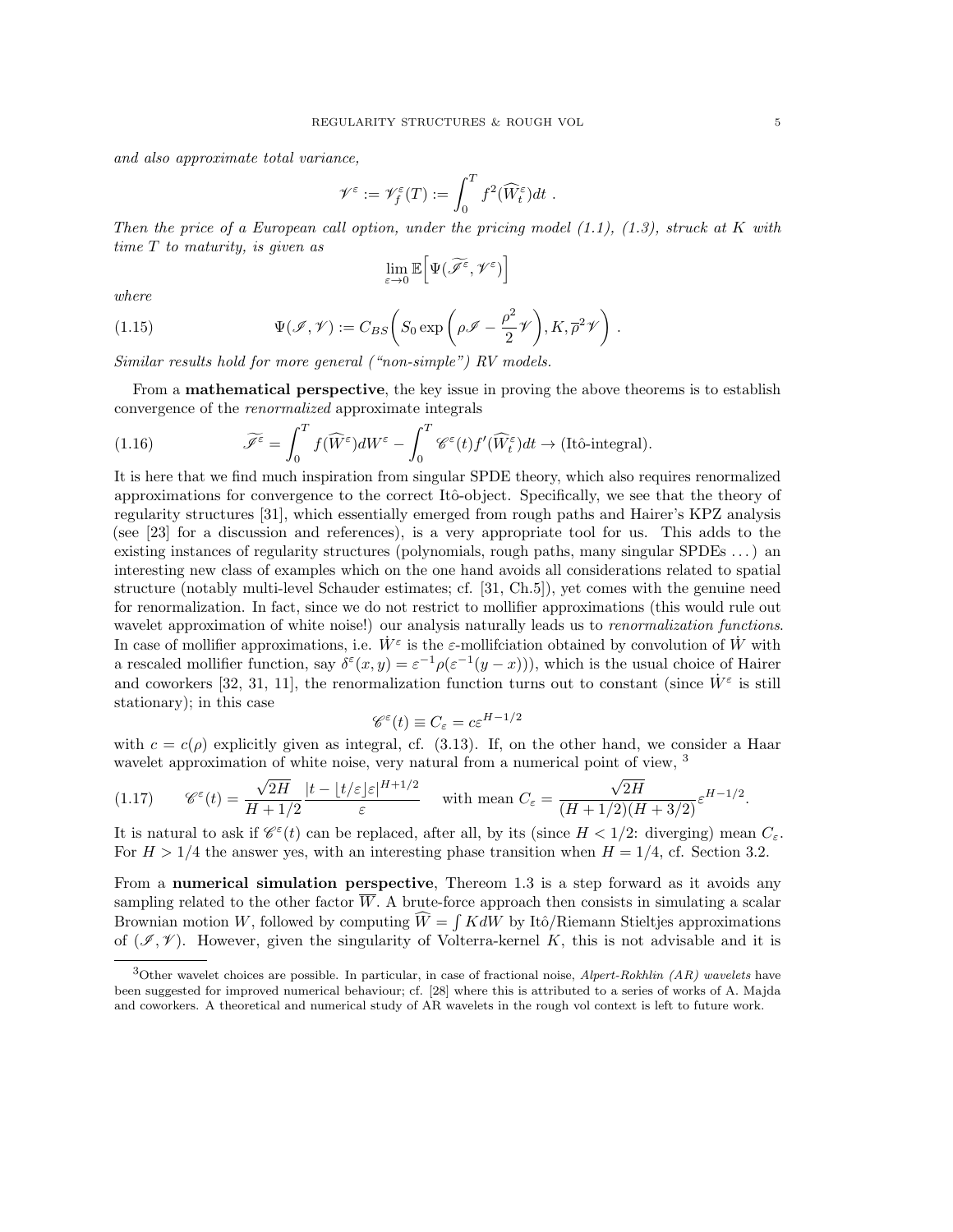*and also approximate total variance,*

$$\mathscr{V}^\varepsilon := \mathscr{V}_f^\varepsilon(T) := \int_0^T f^2(\widehat{W}_t^\varepsilon)dt \ .$$

*Then the price of a European call option, under the pricing model (1.1), (1.3), struck at K with time T to maturity, is given as*

$$\lim_{\varepsilon\to 0} \mathbb{E}\Big[\Psi(\widetilde{\mathscr{I}}^\varepsilon, \mathscr{V}^\varepsilon)\Big]$$

*where*

$$\Psi(\mathscr{I}, \mathscr{V}) := C_{BS}\bigg(S_0 \exp\left(\rho\mathscr{I} - \frac{\rho^2}{2}\mathscr{V}\right), K, \overline{\rho}^2\mathscr{V}\bigg) \ . \tag{1.15}$$

*Similar results hold for more general ("non-simple") RV models.*

From a **mathematical perspective**, the key issue in proving the above theorems is to establish convergence of the *renormalized* approximate integrals

$$\widetilde{\mathscr{I}}^\varepsilon = \int_0^T f(\widehat{W}^\varepsilon)dW^\varepsilon - \int_0^T \mathscr{C}^\varepsilon(t)f'(\widehat{W}_t^\varepsilon)dt \to \text{(Itô-integral)}. \tag{1.16}$$

It is here that we find much inspiration from singular SPDE theory, which also requires renormalized approximations for convergence to the correct Itô-object. Specifically, we see that the theory of regularity structures [31], which essentially emerged from rough paths and Hairer's KPZ analysis (see [23] for a discussion and references), is a very appropriate tool for us. This adds to the existing instances of regularity structures (polynomials, rough paths, many singular SPDEs ...) an interesting new class of examples which on the one hand avoids all considerations related to spatial structure (notably multi-level Schauder estimates; cf. [31, Ch.5]), yet comes with the genuine need for renormalization. In fact, since we do not restrict to mollifier approximations (this would rule out wavelet approximation of white noise!) our analysis naturally leads us to *renormalization functions*. In case of mollifier approximations, i.e. $\dot{W}^\varepsilon$ is the $\varepsilon$-mollifciation obtained by convolution of $\dot{W}$ with a rescaled mollifier function, say $\delta^\varepsilon(x,y) = \varepsilon^{-1}\rho(\varepsilon^{-1}(y-x)))$, which is the usual choice of Hairer and coworkers [32, 31, 11], the renormalization function turns out to constant (since $\dot{W}^\varepsilon$ is still stationary); in this case

$$\mathscr{C}^\varepsilon(t) \equiv C_\varepsilon = c\varepsilon^{H-1/2}$$

with $c = c(\rho)$ explicitly given as integral, cf. (3.13). If, on the other hand, we consider a Haar wavelet approximation of white noise, very natural from a numerical point of view, [3]

$$\mathscr{C}^\varepsilon(t) = \frac{\sqrt{2H}}{H+1/2}\frac{|t-\lfloor t/\varepsilon\rfloor\varepsilon|^{H+1/2}}{\varepsilon} \quad \text{ with mean } C_\varepsilon = \frac{\sqrt{2H}}{(H+1/2)(H+3/2)}\varepsilon^{H-1/2}. \tag{1.17}$$

It is natural to ask if $\mathscr{C}^\varepsilon(t)$ can be replaced, after all, by its (since $H<1/2$: diverging) mean $C_\varepsilon$. For $H>1/4$ the answer yes, with an interesting phase transition when $H=1/4$, cf. Section 3.2.

From a **numerical simulation perspective**, Thereom 1.3 is a step forward as it avoids any sampling related to the other factor $\overline{W}$. A brute-force approach then consists in simulating a scalar Brownian motion $W$, followed by computing $\widehat{W} = \int KdW$ by Itô/Riemann Stieltjes approximations of $(\mathscr{I}, \mathscr{V})$. However, given the singularity of Volterra-kernel $K$, this is not advisable and it is

[3] Other wavelet choices are possible. In particular, in case of fractional noise, *Alpert-Rokhlin (AR) wavelets* have been suggested for improved numerical behaviour; cf. [28] where this is attributed to a series of works of A. Majda and coworkers. A theoretical and numerical study of AR wavelets in the rough vol context is left to future work.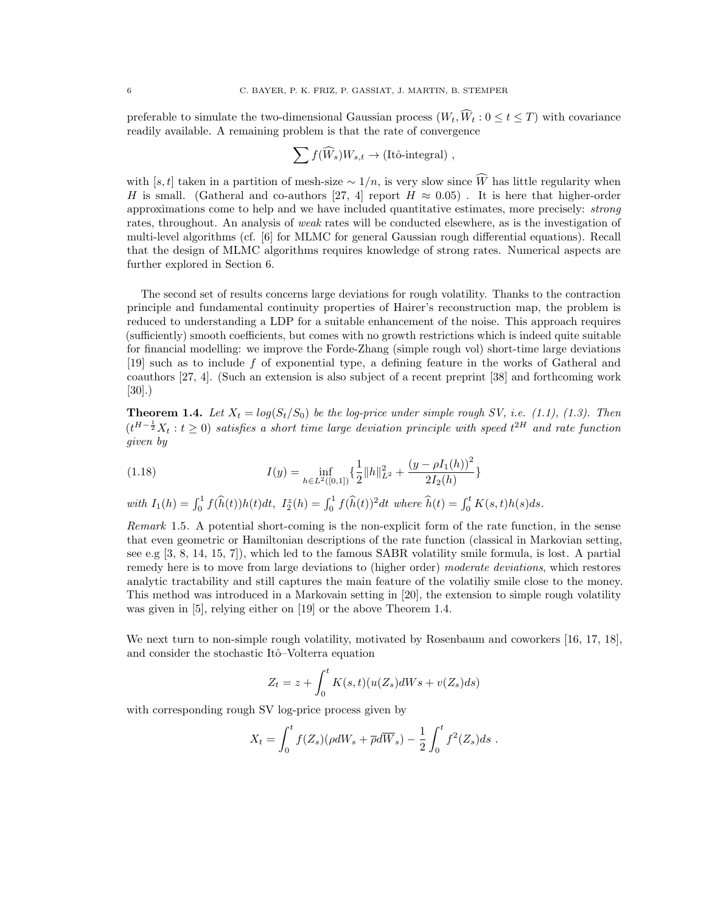preferable to simulate the two-dimensional Gaussian process $(W_t, \widehat{W}_t : 0 \le t \le T)$ with covariance readily available. A remaining problem is that the rate of convergence

$$\sum f(\widehat{W}_s) W_{s,t} \to \text{(Itô-integral)} \ ,$$

with $[s,t]$ taken in a partition of mesh-size $\sim 1/n$, is very slow since $\widehat{W}$ has little regularity when $H$ is small. (Gatheral and co-authors [27, 4] report $H \approx 0.05$) . It is here that higher-order approximations come to help and we have included quantitative estimates, more precisely: *strong* rates, throughout. An analysis of *weak* rates will be conducted elsewhere, as is the investigation of multi-level algorithms (cf. [6] for MLMC for general Gaussian rough differential equations). Recall that the design of MLMC algorithms requires knowledge of strong rates. Numerical aspects are further explored in Section 6.

The second set of results concerns large deviations for rough volatility. Thanks to the contraction principle and fundamental continuity properties of Hairer's reconstruction map, the problem is reduced to understanding a LDP for a suitable enhancement of the noise. This approach requires (sufficiently) smooth coefficients, but comes with no growth restrictions which is indeed quite suitable for financial modelling: we improve the Forde-Zhang (simple rough vol) short-time large deviations [19] such as to include $f$ of exponential type, a defining feature in the works of Gatheral and coauthors [27, 4]. (Such an extension is also subject of a recent preprint [38] and forthcoming work [30].)

**Theorem 1.4.** *Let $X_t = log(S_t/S_0)$ be the log-price under simple rough SV, i.e. (1.1), (1.3). Then $(t^{H-\frac{1}{2}} X_t : t \ge 0)$ satisfies a short time large deviation principle with speed $t^{2H}$ and rate function given by*

$$I(y) = \inf_{h \in L^2([0,1])} \left\{ \frac{1}{2} \|h\|_{L^2}^2 + \frac{(y - \rho I_1(h))^2}{2 I_2(h)} \right\} \tag{1.18}$$

*with $I_1(h) = \int_0^1 f(\widehat{h}(t)) h(t) dt,\ I_2^z(h) = \int_0^1 f(\widehat{h}(t))^2 dt$ where $\widehat{h}(t) = \int_0^t K(s,t) h(s) ds$.*

*Remark* 1.5. A potential short-coming is the non-explicit form of the rate function, in the sense that even geometric or Hamiltonian descriptions of the rate function (classical in Markovian setting, see e.g [3, 8, 14, 15, 7]), which led to the famous SABR volatility smile formula, is lost. A partial remedy here is to move from large deviations to (higher order) *moderate deviations*, which restores analytic tractability and still captures the main feature of the volatiliy smile close to the money. This method was introduced in a Markovain setting in [20], the extension to simple rough volatility was given in [5], relying either on [19] or the above Theorem 1.4.

We next turn to non-simple rough volatility, motivated by Rosenbaum and coworkers [16, 17, 18], and consider the stochastic Itô–Volterra equation

$$Z_t = z + \int_0^t K(s,t)(u(Z_s) dWs + v(Z_s) ds)$$

with corresponding rough SV log-price process given by

$$X_t = \int_0^t f(Z_s)(\rho dW_s + \overline{\rho} d\overline{W}_s) - \frac{1}{2} \int_0^t f^2(Z_s) ds \ .$$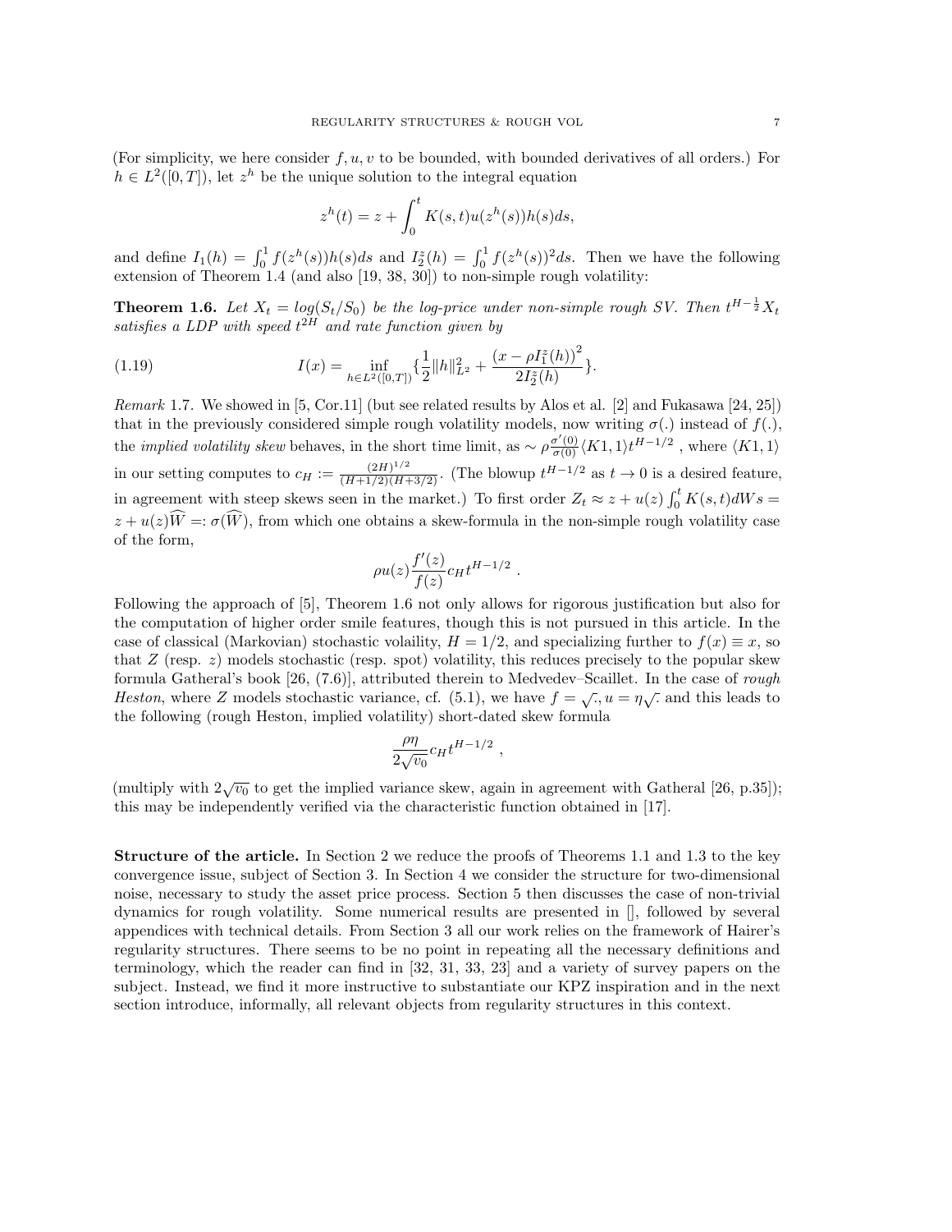(For simplicity, we here consider $f, u, v$ to be bounded, with bounded derivatives of all orders.) For $h \in L^2([0,T])$, let $z^h$ be the unique solution to the integral equation

$$z^h(t) = z + \int_0^t K(s,t) u(z^h(s)) h(s) ds,$$

and define $I_1(h) = \int_0^1 f(z^h(s))h(s)ds$ and $I_2^z(h) = \int_0^1 f(z^h(s))^2 ds$. Then we have the following extension of Theorem 1.4 (and also [19, 38, 30]) to non-simple rough volatility:

**Theorem 1.6.** *Let $X_t = log(S_t/S_0)$ be the log-price under non-simple rough SV. Then $t^{H-\frac{1}{2}} X_t$ satisfies a LDP with speed $t^{2H}$ and rate function given by*

$$I(x) = \inf_{h \in L^2([0,T])} \{ \frac{1}{2} \|h\|_{L^2}^2 + \frac{\left(x - \rho I_1^z(h)\right)^2}{2 I_2^z(h)} \}. \tag{1.19}$$

*Remark* 1.7. We showed in [5, Cor.11] (but see related results by Alos et al. [2] and Fukasawa [24, 25]) that in the previously considered simple rough volatility models, now writing $\sigma(.)$ instead of $f(.)$, the *implied volatility skew* behaves, in the short time limit, as $\sim \rho \frac{\sigma'(0)}{\sigma(0)} \langle K1, 1 \rangle t^{H-1/2}$ , where $\langle K1, 1 \rangle$ in our setting computes to $c_H := \frac{(2H)^{1/2}}{(H+1/2)(H+3/2)}$. (The blowup $t^{H-1/2}$ as $t \to 0$ is a desired feature, in agreement with steep skews seen in the market.) To first order $Z_t \approx z + u(z) \int_0^t K(s,t) dWs = z + u(z)\widehat{W} =: \sigma(\widehat{W})$, from which one obtains a skew-formula in the non-simple rough volatility case of the form,

$$\rho u(z) \frac{f'(z)}{f(z)} c_H t^{H-1/2} \ .$$

Following the approach of [5], Theorem 1.6 not only allows for rigorous justification but also for the computation of higher order smile features, though this is not pursued in this article. In the case of classical (Markovian) stochastic volaility, $H = 1/2$, and specializing further to $f(x) \equiv x$, so that $Z$ (resp. $z$) models stochastic (resp. spot) volatility, this reduces precisely to the popular skew formula Gatheral's book [26, (7.6)], attributed therein to Medvedev–Scaillet. In the case of *rough Heston*, where $Z$ models stochastic variance, cf. (5.1), we have $f = \sqrt{\cdot}, u = \eta\sqrt{\cdot}$ and this leads to the following (rough Heston, implied volatility) short-dated skew formula

$$\frac{\rho\eta}{2\sqrt{v_0}} c_H t^{H-1/2} \ ,$$

(multiply with $2\sqrt{v_0}$ to get the implied variance skew, again in agreement with Gatheral [26, p.35]); this may be independently verified via the characteristic function obtained in [17].

**Structure of the article.** In Section 2 we reduce the proofs of Theorems 1.1 and 1.3 to the key convergence issue, subject of Section 3. In Section 4 we consider the structure for two-dimensional noise, necessary to study the asset price process. Section 5 then discusses the case of non-trivial dynamics for rough volatility. Some numerical results are presented in [], followed by several appendices with technical details. From Section 3 all our work relies on the framework of Hairer's regularity structures. There seems to be no point in repeating all the necessary definitions and terminology, which the reader can find in [32, 31, 33, 23] and a variety of survey papers on the subject. Instead, we find it more instructive to substantiate our KPZ inspiration and in the next section introduce, informally, all relevant objects from regularity structures in this context.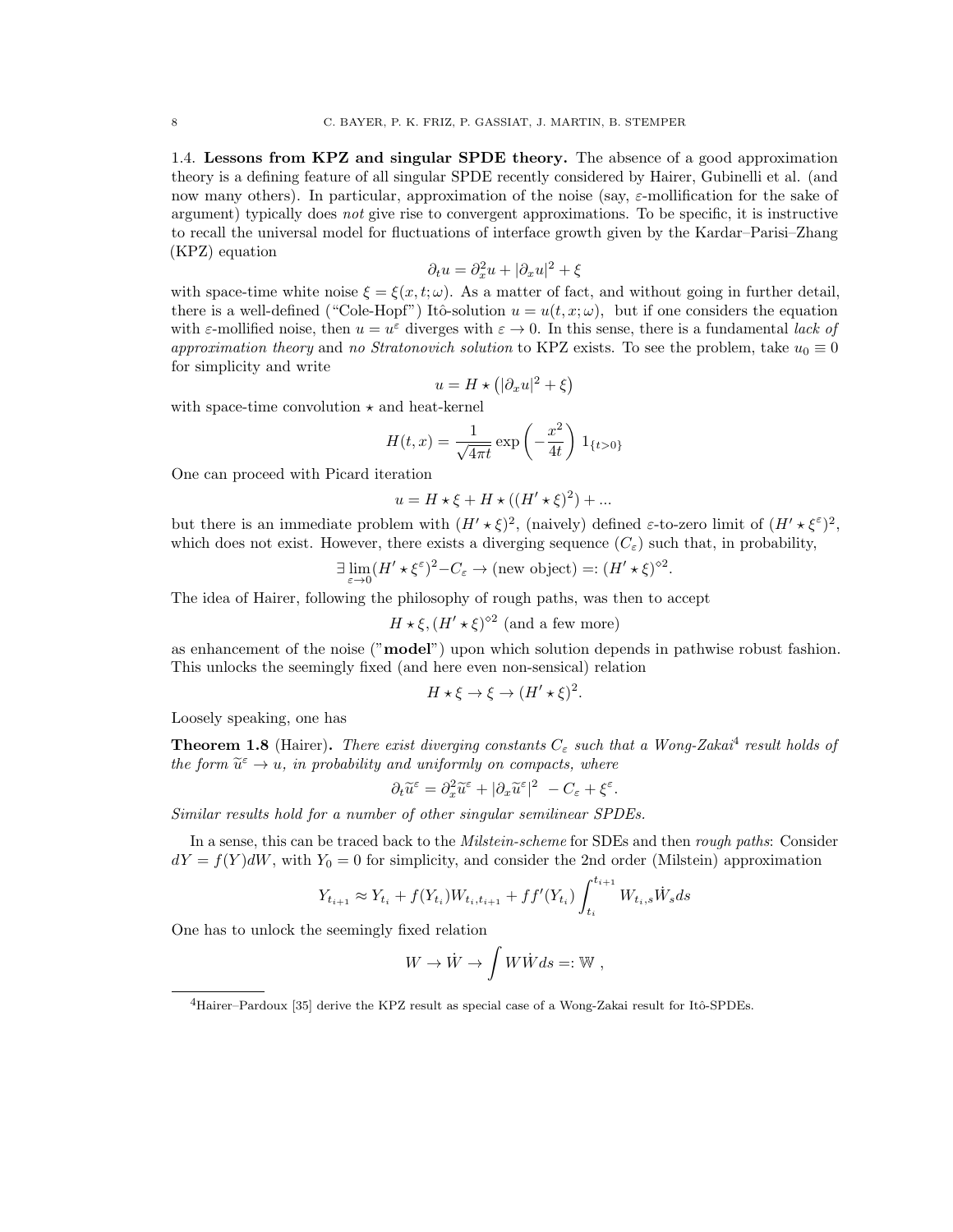### 1.4. Lessons from KPZ and singular SPDE theory.

The absence of a good approximation theory is a defining feature of all singular SPDE recently considered by Hairer, Gubinelli et al. (and now many others). In particular, approximation of the noise (say, $\varepsilon$-mollification for the sake of argument) typically does *not* give rise to convergent approximations. To be specific, it is instructive to recall the universal model for fluctuations of interface growth given by the Kardar–Parisi–Zhang (KPZ) equation

$$\partial_t u = \partial_x^2 u + |\partial_x u|^2 + \xi$$

with space-time white noise $\xi = \xi(x,t;\omega)$. As a matter of fact, and without going in further detail, there is a well-defined ("Cole-Hopf") Itô-solution $u = u(t,x;\omega)$, but if one considers the equation with $\varepsilon$-mollified noise, then $u = u^\varepsilon$ diverges with $\varepsilon \to 0$. In this sense, there is a fundamental *lack of approximation theory* and *no Stratonovich solution* to KPZ exists. To see the problem, take $u_0 \equiv 0$ for simplicity and write

$$u = H \star \left(|\partial_x u|^2 + \xi\right)$$

with space-time convolution $\star$ and heat-kernel

$$H(t,x) = \frac{1}{\sqrt{4\pi t}} \exp\left(-\frac{x^2}{4t}\right) 1_{\{t>0\}}$$

One can proceed with Picard iteration

$$u = H \star \xi + H \star ((H' \star \xi)^2) + \ldots$$

but there is an immediate problem with $(H' \star \xi)^2$, (naively) defined $\varepsilon$-to-zero limit of $(H' \star \xi^\varepsilon)^2$, which does not exist. However, there exists a diverging sequence $(C_\varepsilon)$ such that, in probability,

$$\exists \lim_{\varepsilon \to 0} (H' \star \xi^\varepsilon)^2 - C_\varepsilon \to \text{(new object)} =: (H' \star \xi)^{\diamond 2}.$$

The idea of Hairer, following the philosophy of rough paths, was then to accept

$$H \star \xi, (H' \star \xi)^{\diamond 2} \text{ (and a few more)}$$

as enhancement of the noise ("**model**") upon which solution depends in pathwise robust fashion. This unlocks the seemingly fixed (and here even non-sensical) relation

$$H \star \xi \to \xi \to (H' \star \xi)^2.$$

Loosely speaking, one has

**Theorem 1.8** (Hairer)**.** *There exist diverging constants $C_\varepsilon$ such that a Wong-Zakai[4] result holds of the form $\widetilde{u}^\varepsilon \to u$, in probability and uniformly on compacts, where*

$$\partial_t \widetilde{u}^\varepsilon = \partial_x^2 \widetilde{u}^\varepsilon + |\partial_x \widetilde{u}^\varepsilon|^2 \; - C_\varepsilon + \xi^\varepsilon.$$

*Similar results hold for a number of other singular semilinear SPDEs.*

In a sense, this can be traced back to the *Milstein-scheme* for SDEs and then *rough paths*: Consider $dY = f(Y)dW$, with $Y_0 = 0$ for simplicity, and consider the 2nd order (Milstein) approximation

$$Y_{t_{i+1}} \approx Y_{t_i} + f(Y_{t_i}) W_{t_i,t_{i+1}} + ff'(Y_{t_i}) \int_{t_i}^{t_{i+1}} W_{t_i,s} \dot{W}_s ds$$

One has to unlock the seemingly fixed relation

$$W \to \dot{W} \to \int W \dot{W} ds =: \mathbb{W} \;,$$

[4] Hairer–Pardoux [35] derive the KPZ result as special case of a Wong-Zakai result for Itô-SPDEs.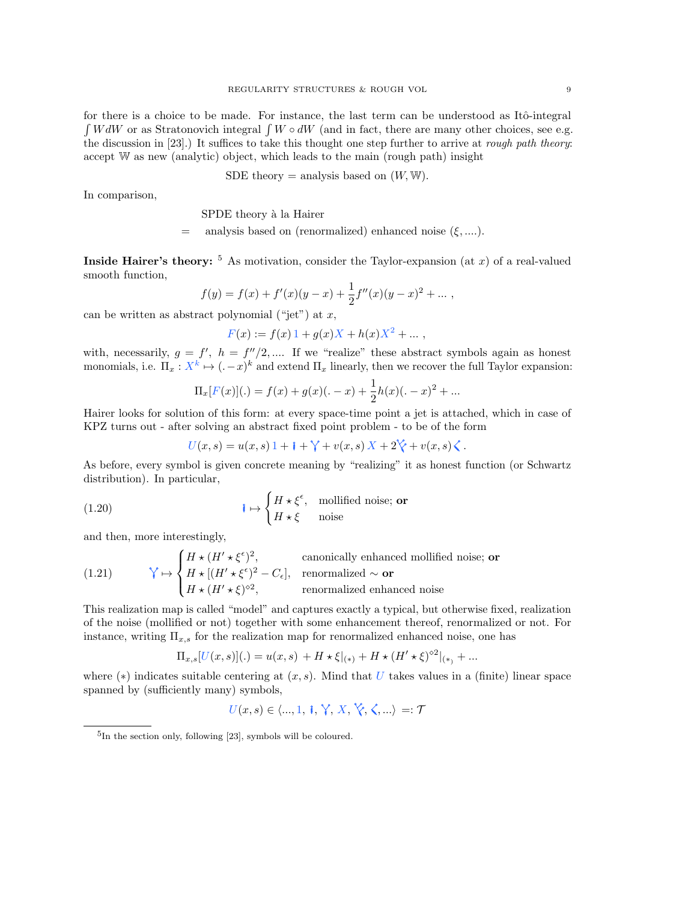for there is a choice to be made. For instance, the last term can be understood as Itô-integral $\int W dW$ or as Stratonovich integral $\int W \circ dW$ (and in fact, there are many other choices, see e.g. the discussion in [23].) It suffices to take this thought one step further to arrive at *rough path theory*: accept $\mathbb{W}$ as new (analytic) object, which leads to the main (rough path) insight

$$\text{SDE theory} = \text{analysis based on } (W, \mathbb{W}).$$

In comparison,

$$\begin{aligned} &\text{SPDE theory à la Hairer} \\ = \quad &\text{analysis based on (renormalized) enhanced noise } (\xi, ....). \end{aligned}$$

**Inside Hairer's theory:** [5] As motivation, consider the Taylor-expansion (at $x$) of a real-valued smooth function,

$$f(y) = f(x) + f'(x)(y-x) + \frac{1}{2} f''(x)(y-x)^2 + \dots ,$$

can be written as abstract polynomial ("jet") at $x$,

$$F(x) := f(x)\,\mathbf{1} + g(x) X + h(x) X^2 + \dots ,$$

with, necessarily, $g = f'$, $h = f''/2, \dots$. If we "realize" these abstract symbols again as honest monomials, i.e. $\Pi_x : X^k \mapsto (.-x)^k$ and extend $\Pi_x$ linearly, then we recover the full Taylor expansion:

$$\Pi_x[F(x)](.) = f(x) + g(x)(.-x) + \frac{1}{2} h(x)(.-x)^2 + \dots$$

Hairer looks for solution of this form: at every space-time point a jet is attached, which in case of KPZ turns out - after solving an abstract fixed point problem - to be of the form

$$U(x,s) = u(x,s)\,\mathbf{1} + \mathbf{i} + \Upsilon + v(x,s)\, X + 2\Psi + v(x,s) \prec .$$

As before, every symbol is given concrete meaning by "realizing" it as honest function (or Schwartz distribution). In particular,

$$\mathbf{i} \mapsto \begin{cases} H \star \xi^\epsilon, & \text{mollified noise; } \textbf{or} \\ H \star \xi & \text{noise} \end{cases} \tag{1.20}$$

and then, more interestingly,

$$\Upsilon \mapsto \begin{cases} H \star (H' \star \xi^\epsilon)^2, & \text{canonically enhanced mollified noise; } \textbf{or} \\ H \star [(H' \star \xi^\epsilon)^2 - C_\epsilon], & \text{renormalized} \sim \textbf{or} \\ H \star (H' \star \xi)^{\diamond 2}, & \text{renormalized enhanced noise} \end{cases} \tag{1.21}$$

This realization map is called "model" and captures exactly a typical, but otherwise fixed, realization of the noise (mollified or not) together with some enhancement thereof, renormalized or not. For instance, writing $\Pi_{x,s}$ for the realization map for renormalized enhanced noise, one has

$$\Pi_{x,s}[U(x,s)](.) = u(x,s) + H \star \xi|_{(*)} + H \star (H' \star \xi)^{\diamond 2}|_{(*)} + \dots$$

where $(*)$ indicates suitable centering at $(x,s)$. Mind that $U$ takes values in a (finite) linear space spanned by (sufficiently many) symbols,

$$U(x,s) \in \langle \dots, \mathbf{1}, \mathbf{i}, \Upsilon, X, \Psi, \prec, \dots \rangle =: \mathcal{T}$$

[5] In the section only, following [23], symbols will be coloured.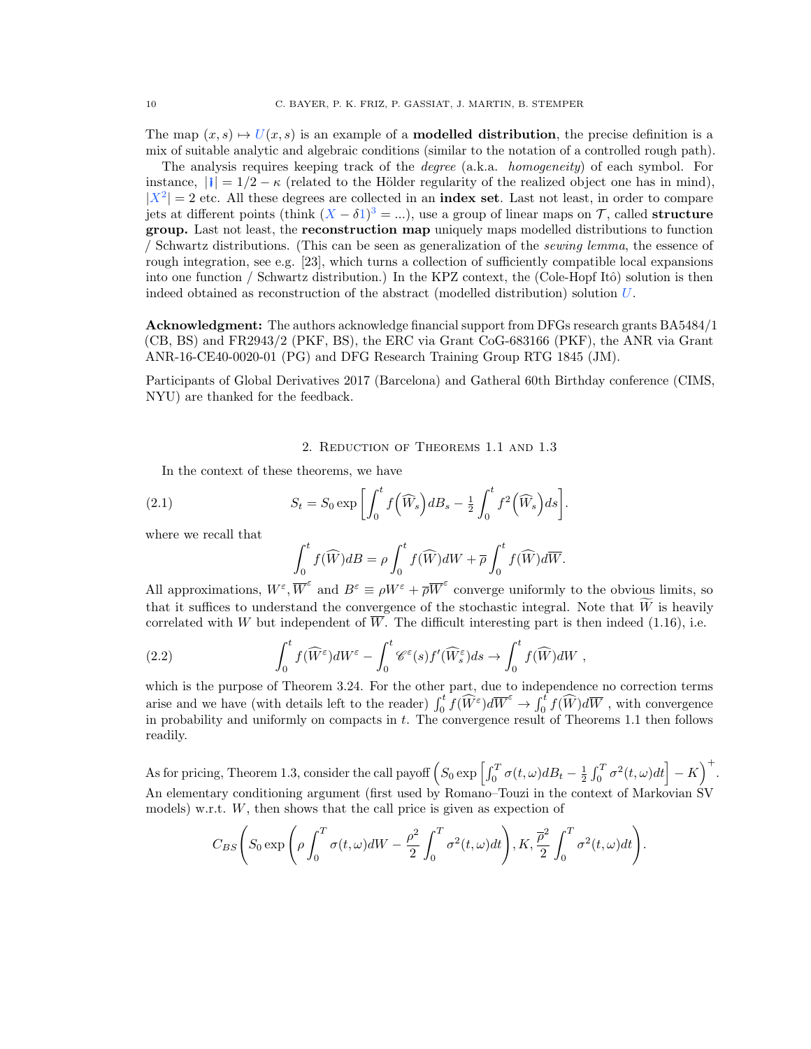The map $(x, s) \mapsto U(x, s)$ is an example of a **modelled distribution**, the precise definition is a mix of suitable analytic and algebraic conditions (similar to the notation of a controlled rough path).

The analysis requires keeping track of the *degree* (a.k.a. *homogeneity*) of each symbol. For instance, $|\mathfrak{l}| = 1/2 - \kappa$ (related to the Hölder regularity of the realized object one has in mind), $|X^2| = 2$ etc. All these degrees are collected in an **index set**. Last not least, in order to compare jets at different points (think $(X - \delta 1)^3 = \ldots$), use a group of linear maps on $\mathcal{T}$, called **structure group.** Last not least, the **reconstruction map** uniquely maps modelled distributions to function / Schwartz distributions. (This can be seen as generalization of the *sewing lemma*, the essence of rough integration, see e.g. [23], which turns a collection of sufficiently compatible local expansions into one function / Schwartz distribution.) In the KPZ context, the (Cole-Hopf Itô) solution is then indeed obtained as reconstruction of the abstract (modelled distribution) solution $U$.

**Acknowledgment:** The authors acknowledge financial support from DFGs research grants BA5484/1 (CB, BS) and FR2943/2 (PKF, BS), the ERC via Grant CoG-683166 (PKF), the ANR via Grant ANR-16-CE40-0020-01 (PG) and DFG Research Training Group RTG 1845 (JM).

Participants of Global Derivatives 2017 (Barcelona) and Gatheral 60th Birthday conference (CIMS, NYU) are thanked for the feedback.

## 2. Reduction of Theorems 1.1 and 1.3

In the context of these theorems, we have

$$S_t = S_0 \exp\left[\int_0^t f\left(\widehat{W}_s\right) dB_s - \tfrac{1}{2}\int_0^t f^2\left(\widehat{W}_s\right) ds\right]. \tag{2.1}$$

where we recall that

$$\int_0^t f(\widehat{W}) dB = \rho \int_0^t f(\widehat{W}) dW + \overline{\rho}\int_0^t f(\widehat{W}) d\overline{W}.$$

All approximations, $W^\varepsilon, \overline{W}^\varepsilon$ and $B^\varepsilon \equiv \rho W^\varepsilon + \overline{\rho}\,\overline{W}^\varepsilon$ converge uniformly to the obvious limits, so that it suffices to understand the convergence of the stochastic integral. Note that $\widetilde{W}$ is heavily correlated with $W$ but independent of $\overline{W}$. The difficult interesting part is then indeed (1.16), i.e.

$$\int_0^t f(\widehat{W}^\varepsilon) dW^\varepsilon - \int_0^t \mathscr{C}^\varepsilon(s) f'(\widehat{W}^\varepsilon_s) ds \to \int_0^t f(\widehat{W}) dW\ , \tag{2.2}$$

which is the purpose of Theorem 3.24. For the other part, due to independence no correction terms arise and we have (with details left to the reader) $\int_0^t f(\widehat{W}^\varepsilon) d\overline{W}^\varepsilon \to \int_0^t f(\widehat{W}) d\overline{W}$ , with convergence in probability and uniformly on compacts in $t$. The convergence result of Theorems 1.1 then follows readily.

As for pricing, Theorem 1.3, consider the call payoff $\left(S_0 \exp\left[\int_0^T \sigma(t,\omega) dB_t - \frac{1}{2}\int_0^T \sigma^2(t,\omega) dt\right] - K\right)^+$. An elementary conditioning argument (first used by Romano–Touzi in the context of Markovian SV models) w.r.t. $W$, then shows that the call price is given as expection of

$$C_{BS}\left(S_0 \exp\left(\rho \int_0^T \sigma(t,\omega) dW - \frac{\rho^2}{2}\int_0^T \sigma^2(t,\omega) dt\right), K, \frac{\overline{\rho}^2}{2}\int_0^T \sigma^2(t,\omega) dt\right).$$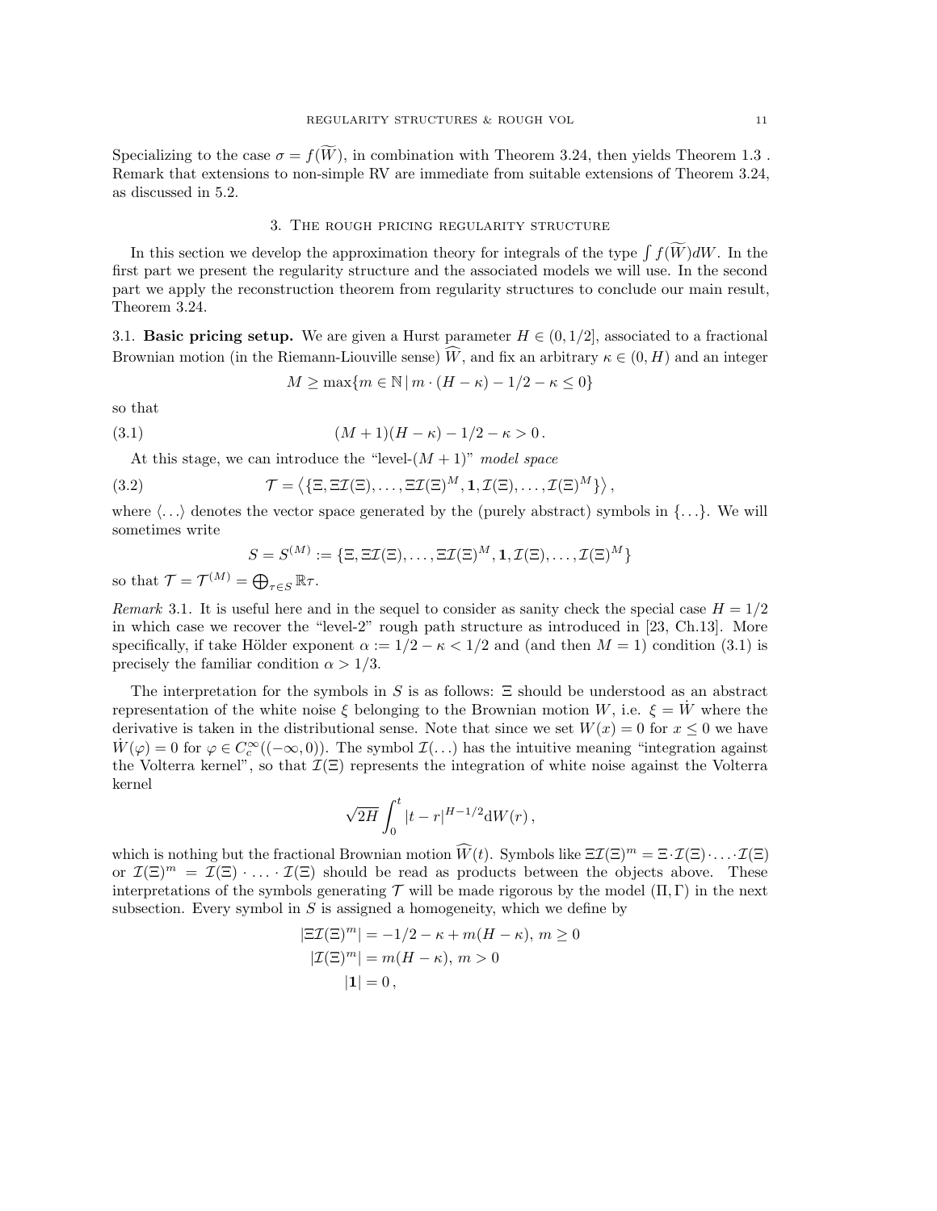Specializing to the case $\sigma = f(\widetilde{W})$, in combination with Theorem 3.24, then yields Theorem 1.3 . Remark that extensions to non-simple RV are immediate from suitable extensions of Theorem 3.24, as discussed in 5.2.

## 3. The rough pricing regularity structure

In this section we develop the approximation theory for integrals of the type $\int f(\widetilde{W})dW$. In the first part we present the regularity structure and the associated models we will use. In the second part we apply the reconstruction theorem from regularity structures to conclude our main result, Theorem 3.24.

**3.1. Basic pricing setup.** We are given a Hurst parameter $H \in (0, 1/2]$, associated to a fractional Brownian motion (in the Riemann-Liouville sense) $\widehat{W}$, and fix an arbitrary $\kappa \in (0, H)$ and an integer

$$M \geq \max\{m \in \mathbb{N} \,|\, m \cdot (H - \kappa) - 1/2 - \kappa \leq 0\}$$

so that

$$(M+1)(H-\kappa) - 1/2 - \kappa > 0\,. \tag{3.1}$$

At this stage, we can introduce the "level-$(M+1)$" *model space*

$$\mathcal{T} = \left\langle \{\Xi, \Xi\mathcal{I}(\Xi), \ldots, \Xi\mathcal{I}(\Xi)^M, \mathbf{1}, \mathcal{I}(\Xi), \ldots, \mathcal{I}(\Xi)^M\} \right\rangle, \tag{3.2}$$

where $\langle \ldots \rangle$ denotes the vector space generated by the (purely abstract) symbols in $\{\ldots\}$. We will sometimes write

$$S = S^{(M)} := \{\Xi, \Xi\mathcal{I}(\Xi), \ldots, \Xi\mathcal{I}(\Xi)^M, \mathbf{1}, \mathcal{I}(\Xi), \ldots, \mathcal{I}(\Xi)^M\}$$

so that $\mathcal{T} = \mathcal{T}^{(M)} = \bigoplus_{\tau \in S} \mathbb{R}\tau$.

*Remark* 3.1. It is useful here and in the sequel to consider as sanity check the special case $H = 1/2$ in which case we recover the "level-2" rough path structure as introduced in [23, Ch.13]. More specifically, if take Hölder exponent $\alpha := 1/2 - \kappa < 1/2$ and (and then $M = 1$) condition (3.1) is precisely the familiar condition $\alpha > 1/3$.

The interpretation for the symbols in $S$ is as follows: $\Xi$ should be understood as an abstract representation of the white noise $\xi$ belonging to the Brownian motion $W$, i.e. $\xi = \dot{W}$ where the derivative is taken in the distributional sense. Note that since we set $W(x) = 0$ for $x \leq 0$ we have $\dot{W}(\varphi) = 0$ for $\varphi \in C_c^\infty((-\infty, 0))$. The symbol $\mathcal{I}(\ldots)$ has the intuitive meaning "integration against the Volterra kernel", so that $\mathcal{I}(\Xi)$ represents the integration of white noise against the Volterra kernel

$$\sqrt{2H} \int_0^t |t - r|^{H - 1/2} \mathrm{d}W(r)\,,$$

which is nothing but the fractional Brownian motion $\widehat{W}(t)$. Symbols like $\Xi\mathcal{I}(\Xi)^m = \Xi \cdot \mathcal{I}(\Xi) \cdot \ldots \cdot \mathcal{I}(\Xi)$ or $\mathcal{I}(\Xi)^m = \mathcal{I}(\Xi) \cdot \ldots \cdot \mathcal{I}(\Xi)$ should be read as products between the objects above. These interpretations of the symbols generating $\mathcal{T}$ will be made rigorous by the model $(\Pi, \Gamma)$ in the next subsection. Every symbol in $S$ is assigned a homogeneity, which we define by

$$\begin{aligned}
|\Xi\mathcal{I}(\Xi)^m| &= -1/2 - \kappa + m(H - \kappa),\; m \geq 0 \\
|\mathcal{I}(\Xi)^m| &= m(H - \kappa),\; m > 0 \\
|\mathbf{1}| &= 0\,,
\end{aligned}$$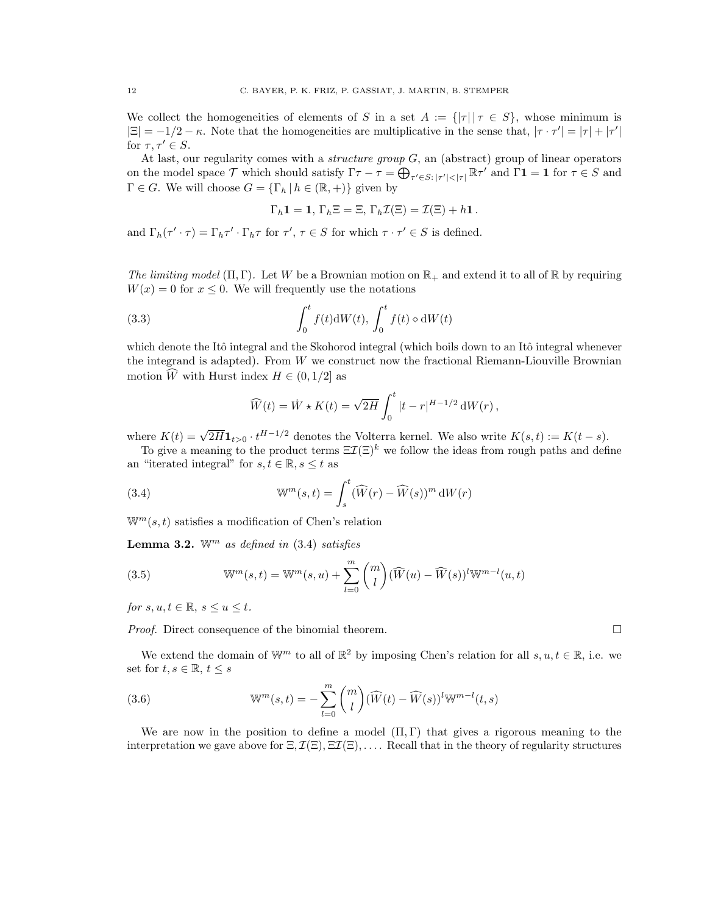We collect the homogeneities of elements of $S$ in a set $A := \{|\tau| \,|\, \tau \in S\}$, whose minimum is $|\Xi| = -1/2 - \kappa$. Note that the homogeneities are multiplicative in the sense that, $|\tau \cdot \tau'| = |\tau| + |\tau'|$ for $\tau, \tau' \in S$.

At last, our regularity comes with a *structure group* $G$, an (abstract) group of linear operators on the model space $\mathcal{T}$ which should satisfy $\Gamma\tau - \tau = \bigoplus_{\tau' \in S\colon |\tau'|<|\tau|} \mathbb{R}\tau'$ and $\Gamma\mathbf{1} = \mathbf{1}$ for $\tau \in S$ and $\Gamma \in G$. We will choose $G = \{\Gamma_h \,|\, h \in (\mathbb{R}, +)\}$ given by

$$\Gamma_h \mathbf{1} = \mathbf{1},\ \Gamma_h \Xi = \Xi,\ \Gamma_h \mathcal{I}(\Xi) = \mathcal{I}(\Xi) + h\mathbf{1}\,.$$

and $\Gamma_h(\tau' \cdot \tau) = \Gamma_h \tau' \cdot \Gamma_h \tau$ for $\tau'$, $\tau \in S$ for which $\tau \cdot \tau' \in S$ is defined.

*The limiting model* $(\Pi, \Gamma)$. Let $W$ be a Brownian motion on $\mathbb{R}_+$ and extend it to all of $\mathbb{R}$ by requiring $W(x) = 0$ for $x \leq 0$. We will frequently use the notations

$$\int_0^t f(t) \mathrm{d}W(t),\ \int_0^t f(t) \diamond \mathrm{d}W(t) \tag{3.3}$$

which denote the Itô integral and the Skohorod integral (which boils down to an Itô integral whenever the integrand is adapted). From $W$ we construct now the fractional Riemann-Liouville Brownian motion $\widehat{W}$ with Hurst index $H \in (0, 1/2]$ as

$$\widehat{W}(t) = \dot{W} \star K(t) = \sqrt{2H} \int_0^t |t - r|^{H-1/2} \,\mathrm{d}W(r)\,,$$

where $K(t) = \sqrt{2H}\mathbf{1}_{t>0} \cdot t^{H-1/2}$ denotes the Volterra kernel. We also write $K(s,t) := K(t-s)$.

To give a meaning to the product terms $\Xi\mathcal{I}(\Xi)^k$ we follow the ideas from rough paths and define an "iterated integral" for $s, t \in \mathbb{R}$, $s \leq t$ as

$$\mathbb{W}^m(s,t) = \int_s^t (\widehat{W}(r) - \widehat{W}(s))^m \,\mathrm{d}W(r) \tag{3.4}$$

$\mathbb{W}^m(s,t)$ satisfies a modification of Chen's relation

**Lemma 3.2.** *$\mathbb{W}^m$ as defined in (3.4) satisfies*

$$\mathbb{W}^m(s,t) = \mathbb{W}^m(s,u) + \sum_{l=0}^{m} \binom{m}{l} (\widehat{W}(u) - \widehat{W}(s))^l \mathbb{W}^{m-l}(u,t) \tag{3.5}$$

*for $s, u, t \in \mathbb{R}$, $s \leq u \leq t$.*

*Proof.* Direct consequence of the binomial theorem. □

We extend the domain of $\mathbb{W}^m$ to all of $\mathbb{R}^2$ by imposing Chen's relation for all $s, u, t \in \mathbb{R}$, i.e. we set for $t, s \in \mathbb{R}$, $t \leq s$

$$\mathbb{W}^m(s,t) = -\sum_{l=0}^{m} \binom{m}{l} (\widehat{W}(t) - \widehat{W}(s))^l \mathbb{W}^{m-l}(t,s) \tag{3.6}$$

We are now in the position to define a model $(\Pi, \Gamma)$ that gives a rigorous meaning to the interpretation we gave above for $\Xi, \mathcal{I}(\Xi), \Xi\mathcal{I}(\Xi), \ldots$. Recall that in the theory of regularity structures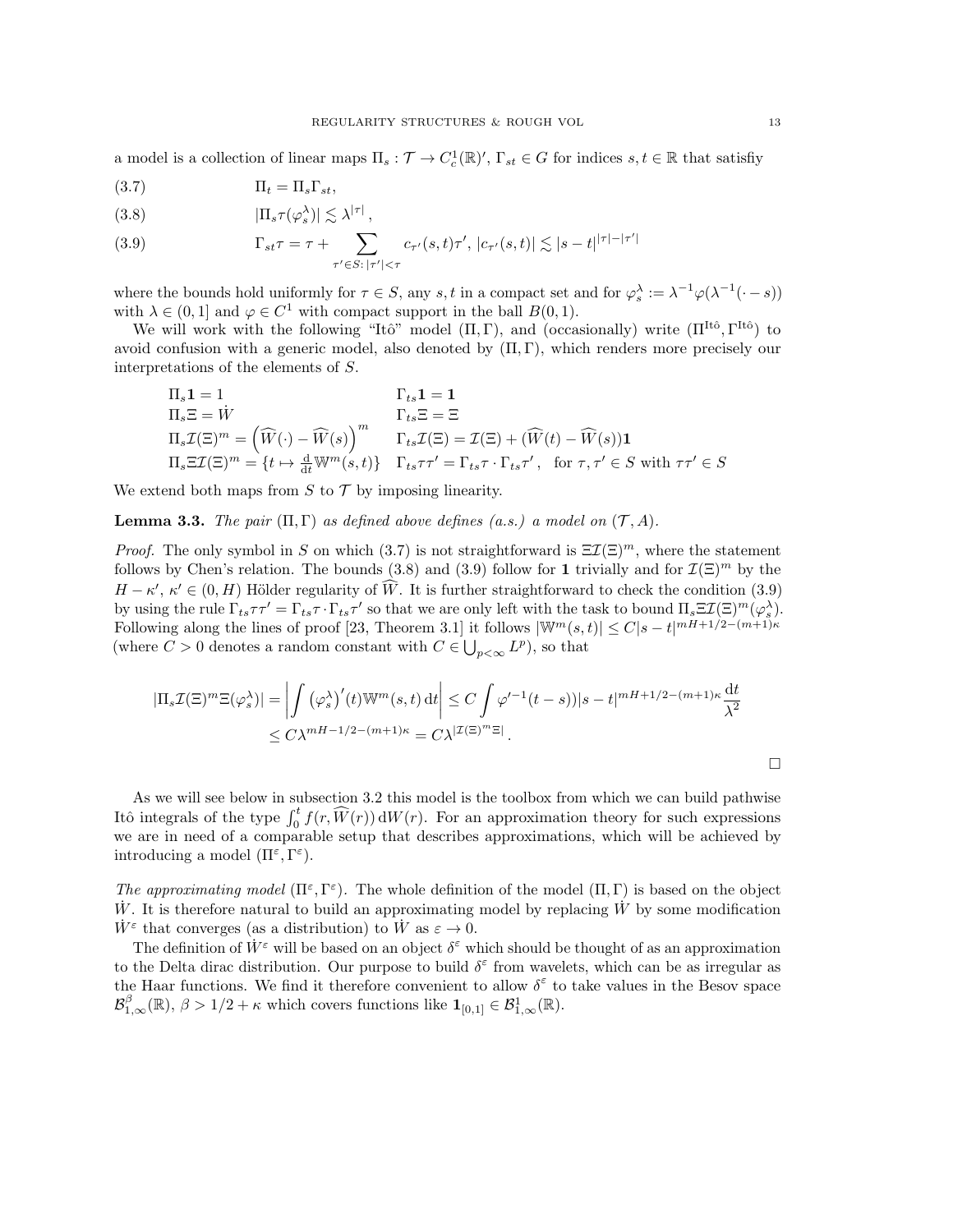a model is a collection of linear maps $\Pi_s : \mathcal{T} \to C_c^1(\mathbb{R})'$, $\Gamma_{st} \in G$ for indices $s, t \in \mathbb{R}$ that satisfiy

$$\Pi_t = \Pi_s \Gamma_{st}, \tag{3.7}$$

$$|\Pi_s \tau(\varphi_s^\lambda)| \lesssim \lambda^{|\tau|}, \tag{3.8}$$

$$\Gamma_{st}\tau = \tau + \sum_{\tau' \in S : \, |\tau'| < \tau} c_{\tau'}(s,t)\tau', \; |c_{\tau'}(s,t)| \lesssim |s-t|^{|\tau| - |\tau'|} \tag{3.9}$$

where the bounds hold uniformly for $\tau \in S$, any $s, t$ in a compact set and for $\varphi_s^\lambda := \lambda^{-1}\varphi(\lambda^{-1}(\cdot - s))$ with $\lambda \in (0,1]$ and $\varphi \in C^1$ with compact support in the ball $B(0,1)$.

We will work with the following "Itô" model $(\Pi, \Gamma)$, and (occasionally) write $(\Pi^{\text{Itô}}, \Gamma^{\text{Itô}})$ to avoid confusion with a generic model, also denoted by $(\Pi, \Gamma)$, which renders more precisely our interpretations of the elements of $S$.

$$
\begin{aligned}
&\Pi_s \mathbf{1} = 1 && \Gamma_{ts}\mathbf{1} = \mathbf{1} \\
&\Pi_s \Xi = \dot{W} && \Gamma_{ts}\Xi = \Xi \\
&\Pi_s \mathcal{I}(\Xi)^m = \left(\widehat{W}(\cdot) - \widehat{W}(s)\right)^m && \Gamma_{ts}\mathcal{I}(\Xi) = \mathcal{I}(\Xi) + (\widehat{W}(t) - \widehat{W}(s))\mathbf{1} \\
&\Pi_s \Xi\mathcal{I}(\Xi)^m = \{t \mapsto \tfrac{\mathrm{d}}{\mathrm{d}t}\mathbb{W}^m(s,t)\} && \Gamma_{ts}\tau\tau' = \Gamma_{ts}\tau \cdot \Gamma_{ts}\tau', \;\; \text{for } \tau, \tau' \in S \text{ with } \tau\tau' \in S
\end{aligned}
$$

We extend both maps from $S$ to $\mathcal{T}$ by imposing linearity.

**Lemma 3.3.** *The pair $(\Pi, \Gamma)$ as defined above defines (a.s.) a model on $(\mathcal{T}, A)$.*

*Proof.* The only symbol in $S$ on which (3.7) is not straightforward is $\Xi\mathcal{I}(\Xi)^m$, where the statement follows by Chen's relation. The bounds (3.8) and (3.9) follow for $\mathbf{1}$ trivially and for $\mathcal{I}(\Xi)^m$ by the $H - \kappa'$, $\kappa' \in (0, H)$ Hölder regularity of $\widehat{W}$. It is further straightforward to check the condition (3.9) by using the rule $\Gamma_{ts}\tau\tau' = \Gamma_{ts}\tau \cdot \Gamma_{ts}\tau'$ so that we are only left with the task to bound $\Pi_s \Xi\mathcal{I}(\Xi)^m(\varphi_s^\lambda)$. Following along the lines of proof [23, Theorem 3.1] it follows $|\mathbb{W}^m(s,t)| \le C|s-t|^{mH+1/2-(m+1)\kappa}$ (where $C > 0$ denotes a random constant with $C \in \bigcup_{p<\infty} L^p$), so that

$$
\begin{aligned}
|\Pi_s \mathcal{I}(\Xi)^m \Xi(\varphi_s^\lambda)| &= \left| \int (\varphi_s^\lambda)'(t)\mathbb{W}^m(s,t)\,\mathrm{d}t \right| \le C \int \varphi'^{-1}(t-s))|s-t|^{mH+1/2-(m+1)\kappa} \frac{\mathrm{d}t}{\lambda^2} \\
&\le C\lambda^{mH-1/2-(m+1)\kappa} = C\lambda^{|\mathcal{I}(\Xi)^m\Xi|}.
\end{aligned}
$$

$\square$

As we will see below in subsection 3.2 this model is the toolbox from which we can build pathwise Itô integrals of the type $\int_0^t f(r, \widehat{W}(r))\,\mathrm{d}W(r)$. For an approximation theory for such expressions we are in need of a comparable setup that describes approximations, which will be achieved by introducing a model $(\Pi^\varepsilon, \Gamma^\varepsilon)$.

*The approximating model* $(\Pi^\varepsilon, \Gamma^\varepsilon)$. The whole definition of the model $(\Pi, \Gamma)$ is based on the object $\dot{W}$. It is therefore natural to build an approximating model by replacing $\dot{W}$ by some modification $\dot{W}^\varepsilon$ that converges (as a distribution) to $\dot{W}$ as $\varepsilon \to 0$.

The definition of $\dot{W}^\varepsilon$ will be based on an object $\delta^\varepsilon$ which should be thought of as an approximation to the Delta dirac distribution. Our purpose to build $\delta^\varepsilon$ from wavelets, which can be as irregular as the Haar functions. We find it therefore convenient to allow $\delta^\varepsilon$ to take values in the Besov space $\mathcal{B}_{1,\infty}^\beta(\mathbb{R})$, $\beta > 1/2 + \kappa$ which covers functions like $\mathbf{1}_{[0,1]} \in \mathcal{B}_{1,\infty}^1(\mathbb{R})$.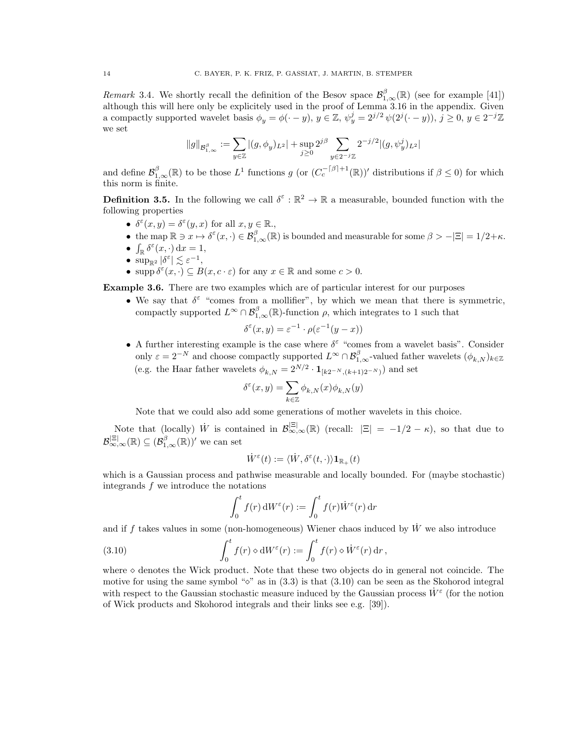*Remark* 3.4. We shortly recall the definition of the Besov space $\mathcal{B}^{\beta}_{1,\infty}(\mathbb{R})$ (see for example [41]) although this will here only be explicitely used in the proof of Lemma 3.16 in the appendix. Given a compactly supported wavelet basis $\phi_y = \phi(\cdot - y)$, $y \in \mathbb{Z}$, $\psi^j_y = 2^{j/2}\,\psi(2^j(\cdot - y))$, $j \geq 0$, $y \in 2^{-j}\mathbb{Z}$ we set

$$\|g\|_{\mathcal{B}^{\beta}_{1,\infty}} := \sum_{y\in\mathbb{Z}} |(g,\phi_y)_{L^2}| + \sup_{j\geq 0} 2^{j\beta} \sum_{y\in 2^{-j}\mathbb{Z}} 2^{-j/2} |(g,\psi^j_y)_{L^2}|$$

and define $\mathcal{B}^{\beta}_{1,\infty}(\mathbb{R})$ to be those $L^1$ functions $g$ (or $(C_c^{-\lceil\beta\rceil+1}(\mathbb{R}))'$ distributions if $\beta \leq 0$) for which this norm is finite.

**Definition 3.5.** In the following we call $\delta^\varepsilon : \mathbb{R}^2 \to \mathbb{R}$ a measurable, bounded function with the following properties

- $\delta^\varepsilon(x,y) = \delta^\varepsilon(y,x)$ for all $x, y \in \mathbb{R}$.,
- the map $\mathbb{R} \ni x \mapsto \delta^\varepsilon(x,\cdot) \in \mathcal{B}^{\beta}_{1,\infty}(\mathbb{R})$ is bounded and measurable for some $\beta > -|\Xi| = 1/2 + \kappa$.
- $\int_{\mathbb{R}} \delta^\varepsilon(x,\cdot)\,\mathrm{d}x = 1$,
- $\sup_{\mathbb{R}^2} |\delta^\varepsilon| \lesssim \varepsilon^{-1}$,
- $\operatorname{supp} \delta^\varepsilon(x,\cdot) \subseteq B(x, c\cdot\varepsilon)$ for any $x \in \mathbb{R}$ and some $c > 0$.

**Example 3.6.** There are two examples which are of particular interest for our purposes

- We say that $\delta^\varepsilon$ "comes from a mollifier", by which we mean that there is symmetric, compactly supported $L^\infty \cap \mathcal{B}^{\beta}_{1,\infty}(\mathbb{R})$-function $\rho$, which integrates to 1 such that
$$\delta^\varepsilon(x,y) = \varepsilon^{-1} \cdot \rho(\varepsilon^{-1}(y-x))$$
- A further interesting example is the case where $\delta^\varepsilon$ "comes from a wavelet basis". Consider only $\varepsilon = 2^{-N}$ and choose compactly supported $L^\infty \cap \mathcal{B}^{\beta}_{1,\infty}$-valued father wavelets $(\phi_{k,N})_{k\in\mathbb{Z}}$ (e.g. the Haar father wavelets $\phi_{k,N} = 2^{N/2} \cdot \mathbf{1}_{[k2^{-N},(k+1)2^{-N})}$) and set
$$\delta^\varepsilon(x,y) = \sum_{k\in\mathbb{Z}} \phi_{k,N}(x)\phi_{k,N}(y)$$
Note that we could also add some generations of mother wavelets in this choice.

Note that (locally) $\dot{W}$ is contained in $\mathcal{B}^{|\Xi|}_{\infty,\infty}(\mathbb{R})$ (recall: $|\Xi| = -1/2 - \kappa$), so that due to $\mathcal{B}^{|\Xi|}_{\infty,\infty}(\mathbb{R}) \subseteq (\mathcal{B}^{\beta}_{1,\infty}(\mathbb{R}))'$ we can set

$$\dot{W}^\varepsilon(t) := \langle \dot{W}, \delta^\varepsilon(t,\cdot)\rangle \mathbf{1}_{\mathbb{R}_+}(t)$$

which is a Gaussian process and pathwise measurable and locally bounded. For (maybe stochastic) integrands $f$ we introduce the notations

$$\int_0^t f(r)\,\mathrm{d}W^\varepsilon(r) := \int_0^t f(r)\dot{W}^\varepsilon(r)\,\mathrm{d}r$$

and if $f$ takes values in some (non-homogeneous) Wiener chaos induced by $\dot{W}$ we also introduce

$$\int_0^t f(r) \diamond \mathrm{d}W^\varepsilon(r) := \int_0^t f(r) \diamond \dot{W}^\varepsilon(r)\,\mathrm{d}r\,, \tag{3.10}$$

where $\diamond$ denotes the Wick product. Note that these two objects do in general not coincide. The motive for using the same symbol "$\diamond$" as in (3.3) is that (3.10) can be seen as the Skohorod integral with respect to the Gaussian stochastic measure induced by the Gaussian process $\dot{W}^\varepsilon$ (for the notion of Wick products and Skohorod integrals and their links see e.g. [39]).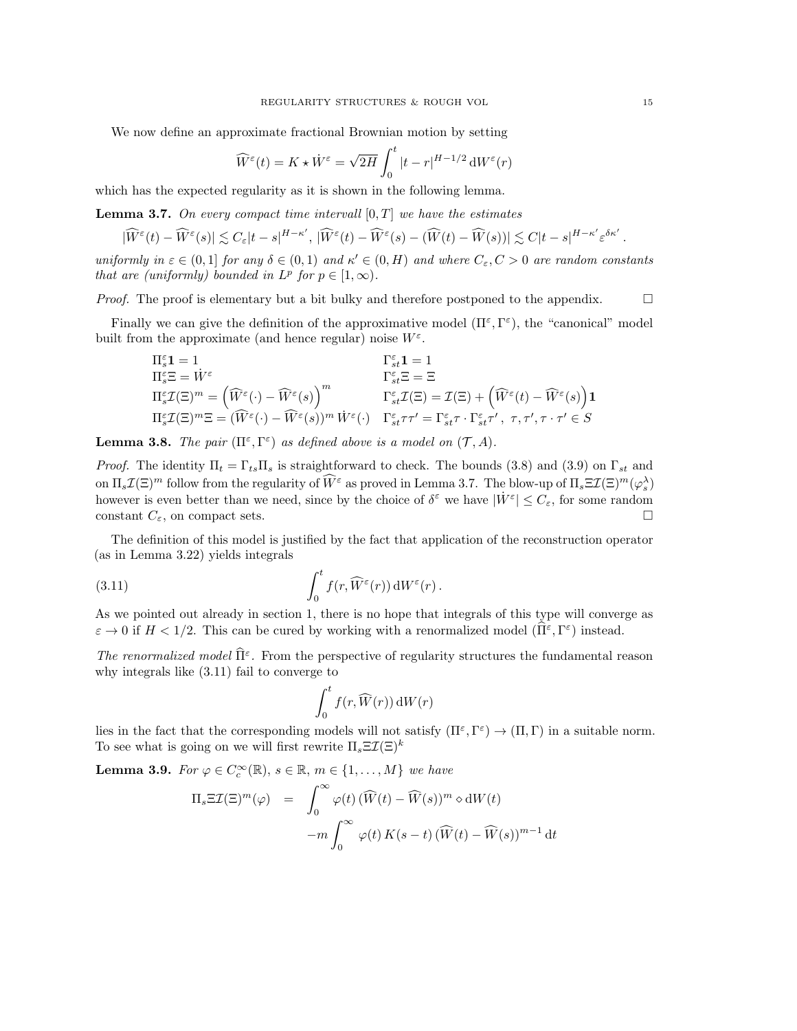We now define an approximate fractional Brownian motion by setting

$$\widehat{W}^\varepsilon(t) = K \star \dot{W}^\varepsilon = \sqrt{2H} \int_0^t |t-r|^{H-1/2} \, \mathrm{d}W^\varepsilon(r)$$

which has the expected regularity as it is shown in the following lemma.

**Lemma 3.7.** *On every compact time intervall $[0,T]$ we have the estimates*

$$|\widehat{W}^\varepsilon(t) - \widehat{W}^\varepsilon(s)| \lesssim C_\varepsilon |t-s|^{H-\kappa'}, \; |\widehat{W}^\varepsilon(t) - \widehat{W}^\varepsilon(s) - (\widehat{W}(t) - \widehat{W}(s))| \lesssim C|t-s|^{H-\kappa'} \varepsilon^{\delta\kappa'}.$$

*uniformly in $\varepsilon \in (0,1]$ for any $\delta \in (0,1)$ and $\kappa' \in (0,H)$ and where $C_\varepsilon, C > 0$ are random constants that are (uniformly) bounded in $L^p$ for $p \in [1,\infty)$.*

*Proof.* The proof is elementary but a bit bulky and therefore postponed to the appendix. $\square$

Finally we can give the definition of the approximative model $(\Pi^\varepsilon, \Gamma^\varepsilon)$, the "canonical" model built from the approximate (and hence regular) noise $W^\varepsilon$.

$$\begin{array}{ll}
\Pi_s^\varepsilon \mathbf{1} = 1 & \Gamma_{st}^\varepsilon \mathbf{1} = 1 \\
\Pi_s^\varepsilon \Xi = \dot{W}^\varepsilon & \Gamma_{st}^\varepsilon \Xi = \Xi \\
\Pi_s^\varepsilon \mathcal{I}(\Xi)^m = \left(\widehat{W}^\varepsilon(\cdot) - \widehat{W}^\varepsilon(s)\right)^m & \Gamma_{st}^\varepsilon \mathcal{I}(\Xi) = \mathcal{I}(\Xi) + \left(\widehat{W}^\varepsilon(t) - \widehat{W}^\varepsilon(s)\right)\mathbf{1} \\
\Pi_s^\varepsilon \mathcal{I}(\Xi)^m \Xi = (\widehat{W}^\varepsilon(\cdot) - \widehat{W}^\varepsilon(s))^m \, \dot{W}^\varepsilon(\cdot) & \Gamma_{st}^\varepsilon \tau\tau' = \Gamma_{st}^\varepsilon \tau \cdot \Gamma_{st}^\varepsilon \tau' , \; \tau, \tau', \tau \cdot \tau' \in S
\end{array}$$

**Lemma 3.8.** *The pair $(\Pi^\varepsilon, \Gamma^\varepsilon)$ as defined above is a model on $(\mathcal{T}, A)$.*

*Proof.* The identity $\Pi_t = \Gamma_{ts}\Pi_s$ is straightforward to check. The bounds (3.8) and (3.9) on $\Gamma_{st}$ and on $\Pi_s \mathcal{I}(\Xi)^m$ follow from the regularity of $\widehat{W}^\varepsilon$ as proved in Lemma 3.7. The blow-up of $\Pi_s \Xi \mathcal{I}(\Xi)^m(\varphi_s^\lambda)$ however is even better than we need, since by the choice of $\delta^\varepsilon$ we have $|\dot{W}^\varepsilon| \leq C_\varepsilon$, for some random constant $C_\varepsilon$, on compact sets. $\square$

The definition of this model is justified by the fact that application of the reconstruction operator (as in Lemma 3.22) yields integrals

$$\int_0^t f(r, \widehat{W}^\varepsilon(r)) \, \mathrm{d}W^\varepsilon(r) \, . \tag{3.11}$$

As we pointed out already in section 1, there is no hope that integrals of this type will converge as $\varepsilon \to 0$ if $H < 1/2$. This can be cured by working with a renormalized model $(\widehat{\Pi}^\varepsilon, \Gamma^\varepsilon)$ instead.

*The renormalized model $\widehat{\Pi}^\varepsilon$.* From the perspective of regularity structures the fundamental reason why integrals like (3.11) fail to converge to

$$\int_0^t f(r, \widehat{W}(r)) \, \mathrm{d}W(r)$$

lies in the fact that the corresponding models will not satisfy $(\Pi^\varepsilon, \Gamma^\varepsilon) \to (\Pi, \Gamma)$ in a suitable norm. To see what is going on we will first rewrite $\Pi_s \Xi \mathcal{I}(\Xi)^k$

**Lemma 3.9.** *For $\varphi \in C_c^\infty(\mathbb{R})$, $s \in \mathbb{R}$, $m \in \{1, \ldots, M\}$ we have*

$$\begin{aligned}
\Pi_s \Xi \mathcal{I}(\Xi)^m(\varphi) &= \int_0^\infty \varphi(t) \, (\widehat{W}(t) - \widehat{W}(s))^m \diamond \mathrm{d}W(t) \\
&\quad - m \int_0^\infty \varphi(t) \, K(s-t) \, (\widehat{W}(t) - \widehat{W}(s))^{m-1} \, \mathrm{d}t
\end{aligned}$$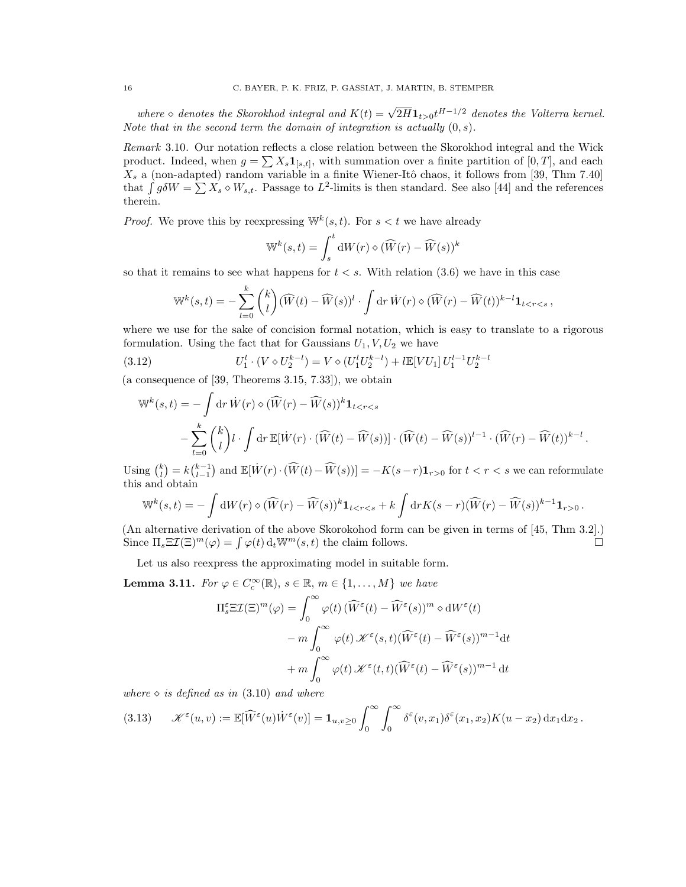*where $\diamond$ denotes the Skorokhod integral and $K(t) = \sqrt{2H}\mathbf{1}_{t>0}t^{H-1/2}$ denotes the Volterra kernel. Note that in the second term the domain of integration is actually $(0,s)$.*

*Remark* 3.10. Our notation reflects a close relation between the Skorokhod integral and the Wick product. Indeed, when $g = \sum X_s \mathbf{1}_{[s,t]}$, with summation over a finite partition of $[0,T]$, and each $X_s$ a (non-adapted) random variable in a finite Wiener-Itô chaos, it follows from [39, Thm 7.40] that $\int g \delta W = \sum X_s \diamond W_{s,t}$. Passage to $L^2$-limits is then standard. See also [44] and the references therein.

*Proof.* We prove this by reexpressing $\mathbb{W}^k(s,t)$. For $s<t$ we have already

$$\mathbb{W}^k(s,t) = \int_s^t \mathrm{d}W(r) \diamond (\widehat{W}(r) - \widehat{W}(s))^k$$

so that it remains to see what happens for $t<s$. With relation (3.6) we have in this case

$$\mathbb{W}^k(s,t) = -\sum_{l=0}^k \binom{k}{l} (\widehat{W}(t) - \widehat{W}(s))^l \cdot \int \mathrm{d}r\, \dot{W}(r) \diamond (\widehat{W}(r) - \widehat{W}(t))^{k-l} \mathbf{1}_{t<r<s}\,,$$

where we use for the sake of concision formal notation, which is easy to translate to a rigorous formulation. Using the fact that for Gaussians $U_1, V, U_2$ we have

$$U_1^l \cdot (V \diamond U_2^{k-l}) = V \diamond (U_1^l U_2^{k-l}) + l\mathbb{E}[VU_1]\, U_1^{l-1} U_2^{k-l} \tag{3.12}$$

(a consequence of [39, Theorems 3.15, 7.33]), we obtain

$$\begin{aligned}
\mathbb{W}^k(s,t) = &-\int \mathrm{d}r\, \dot{W}(r) \diamond (\widehat{W}(r) - \widehat{W}(s))^k \mathbf{1}_{t<r<s} \\
&- \sum_{l=0}^k \binom{k}{l} l \cdot \int \mathrm{d}r\, \mathbb{E}[\dot{W}(r) \cdot (\widehat{W}(t) - \widehat{W}(s))] \cdot (\widehat{W}(t) - \widehat{W}(s))^{l-1} \cdot (\widehat{W}(r) - \widehat{W}(t))^{k-l}\,.
\end{aligned}$$

Using $\binom{k}{l} = k\binom{k-1}{l-1}$ and $\mathbb{E}[\dot{W}(r) \cdot (\widehat{W}(t) - \widehat{W}(s))] = -K(s-r)\mathbf{1}_{r>0}$ for $t<r<s$ we can reformulate this and obtain

$$\mathbb{W}^k(s,t) = -\int \mathrm{d}W(r) \diamond (\widehat{W}(r) - \widehat{W}(s))^k \mathbf{1}_{t<r<s} + k\int \mathrm{d}r K(s-r) (\widehat{W}(r) - \widehat{W}(s))^{k-1} \mathbf{1}_{r>0}\,.$$

(An alternative derivation of the above Skorokhod form can be given in terms of [45, Thm 3.2].) Since $\Pi_s \Xi \mathcal{I}(\Xi)^m(\varphi) = \int \varphi(t)\, \mathrm{d}_t \mathbb{W}^m(s,t)$ the claim follows. $\square$

Let us also reexpress the approximating model in suitable form.

**Lemma 3.11.** *For $\varphi \in C_c^\infty(\mathbb{R})$, $s \in \mathbb{R}$, $m \in \{1,\ldots,M\}$ we have*

$$\begin{aligned}
\Pi_s^\varepsilon \Xi \mathcal{I}(\Xi)^m(\varphi) = &\int_0^\infty \varphi(t)\, (\widehat{W}^\varepsilon(t) - \widehat{W}^\varepsilon(s))^m \diamond \mathrm{d}W^\varepsilon(t) \\
&- m\int_0^\infty \varphi(t)\, \mathscr{K}^\varepsilon(s,t) (\widehat{W}^\varepsilon(t) - \widehat{W}^\varepsilon(s))^{m-1} \mathrm{d}t \\
&+ m\int_0^\infty \varphi(t)\, \mathscr{K}^\varepsilon(t,t) (\widehat{W}^\varepsilon(t) - \widehat{W}^\varepsilon(s))^{m-1}\, \mathrm{d}t
\end{aligned}$$

*where $\diamond$ is defined as in (3.10) and where*

$$\mathscr{K}^\varepsilon(u,v) := \mathbb{E}[\widehat{W}^\varepsilon(u)\dot{W}^\varepsilon(v)] = \mathbf{1}_{u,v\geq 0} \int_0^\infty \int_0^\infty \delta^\varepsilon(v,x_1)\delta^\varepsilon(x_1,x_2) K(u-x_2)\, \mathrm{d}x_1 \mathrm{d}x_2\,. \tag{3.13}$$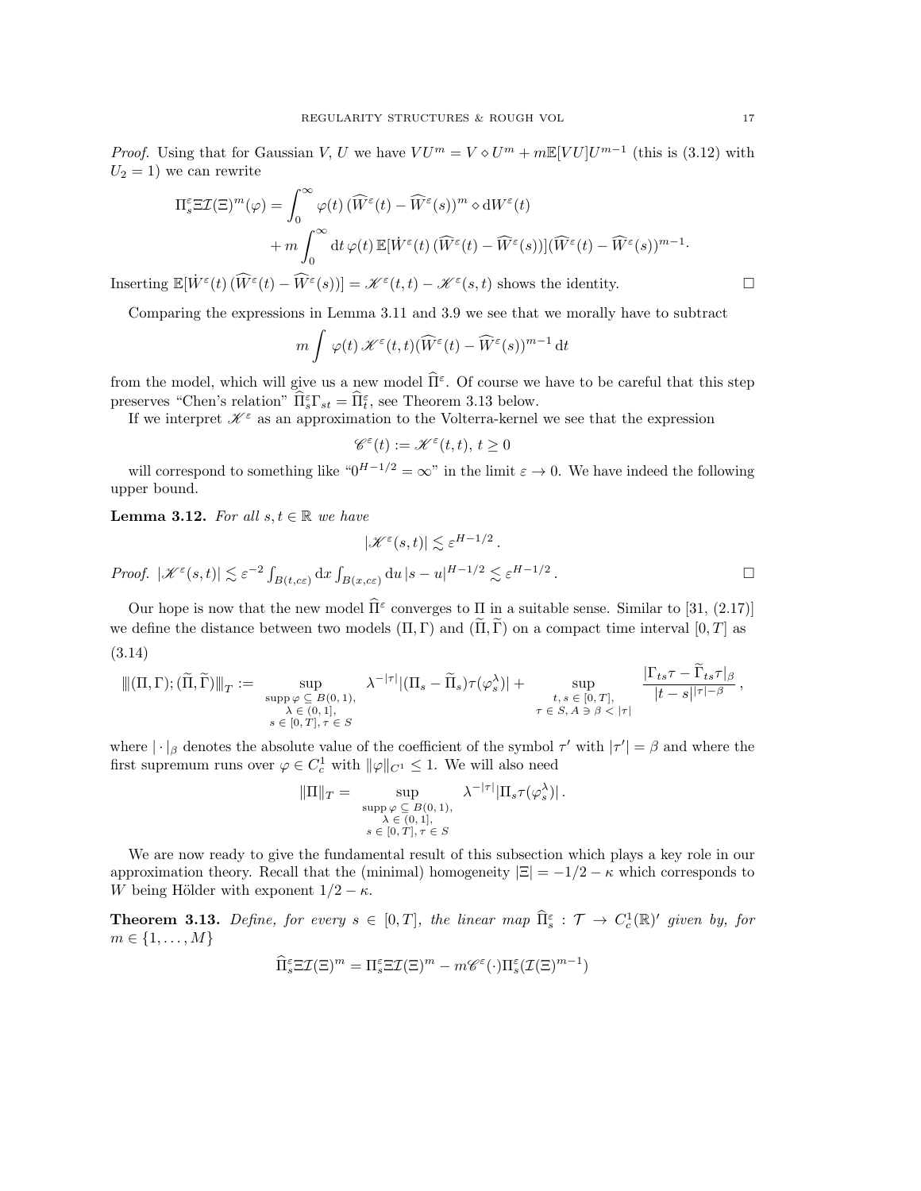*Proof.* Using that for Gaussian $V$, $U$ we have $VU^m = V \diamond U^m + m\mathbb{E}[VU]U^{m-1}$ (this is (3.12) with $U_2 = 1$) we can rewrite

$$
\begin{aligned}
\Pi_s^\varepsilon \Xi \mathcal{I}(\Xi)^m(\varphi) = &\int_0^\infty \varphi(t)\,(\widehat{W}^\varepsilon(t) - \widehat{W}^\varepsilon(s))^m \diamond \mathrm{d}W^\varepsilon(t) \\
&+ m\int_0^\infty \mathrm{d}t\,\varphi(t)\,\mathbb{E}[\dot{W}^\varepsilon(t)\,(\widehat{W}^\varepsilon(t) - \widehat{W}^\varepsilon(s))](\widehat{W}^\varepsilon(t) - \widehat{W}^\varepsilon(s))^{m-1}.
\end{aligned}
$$

Inserting $\mathbb{E}[\dot{W}^\varepsilon(t)\,(\widehat{W}^\varepsilon(t) - \widehat{W}^\varepsilon(s))] = \mathscr{K}^\varepsilon(t,t) - \mathscr{K}^\varepsilon(s,t)$ shows the identity. $\square$

Comparing the expressions in Lemma 3.11 and 3.9 we see that we morally have to subtract

$$
m\int \varphi(t)\,\mathscr{K}^\varepsilon(t,t)(\widehat{W}^\varepsilon(t) - \widehat{W}^\varepsilon(s))^{m-1}\,\mathrm{d}t
$$

from the model, which will give us a new model $\widehat{\Pi}^\varepsilon$. Of course we have to be careful that this step preserves "Chen's relation" $\widehat{\Pi}_s^\varepsilon \Gamma_{st} = \widehat{\Pi}_t^\varepsilon$, see Theorem 3.13 below.

If we interpret $\mathscr{K}^\varepsilon$ as an approximation to the Volterra-kernel we see that the expression

$$
\mathscr{C}^\varepsilon(t) := \mathscr{K}^\varepsilon(t,t),\ t \geq 0
$$

will correspond to something like "$0^{H-1/2} = \infty$" in the limit $\varepsilon \to 0$. We have indeed the following upper bound.

**Lemma 3.12.** *For all $s, t \in \mathbb{R}$ we have*

$$
|\mathscr{K}^\varepsilon(s,t)| \lesssim \varepsilon^{H-1/2}\,.
$$

*Proof.* $|\mathscr{K}^\varepsilon(s,t)| \lesssim \varepsilon^{-2}\int_{B(t,c\varepsilon)}\mathrm{d}x\int_{B(x,c\varepsilon)}\mathrm{d}u\,|s-u|^{H-1/2} \lesssim \varepsilon^{H-1/2}\,.$ $\square$

Our hope is now that the new model $\widehat{\Pi}^\varepsilon$ converges to $\Pi$ in a suitable sense. Similar to [31, (2.17)] we define the distance between two models $(\Pi,\Gamma)$ and $(\widetilde{\Pi},\widetilde{\Gamma})$ on a compact time interval $[0,T]$ as

(3.14)

$$
\|\!|(\Pi,\Gamma);(\widetilde{\Pi},\widetilde{\Gamma})|\!\|_T := \sup_{\substack{\operatorname{supp}\varphi \subseteq B(0,1),\\ \lambda \in (0,1],\\ s \in [0,T],\, \tau \in S}} \lambda^{-|\tau|}|(\Pi_s - \widetilde{\Pi}_s)\tau(\varphi_s^\lambda)| + \sup_{\substack{t,s \in [0,T],\\ \tau \in S,\, A \ni \beta < |\tau|}} \frac{|\Gamma_{ts}\tau - \widetilde{\Gamma}_{ts}\tau|_\beta}{|t-s|^{|\tau|-\beta}}\,,
$$

where $|\cdot|_\beta$ denotes the absolute value of the coefficient of the symbol $\tau'$ with $|\tau'| = \beta$ and where the first supremum runs over $\varphi \in C_c^1$ with $\|\varphi\|_{C^1} \leq 1$. We will also need

$$
\|\Pi\|_T = \sup_{\substack{\operatorname{supp}\varphi \subseteq B(0,1),\\ \lambda \in (0,1],\\ s \in [0,T],\, \tau \in S}} \lambda^{-|\tau|}|\Pi_s\tau(\varphi_s^\lambda)|\,.
$$

We are now ready to give the fundamental result of this subsection which plays a key role in our approximation theory. Recall that the (minimal) homogeneity $|\Xi| = -1/2 - \kappa$ which corresponds to $W$ being Hölder with exponent $1/2 - \kappa$.

**Theorem 3.13.** *Define, for every $s \in [0,T]$, the linear map $\widehat{\Pi}_s^\varepsilon : \mathcal{T} \to C_c^1(\mathbb{R})'$ given by, for $m \in \{1,\dots,M\}$*

$$
\widehat{\Pi}_s^\varepsilon \Xi \mathcal{I}(\Xi)^m = \Pi_s^\varepsilon \Xi \mathcal{I}(\Xi)^m - m\mathscr{C}^\varepsilon(\cdot)\Pi_s^\varepsilon(\mathcal{I}(\Xi)^{m-1})
$$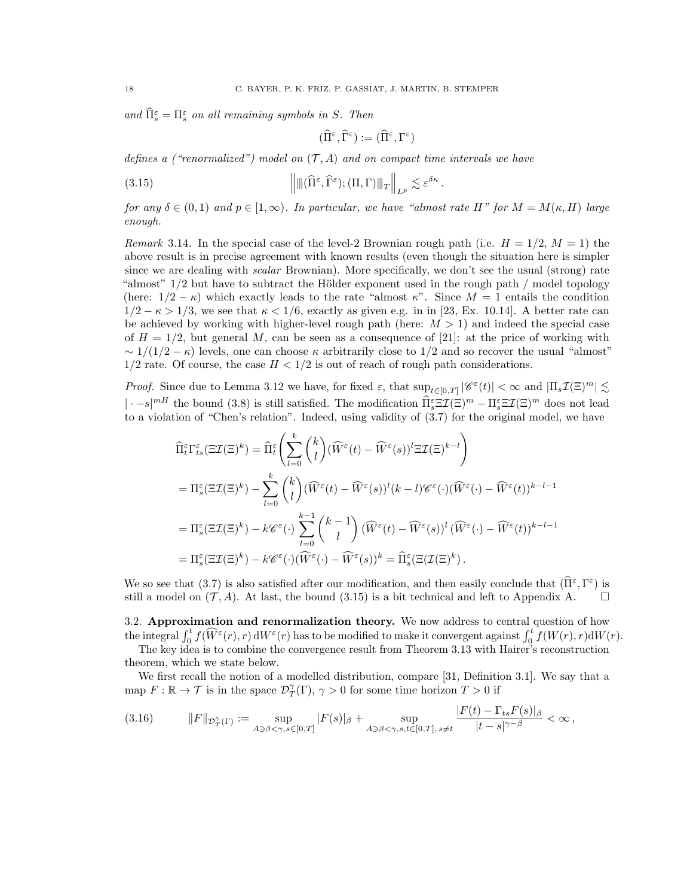*and* $\widehat{\Pi}^\varepsilon_s = \Pi^\varepsilon_s$ *on all remaining symbols in* $S$. *Then*

$$(\widehat{\Pi}^\varepsilon, \widehat{\Gamma}^\varepsilon) := (\widehat{\Pi}^\varepsilon, \Gamma^\varepsilon)$$

*defines a ("renormalized") model on* $(\mathcal{T}, A)$ *and on compact time intervals we have*

$$\left\| \| (\widehat{\Pi}^\varepsilon, \widehat{\Gamma}^\varepsilon); (\Pi, \Gamma) \|_T \right\|_{L^p} \lesssim \varepsilon^{\delta\kappa} . \tag{3.15}$$

*for any* $\delta \in (0,1)$ *and* $p \in [1, \infty)$. *In particular, we have "almost rate* $H$*" for* $M = M(\kappa, H)$ *large enough.*

*Remark* 3.14. In the special case of the level-2 Brownian rough path (i.e. $H = 1/2$, $M = 1$) the above result is in precise agreement with known results (even though the situation here is simpler since we are dealing with *scalar* Brownian). More specifically, we don't see the usual (strong) rate "almost" $1/2$ but have to subtract the Hölder exponent used in the rough path / model topology (here: $1/2 - \kappa$) which exactly leads to the rate "almost $\kappa$". Since $M = 1$ entails the condition $1/2 - \kappa > 1/3$, we see that $\kappa < 1/6$, exactly as given e.g. in in [23, Ex. 10.14]. A better rate can be achieved by working with higher-level rough path (here: $M > 1$) and indeed the special case of $H = 1/2$, but general $M$, can be seen as a consequence of [21]: at the price of working with $\sim 1/(1/2 - \kappa)$ levels, one can choose $\kappa$ arbitrarily close to $1/2$ and so recover the usual "almost" $1/2$ rate. Of course, the case $H < 1/2$ is out of reach of rough path considerations.

*Proof.* Since due to Lemma 3.12 we have, for fixed $\varepsilon$, that $\sup_{t \in [0,T]} |\mathscr{C}^\varepsilon(t)| < \infty$ and $|\Pi_s \mathcal{I}(\Xi)^m| \lesssim |\cdot - s|^{mH}$ the bound (3.8) is still satisfied. The modification $\widehat{\Pi}^\varepsilon_s \Xi \mathcal{I}(\Xi)^m - \Pi^\varepsilon_s \Xi \mathcal{I}(\Xi)^m$ does not lead to a violation of "Chen's relation". Indeed, using validity of (3.7) for the original model, we have

$$\begin{aligned}
\widehat{\Pi}^\varepsilon_t \Gamma^\varepsilon_{ts}(\Xi \mathcal{I}(\Xi)^k) &= \widehat{\Pi}^\varepsilon_t \left( \sum_{l=0}^k \binom{k}{l} (\widehat{W}^\varepsilon(t) - \widehat{W}^\varepsilon(s))^l \Xi \mathcal{I}(\Xi)^{k-l} \right) \\
&= \Pi^\varepsilon_s(\Xi \mathcal{I}(\Xi)^k) - \sum_{l=0}^k \binom{k}{l} (\widehat{W}^\varepsilon(t) - \widehat{W}^\varepsilon(s))^l (k-l) \mathscr{C}^\varepsilon(\cdot) (\widehat{W}^\varepsilon(\cdot) - \widehat{W}^\varepsilon(t))^{k-l-1} \\
&= \Pi^\varepsilon_s(\Xi \mathcal{I}(\Xi)^k) - k \mathscr{C}^\varepsilon(\cdot) \sum_{l=0}^{k-1} \binom{k-1}{l} (\widehat{W}^\varepsilon(t) - \widehat{W}^\varepsilon(s))^l (\widehat{W}^\varepsilon(\cdot) - \widehat{W}^\varepsilon(t))^{k-l-1} \\
&= \Pi^\varepsilon_s(\Xi \mathcal{I}(\Xi)^k) - k \mathscr{C}^\varepsilon(\cdot) (\widehat{W}^\varepsilon(\cdot) - \widehat{W}^\varepsilon(s))^k = \widehat{\Pi}^\varepsilon_s(\Xi(\mathcal{I}(\Xi)^k) .
\end{aligned}$$

We so see that (3.7) is also satisfied after our modification, and then easily conclude that $(\widehat{\Pi}^\varepsilon, \Gamma^\varepsilon)$ is still a model on $(\mathcal{T}, A)$. At last, the bound (3.15) is a bit technical and left to Appendix A. $\square$

### 3.2. Approximation and renormalization theory.

We now address to central question of how the integral $\int_0^t f(\widehat{W}^\varepsilon(r), r) \, \mathrm{d}W^\varepsilon(r)$ has to be modified to make it convergent against $\int_0^t f(W(r), r) \mathrm{d}W(r)$.

The key idea is to combine the convergence result from Theorem 3.13 with Hairer's reconstruction theorem, which we state below.

We first recall the notion of a modelled distribution, compare [31, Definition 3.1]. We say that a map $F : \mathbb{R} \to \mathcal{T}$ is in the space $\mathcal{D}^\gamma_T(\Gamma)$, $\gamma > 0$ for some time horizon $T > 0$ if

$$\|F\|_{\mathcal{D}^\gamma_T(\Gamma)} := \sup_{A \ni \beta < \gamma, s \in [0,T]} |F(s)|_\beta + \sup_{A \ni \beta < \gamma, s,t \in [0,T], \, s \neq t} \frac{|F(t) - \Gamma_{ts} F(s)|_\beta}{|t-s|^{\gamma - \beta}} < \infty , \tag{3.16}$$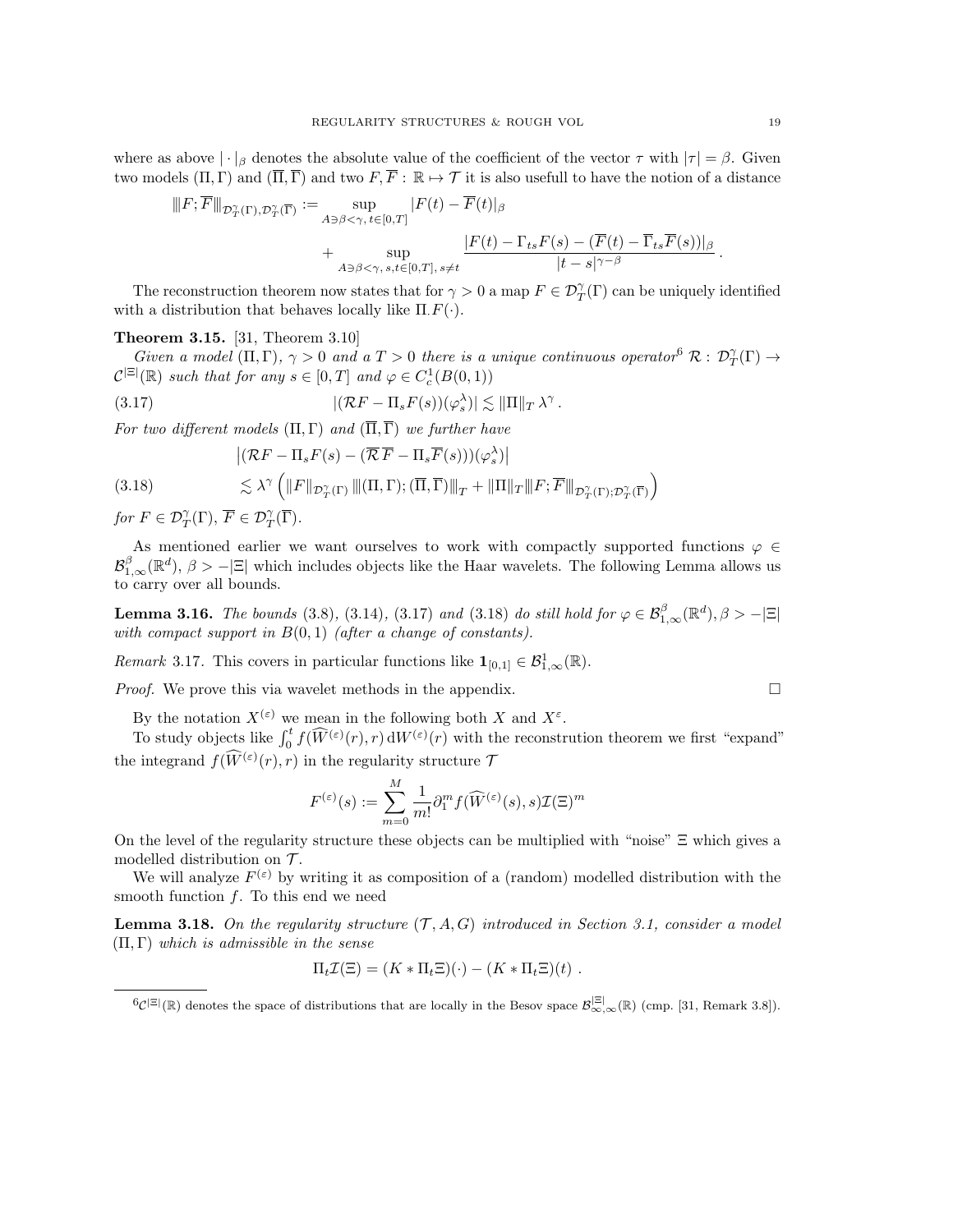where as above $|\cdot|_\beta$ denotes the absolute value of the coefficient of the vector $\tau$ with $|\tau| = \beta$. Given two models $(\Pi, \Gamma)$ and $(\overline{\Pi}, \overline{\Gamma})$ and two $F, \overline{F} : \mathbb{R} \mapsto \mathcal{T}$ it is also usefull to have the notion of a distance

$$
\begin{aligned}
\|\!|F; \overline{F}|\!\|_{\mathcal{D}^\gamma_T(\Gamma), \mathcal{D}^\gamma_T(\overline{\Gamma})} := & \sup_{A \ni \beta < \gamma,\, t \in [0,T]} |F(t) - \overline{F}(t)|_\beta \\
& + \sup_{A \ni \beta < \gamma,\, s,t \in [0,T],\, s \neq t} \frac{|F(t) - \Gamma_{ts} F(s) - (\overline{F}(t) - \overline{\Gamma}_{ts} \overline{F}(s))|_\beta}{|t-s|^{\gamma - \beta}} .
\end{aligned}
$$

The reconstruction theorem now states that for $\gamma > 0$ a map $F \in \mathcal{D}^\gamma_T(\Gamma)$ can be uniquely identified with a distribution that behaves locally like $\Pi.F(\cdot)$.

**Theorem 3.15.** [31, Theorem 3.10]

*Given a model $(\Pi, \Gamma)$, $\gamma > 0$ and a $T > 0$ there is a unique continuous operator*[6] $\mathcal{R} : \mathcal{D}^\gamma_T(\Gamma) \to \mathcal{C}^{|\Xi|}(\mathbb{R})$ *such that for any $s \in [0,T]$ and $\varphi \in C^1_c(B(0,1))$*

$$
|(\mathcal{R}F - \Pi_s F(s))(\varphi^\lambda_s)| \lesssim \|\Pi\|_T \, \lambda^\gamma . \tag{3.17}
$$

*For two different models $(\Pi, \Gamma)$ and $(\overline{\Pi}, \overline{\Gamma})$ we further have*

$$
\begin{aligned}
& \left|(\mathcal{R}F - \Pi_s F(s) - (\overline{\mathcal{R}}\, \overline{F} - \Pi_s \overline{F}(s)))(\varphi^\lambda_s)\right| \\
& \lesssim \lambda^\gamma \left( \|F\|_{\mathcal{D}^\gamma_T(\Gamma)} \, \|\!|(\Pi, \Gamma); (\overline{\Pi}, \overline{\Gamma})|\!\|_T + \|\Pi\|_T \|\!|F; \overline{F}|\!\|_{\mathcal{D}^\gamma_T(\Gamma); \mathcal{D}^\gamma_T(\overline{\Gamma})} \right)
\end{aligned} \tag{3.18}
$$

*for $F \in \mathcal{D}^\gamma_T(\Gamma)$, $\overline{F} \in \mathcal{D}^\gamma_T(\overline{\Gamma})$.*

As mentioned earlier we want ourselves to work with compactly supported functions $\varphi \in \mathcal{B}^\beta_{1,\infty}(\mathbb{R}^d)$, $\beta > -|\Xi|$ which includes objects like the Haar wavelets. The following Lemma allows us to carry over all bounds.

**Lemma 3.16.** *The bounds* (3.8), (3.14), (3.17) *and* (3.18) *do still hold for $\varphi \in \mathcal{B}^\beta_{1,\infty}(\mathbb{R}^d), \beta > -|\Xi|$ with compact support in $B(0,1)$ (after a change of constants).*

*Remark* 3.17. This covers in particular functions like $\mathbf{1}_{[0,1]} \in \mathcal{B}^1_{1,\infty}(\mathbb{R})$.

*Proof.* We prove this via wavelet methods in the appendix. □

By the notation $X^{(\varepsilon)}$ we mean in the following both $X$ and $X^\varepsilon$.

To study objects like $\int_0^t f(\widehat{W}^{(\varepsilon)}(r), r)\, \mathrm{d}W^{(\varepsilon)}(r)$ with the reconstrution theorem we first "expand" the integrand $f(\widehat{W}^{(\varepsilon)}(r), r)$ in the regularity structure $\mathcal{T}$

$$
F^{(\varepsilon)}(s) := \sum_{m=0}^{M} \frac{1}{m!} \partial_1^m f(\widehat{W}^{(\varepsilon)}(s), s) \mathcal{I}(\Xi)^m
$$

On the level of the regularity structure these objects can be multiplied with "noise" $\Xi$ which gives a modelled distribution on $\mathcal{T}$.

We will analyze $F^{(\varepsilon)}$ by writing it as composition of a (random) modelled distribution with the smooth function $f$. To this end we need

**Lemma 3.18.** *On the regularity structure $(\mathcal{T}, A, G)$ introduced in Section 3.1, consider a model $(\Pi, \Gamma)$ which is admissible in the sense*

$$
\Pi_t \mathcal{I}(\Xi) = (K * \Pi_t \Xi)(\cdot) - (K * \Pi_t \Xi)(t) .
$$

[6] $\mathcal{C}^{|\Xi|}(\mathbb{R})$ denotes the space of distributions that are locally in the Besov space $\mathcal{B}^{|\Xi|}_{\infty,\infty}(\mathbb{R})$ (cmp. [31, Remark 3.8]).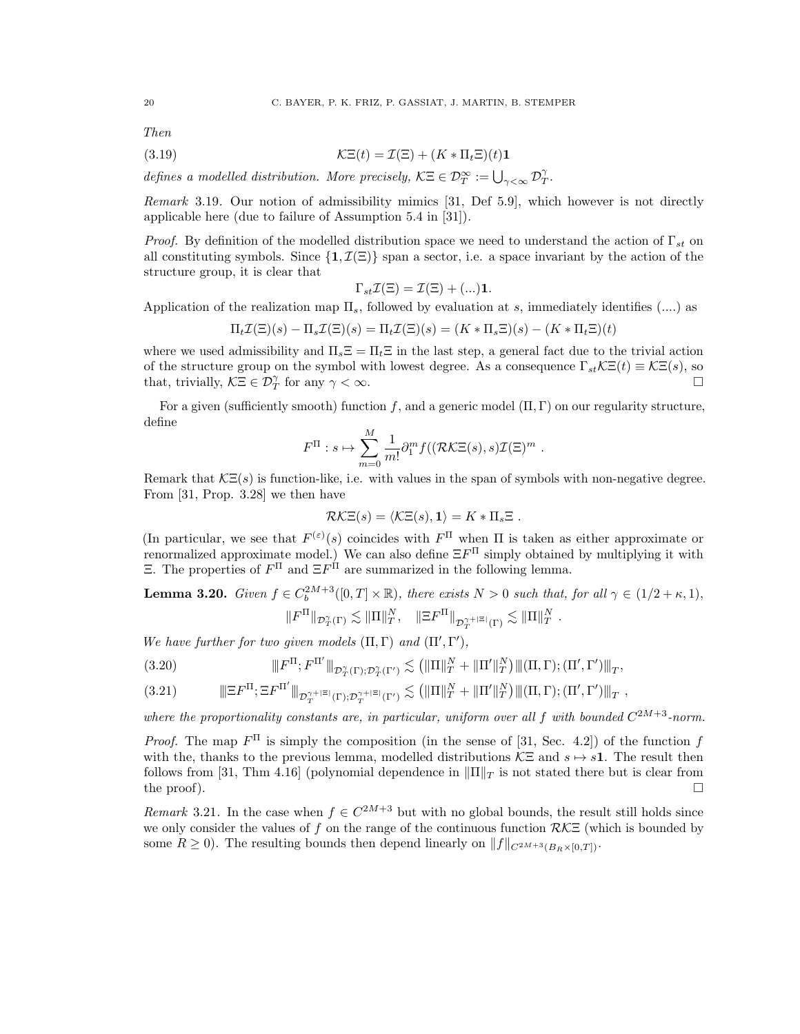*Then*

$$\mathcal{K}\Xi(t) = \mathcal{I}(\Xi) + (K * \Pi_t \Xi)(t)\mathbf{1} \tag{3.19}$$

*defines a modelled distribution. More precisely,* $\mathcal{K}\Xi \in \mathcal{D}_T^\infty := \bigcup_{\gamma<\infty} \mathcal{D}_T^\gamma$*.*

*Remark* 3.19. Our notion of admissibility mimics [31, Def 5.9], which however is not directly applicable here (due to failure of Assumption 5.4 in [31]).

*Proof.* By definition of the modelled distribution space we need to understand the action of $\Gamma_{st}$ on all constituting symbols. Since $\{\mathbf{1}, \mathcal{I}(\Xi)\}$ span a sector, i.e. a space invariant by the action of the structure group, it is clear that

$$\Gamma_{st}\mathcal{I}(\Xi) = \mathcal{I}(\Xi) + (...)\mathbf{1}.$$

Application of the realization map $\Pi_s$, followed by evaluation at $s$, immediately identifies (....) as

$$\Pi_t\mathcal{I}(\Xi)(s) - \Pi_s\mathcal{I}(\Xi)(s) = \Pi_t\mathcal{I}(\Xi)(s) = (K * \Pi_s\Xi)(s) - (K * \Pi_t\Xi)(t)$$

where we used admissibility and $\Pi_s\Xi = \Pi_t\Xi$ in the last step, a general fact due to the trivial action of the structure group on the symbol with lowest degree. As a consequence $\Gamma_{st}\mathcal{K}\Xi(t) \equiv \mathcal{K}\Xi(s)$, so that, trivially, $\mathcal{K}\Xi \in \mathcal{D}_T^\gamma$ for any $\gamma < \infty$. □

For a given (sufficiently smooth) function $f$, and a generic model $(\Pi, \Gamma)$ on our regularity structure, define

$$F^\Pi : s \mapsto \sum_{m=0}^{M} \frac{1}{m!} \partial_1^m f((\mathcal{R}\mathcal{K}\Xi(s), s)\mathcal{I}(\Xi)^m \ .$$

Remark that $\mathcal{K}\Xi(s)$ is function-like, i.e. with values in the span of symbols with non-negative degree. From [31, Prop. 3.28] we then have

$$\mathcal{R}\mathcal{K}\Xi(s) = \langle \mathcal{K}\Xi(s), \mathbf{1}\rangle = K * \Pi_s\Xi \ .$$

(In particular, we see that $F^{(\varepsilon)}(s)$ coincides with $F^\Pi$ when $\Pi$ is taken as either approximate or renormalized approximate model.) We can also define $\Xi F^\Pi$ simply obtained by multiplying it with $\Xi$. The properties of $F^\Pi$ and $\Xi F^\Pi$ are summarized in the following lemma.

**Lemma 3.20.** *Given* $f \in C_b^{2M+3}([0,T] \times \mathbb{R})$*, there exists* $N > 0$ *such that, for all* $\gamma \in (1/2 + \kappa, 1)$*,*

$$\|F^\Pi\|_{\mathcal{D}_T^\gamma(\Gamma)} \lesssim \|\Pi\|_T^N, \quad \|\Xi F^\Pi\|_{\mathcal{D}_T^{\gamma+|\Xi|}(\Gamma)} \lesssim \|\Pi\|_T^N \ .$$

*We have further for two given models* $(\Pi, \Gamma)$ *and* $(\Pi', \Gamma')$*,*

$$|\!|\!| F^\Pi; F^{\Pi'} |\!|\!|_{\mathcal{D}_T^\gamma(\Gamma);\mathcal{D}_T^\gamma(\Gamma')} \lesssim \left(\|\Pi\|_T^N + \|\Pi'\|_T^N\right) |\!|\!|(\Pi,\Gamma);(\Pi',\Gamma')|\!|\!|_T, \tag{3.20}$$

$$|\!|\!| \Xi F^\Pi; \Xi F^{\Pi'} |\!|\!|_{\mathcal{D}_T^{\gamma+|\Xi|}(\Gamma);\mathcal{D}_T^{\gamma+|\Xi|}(\Gamma')} \lesssim \left(\|\Pi\|_T^N + \|\Pi'\|_T^N\right) |\!|\!|(\Pi,\Gamma);(\Pi',\Gamma')|\!|\!|_T \ , \tag{3.21}$$

*where the proportionality constants are, in particular, uniform over all* $f$ *with bounded* $C^{2M+3}$*-norm.*

*Proof.* The map $F^\Pi$ is simply the composition (in the sense of [31, Sec. 4.2]) of the function $f$ with the, thanks to the previous lemma, modelled distributions $\mathcal{K}\Xi$ and $s \mapsto s\mathbf{1}$. The result then follows from [31, Thm 4.16] (polynomial dependence in $\|\Pi\|_T$ is not stated there but is clear from the proof). □

*Remark* 3.21. In the case when $f \in C^{2M+3}$ but with no global bounds, the result still holds since we only consider the values of $f$ on the range of the continuous function $\mathcal{R}\mathcal{K}\Xi$ (which is bounded by some $R \geq 0$). The resulting bounds then depend linearly on $\|f\|_{C^{2M+3}(B_R\times[0,T])}$.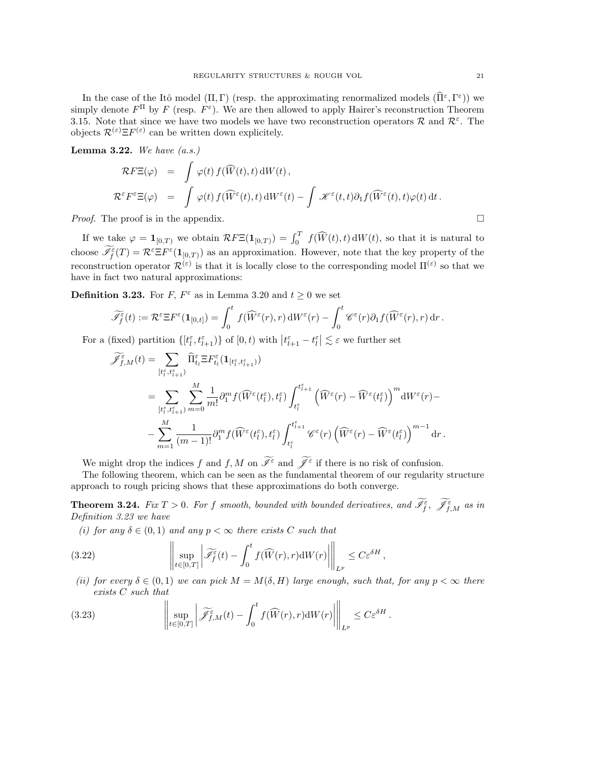In the case of the Itô model $(\Pi, \Gamma)$ (resp. the approximating renormalized models $(\widehat{\Pi}^\varepsilon, \Gamma^\varepsilon)$) we simply denote $F^\Pi$ by $F$ (resp. $F^\varepsilon$). We are then allowed to apply Hairer's reconstruction Theorem 3.15. Note that since we have two models we have two reconstruction operators $\mathcal{R}$ and $\mathcal{R}^\varepsilon$. The objects $\mathcal{R}^{(\varepsilon)}\Xi F^{(\varepsilon)}$ can be written down explicitely.

**Lemma 3.22.** *We have (a.s.)*

$$
\begin{aligned}
\mathcal{R}F\Xi(\varphi) &= \int \varphi(t)\, f(\widehat{W}(t), t)\, \mathrm{d}W(t)\,, \\
\mathcal{R}^\varepsilon F^\varepsilon \Xi(\varphi) &= \int \varphi(t)\, f(\widehat{W}^\varepsilon(t), t)\, \mathrm{d}W^\varepsilon(t) - \int \mathscr{K}^\varepsilon(t,t)\partial_1 f(\widehat{W}^\varepsilon(t), t)\varphi(t)\, \mathrm{d}t\,.
\end{aligned}
$$

*Proof.* The proof is in the appendix. □

If we take $\varphi = \mathbf{1}_{[0,T)}$ we obtain $\mathcal{R}F\Xi(\mathbf{1}_{[0,T)}) = \int_0^T f(\widehat{W}(t), t)\, \mathrm{d}W(t)$, so that it is natural to choose $\widetilde{\mathscr{I}_f^\varepsilon}(T) = \mathcal{R}^\varepsilon \Xi F^\varepsilon(\mathbf{1}_{[0,T)})$ as an approximation. However, note that the key property of the reconstruction operator $\mathcal{R}^{(\varepsilon)}$ is that it is locally close to the corresponding model $\Pi^{(\varepsilon)}$ so that we have in fact two natural approximations:

**Definition 3.23.** For $F$, $F^\varepsilon$ as in Lemma 3.20 and $t \geq 0$ we set

$$
\widetilde{\mathscr{I}_f^\varepsilon}(t) := \mathcal{R}^\varepsilon \Xi F^\varepsilon(\mathbf{1}_{[0,t]}) = \int_0^t f(\widehat{W}^\varepsilon(r), r)\, \mathrm{d}W^\varepsilon(r) - \int_0^t \mathscr{C}^\varepsilon(r)\partial_1 f(\widehat{W}^\varepsilon(r), r)\, \mathrm{d}r\,.
$$

For a (fixed) partition $\{[t_l^\varepsilon, t_{l+1}^\varepsilon)\}$ of $[0,t)$ with $\left|t_{l+1}^\varepsilon - t_l^\varepsilon\right| \lesssim \varepsilon$ we further set

$$
\begin{aligned}
\widetilde{\mathscr{J}_{f,M}^\varepsilon}(t) &= \sum_{[t_l^\varepsilon, t_{l+1}^\varepsilon)} \widehat{\Pi}_{t_l}^\varepsilon \Xi F_{t_l}^\varepsilon(\mathbf{1}_{[t_l^\varepsilon, t_{l+1}^\varepsilon)}) \\
&= \sum_{[t_l^\varepsilon, t_{l+1}^\varepsilon)} \sum_{m=0}^M \frac{1}{m!}\partial_1^m f(\widehat{W}^\varepsilon(t_l^\varepsilon), t_l^\varepsilon) \int_{t_l^\varepsilon}^{t_{l+1}^\varepsilon} \left(\widehat{W}^\varepsilon(r) - \widehat{W}^\varepsilon(t_l^\varepsilon)\right)^m \mathrm{d}W^\varepsilon(r) - \\
&\quad - \sum_{m=1}^M \frac{1}{(m-1)!}\partial_1^m f(\widehat{W}^\varepsilon(t_l^\varepsilon), t_l^\varepsilon) \int_{t_l^\varepsilon}^{t_{l+1}^\varepsilon} \mathscr{C}^\varepsilon(r) \left(\widehat{W}^\varepsilon(r) - \widehat{W}^\varepsilon(t_l^\varepsilon)\right)^{m-1} \mathrm{d}r\,.
\end{aligned}
$$

We might drop the indices $f$ and $f, M$ on $\widetilde{\mathscr{I}^\varepsilon}$ and $\widetilde{\mathscr{J}^\varepsilon}$ if there is no risk of confusion.

The following theorem, which can be seen as the fundamental theorem of our regularity structure approach to rough pricing shows that these approximations do both converge.

**Theorem 3.24.** *Fix $T > 0$. For $f$ smooth, bounded with bounded derivatives, and $\widetilde{\mathscr{I}_f^\varepsilon}$, $\widetilde{\mathscr{J}_{f,M}^\varepsilon}$ as in Definition 3.23 we have*

*(i) for any $\delta \in (0,1)$ and any $p < \infty$ there exists $C$ such that*

$$
\left\| \sup_{t \in [0,T]} \left| \widetilde{\mathscr{I}_f^\varepsilon}(t) - \int_0^t f(\widehat{W}(r), r)\mathrm{d}W(r) \right| \right\|_{L^p} \leq C\varepsilon^{\delta H}\,, \tag{3.22}
$$

*(ii) for every $\delta \in (0,1)$ we can pick $M = M(\delta, H)$ large enough, such that, for any $p < \infty$ there exists $C$ such that*

$$
\left\| \sup_{t \in [0,T]} \left| \widetilde{\mathscr{J}_{f,M}^\varepsilon}(t) - \int_0^t f(\widehat{W}(r), r)\mathrm{d}W(r) \right| \right\|_{L^p} \leq C\varepsilon^{\delta H}\,. \tag{3.23}
$$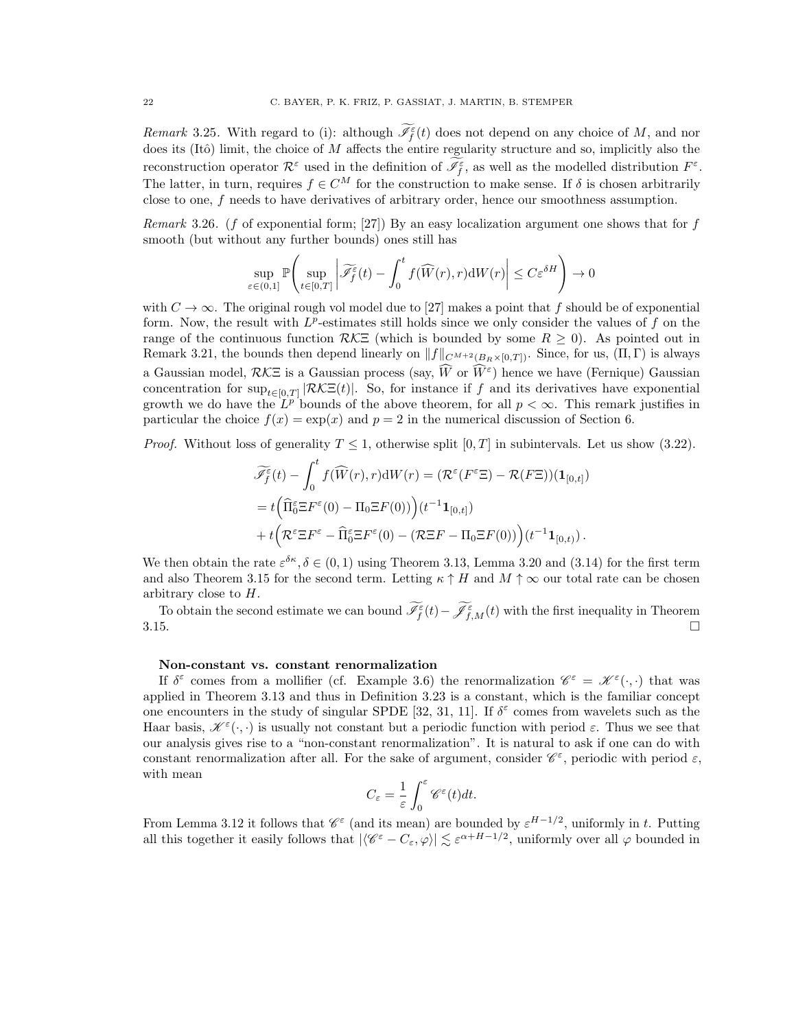*Remark* 3.25. With regard to (i): although $\widetilde{\mathscr{I}}^{\varepsilon}_f(t)$ does not depend on any choice of $M$, and nor does its (Itô) limit, the choice of $M$ affects the entire regularity structure and so, implicitly also the reconstruction operator $\mathcal{R}^\varepsilon$ used in the definition of $\widetilde{\mathscr{I}}^{\varepsilon}_f$, as well as the modelled distribution $F^\varepsilon$. The latter, in turn, requires $f \in C^M$ for the construction to make sense. If $\delta$ is chosen arbitrarily close to one, $f$ needs to have derivatives of arbitrary order, hence our smoothness assumption.

*Remark* 3.26. ($f$ of exponential form; [27]) By an easy localization argument one shows that for $f$ smooth (but without any further bounds) ones still has

$$\sup_{\varepsilon\in(0,1]} \mathbb{P}\left( \sup_{t\in[0,T]} \left| \widetilde{\mathscr{I}}^{\varepsilon}_f(t) - \int_0^t f(\widehat{W}(r), r)\mathrm{d}W(r) \right| \leq C\varepsilon^{\delta H} \right) \to 0$$

with $C \to \infty$. The original rough vol model due to [27] makes a point that $f$ should be of exponential form. Now, the result with $L^p$-estimates still holds since we only consider the values of $f$ on the range of the continuous function $\mathcal{RK}\Xi$ (which is bounded by some $R \geq 0$). As pointed out in Remark 3.21, the bounds then depend linearly on $\|f\|_{C^{M+2}(B_R\times[0,T])}$. Since, for us, $(\Pi, \Gamma)$ is always a Gaussian model, $\mathcal{RK}\Xi$ is a Gaussian process (say, $\widehat{W}$ or $\widehat{W}^\varepsilon$) hence we have (Fernique) Gaussian concentration for $\sup_{t\in[0,T]} |\mathcal{RK}\Xi(t)|$. So, for instance if $f$ and its derivatives have exponential growth we do have the $L^p$ bounds of the above theorem, for all $p < \infty$. This remark justifies in particular the choice $f(x) = \exp(x)$ and $p = 2$ in the numerical discussion of Section 6.

*Proof.* Without loss of generality $T \leq 1$, otherwise split $[0, T]$ in subintervals. Let us show (3.22).

$$\begin{aligned}
\widetilde{\mathscr{I}}^{\varepsilon}_f(t) - \int_0^t f(\widehat{W}(r), r)\mathrm{d}W(r) &= (\mathcal{R}^\varepsilon(F^\varepsilon\Xi) - \mathcal{R}(F\Xi))(\mathbf{1}_{[0,t]}) \\
&= t\Big(\widehat{\Pi}^\varepsilon_0 \Xi F^\varepsilon(0) - \Pi_0\Xi F(0)\Big)\big)(t^{-1}\mathbf{1}_{[0,t]}) \\
&\quad + t\Big(\mathcal{R}^\varepsilon \Xi F^\varepsilon - \widehat{\Pi}^\varepsilon_0 \Xi F^\varepsilon(0) - (\mathcal{R}\Xi F - \Pi_0\Xi F(0))\Big)(t^{-1}\mathbf{1}_{[0,t)})\,.
\end{aligned}$$

We then obtain the rate $\varepsilon^{\delta\kappa}, \delta \in (0,1)$ using Theorem 3.13, Lemma 3.20 and (3.14) for the first term and also Theorem 3.15 for the second term. Letting $\kappa \uparrow H$ and $M \uparrow \infty$ our total rate can be chosen arbitrary close to $H$.

To obtain the second estimate we can bound $\widetilde{\mathscr{I}}^{\varepsilon}_f(t) - \widetilde{\mathscr{I}}^{\varepsilon}_{f,M}(t)$ with the first inequality in Theorem 3.15. $\square$

**Non-constant vs. constant renormalization**

If $\delta^\varepsilon$ comes from a mollifier (cf. Example 3.6) the renormalization $\mathscr{C}^\varepsilon = \mathscr{K}^\varepsilon(\cdot,\cdot)$ that was applied in Theorem 3.13 and thus in Definition 3.23 is a constant, which is the familiar concept one encounters in the study of singular SPDE [32, 31, 11]. If $\delta^\varepsilon$ comes from wavelets such as the Haar basis, $\mathscr{K}^\varepsilon(\cdot,\cdot)$ is usually not constant but a periodic function with period $\varepsilon$. Thus we see that our analysis gives rise to a "non-constant renormalization". It is natural to ask if one can do with constant renormalization after all. For the sake of argument, consider $\mathscr{C}^\varepsilon$, periodic with period $\varepsilon$, with mean

$$C_\varepsilon = \frac{1}{\varepsilon}\int_0^\varepsilon \mathscr{C}^\varepsilon(t)dt.$$

From Lemma 3.12 it follows that $\mathscr{C}^\varepsilon$ (and its mean) are bounded by $\varepsilon^{H-1/2}$, uniformly in $t$. Putting all this together it easily follows that $|\langle \mathscr{C}^\varepsilon - C_\varepsilon, \varphi\rangle| \lesssim \varepsilon^{\alpha+H-1/2}$, uniformly over all $\varphi$ bounded in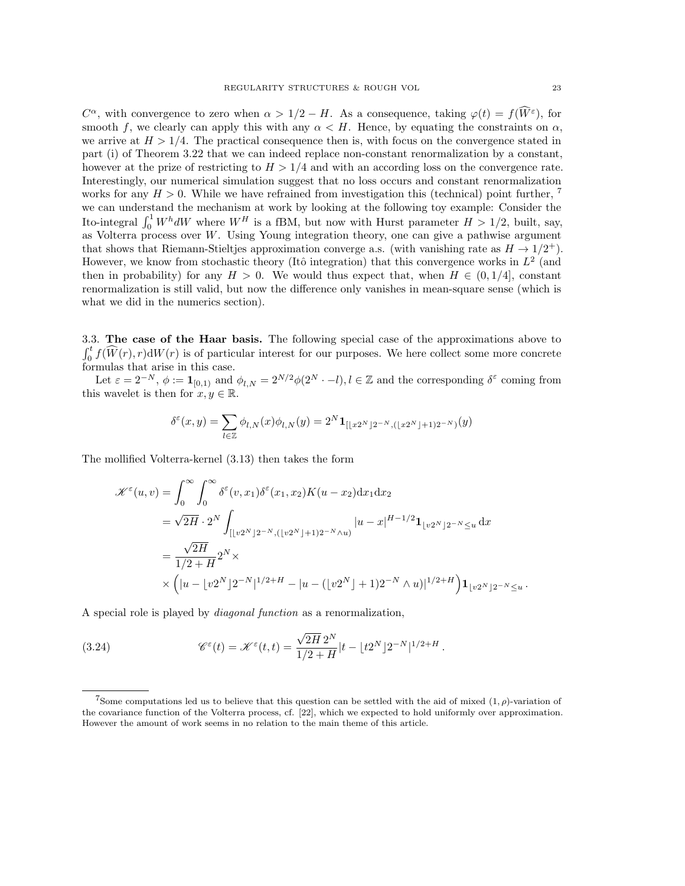$C^\alpha$, with convergence to zero when $\alpha > 1/2 - H$. As a consequence, taking $\varphi(t) = f(\widehat{W}^\varepsilon)$, for smooth $f$, we clearly can apply this with any $\alpha < H$. Hence, by equating the constraints on $\alpha$, we arrive at $H > 1/4$. The practical consequence then is, with focus on the convergence stated in part (i) of Theorem 3.22 that we can indeed replace non-constant renormalization by a constant, however at the prize of restricting to $H > 1/4$ and with an according loss on the convergence rate. Interestingly, our numerical simulation suggest that no loss occurs and constant renormalization works for any $H > 0$. While we have refrained from investigation this (technical) point further, [7] we can understand the mechanism at work by looking at the following toy example: Consider the Ito-integral $\int_0^1 W^h dW$ where $W^H$ is a fBM, but now with Hurst parameter $H > 1/2$, built, say, as Volterra process over $W$. Using Young integration theory, one can give a pathwise argument that shows that Riemann-Stieltjes approximation converge a.s. (with vanishing rate as $H \to 1/2^+$). However, we know from stochastic theory (Itô integration) that this convergence works in $L^2$ (and then in probability) for any $H > 0$. We would thus expect that, when $H \in (0, 1/4]$, constant renormalization is still valid, but now the difference only vanishes in mean-square sense (which is what we did in the numerics section).

### 3.3. The case of the Haar basis.

The following special case of the approximations above to $\int_0^t f(\widehat{W}(r), r)\mathrm{d}W(r)$ is of particular interest for our purposes. We here collect some more concrete formulas that arise in this case.

Let $\varepsilon = 2^{-N}$, $\phi := \mathbf{1}_{[0,1)}$ and $\phi_{l,N} = 2^{N/2}\phi(2^N \cdot - l), l \in \mathbb{Z}$ and the corresponding $\delta^\varepsilon$ coming from this wavelet is then for $x, y \in \mathbb{R}$.

$$
\delta^\varepsilon(x,y) = \sum_{l \in \mathbb{Z}} \phi_{l,N}(x)\phi_{l,N}(y) = 2^N \mathbf{1}_{[\lfloor x 2^N \rfloor 2^{-N}, (\lfloor x 2^N \rfloor + 1)2^{-N})}(y)
$$

The mollified Volterra-kernel (3.13) then takes the form

$$
\begin{aligned}
\mathscr{K}^\varepsilon(u,v) &= \int_0^\infty \int_0^\infty \delta^\varepsilon(v,x_1)\delta^\varepsilon(x_1,x_2)K(u-x_2)\mathrm{d}x_1\mathrm{d}x_2 \\
&= \sqrt{2H} \cdot 2^N \int_{[\lfloor v2^N \rfloor 2^{-N}, (\lfloor v 2^N \rfloor + 1)2^{-N} \wedge u)} |u-x|^{H-1/2} \mathbf{1}_{\lfloor v 2^N \rfloor 2^{-N} \le u} \, \mathrm{d}x \\
&= \frac{\sqrt{2H}}{1/2+H} 2^N \times \\
&\quad \times \left( |u - \lfloor v 2^N \rfloor 2^{-N}|^{1/2+H} - |u - (\lfloor v 2^N \rfloor + 1)2^{-N} \wedge u)|^{1/2+H} \right) \mathbf{1}_{\lfloor v 2^N \rfloor 2^{-N} \le u} .
\end{aligned}
$$

A special role is played by *diagonal function* as a renormalization,

$$
\mathscr{C}^\varepsilon(t) = \mathscr{K}^\varepsilon(t,t) = \frac{\sqrt{2H}\, 2^N}{1/2+H} |t - \lfloor t 2^N \rfloor 2^{-N}|^{1/2+H} . \tag{3.24}
$$

---

[7] Some computations led us to believe that this question can be settled with the aid of mixed $(1,\rho)$-variation of the covariance function of the Volterra process, cf. [22], which we expected to hold uniformly over approximation. However the amount of work seems in no relation to the main theme of this article.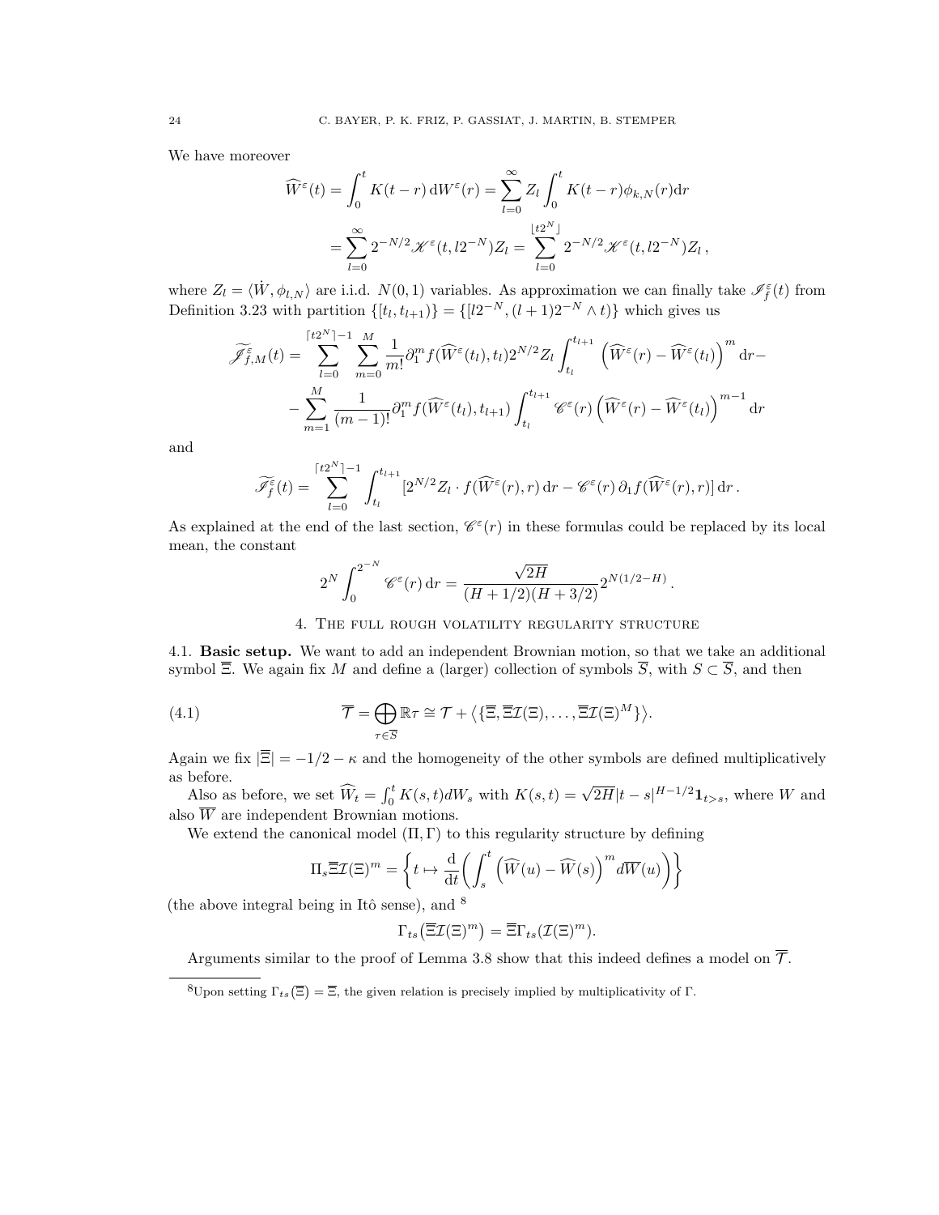We have moreover

$$
\begin{aligned}
\widehat{W}^\varepsilon(t) &= \int_0^t K(t-r)\,\mathrm{d}W^\varepsilon(r) = \sum_{l=0}^\infty Z_l \int_0^t K(t-r)\phi_{k,N}(r)\mathrm{d}r \\
&= \sum_{l=0}^\infty 2^{-N/2}\mathscr{K}^\varepsilon(t, l2^{-N}) Z_l = \sum_{l=0}^{\lfloor t2^N \rfloor} 2^{-N/2}\mathscr{K}^\varepsilon(t, l2^{-N}) Z_l\,,
\end{aligned}
$$

where $Z_l = \langle \dot{W}, \phi_{l,N}\rangle$ are i.i.d. $N(0,1)$ variables. As approximation we can finally take $\mathscr{I}^\varepsilon_f(t)$ from Definition 3.23 with partition $\{[t_l, t_{l+1})\} = \{[l2^{-N}, (l+1)2^{-N} \wedge t)\}$ which gives us

$$
\begin{aligned}
\widetilde{\mathscr{I}}^\varepsilon_{f,M}(t) = &\sum_{l=0}^{\lceil t2^N \rceil - 1} \sum_{m=0}^M \frac{1}{m!}\partial_1^m f(\widehat{W}^\varepsilon(t_l), t_l) 2^{N/2} Z_l \int_{t_l}^{t_{l+1}} \left(\widehat{W}^\varepsilon(r) - \widehat{W}^\varepsilon(t_l)\right)^m \mathrm{d}r - \\
&- \sum_{m=1}^M \frac{1}{(m-1)!}\partial_1^m f(\widehat{W}^\varepsilon(t_l), t_{l+1}) \int_{t_l}^{t_{l+1}} \mathscr{C}^\varepsilon(r) \left(\widehat{W}^\varepsilon(r) - \widehat{W}^\varepsilon(t_l)\right)^{m-1} \mathrm{d}r
\end{aligned}
$$

and

$$
\widetilde{\mathscr{I}}^\varepsilon_f(t) = \sum_{l=0}^{\lceil t2^N \rceil - 1} \int_{t_l}^{t_{l+1}} [2^{N/2} Z_l \cdot f(\widehat{W}^\varepsilon(r), r)\,\mathrm{d}r - \mathscr{C}^\varepsilon(r)\,\partial_1 f(\widehat{W}^\varepsilon(r), r)]\,\mathrm{d}r\,.
$$

As explained at the end of the last section, $\mathscr{C}^\varepsilon(r)$ in these formulas could be replaced by its local mean, the constant

$$
2^N \int_0^{2^{-N}} \mathscr{C}^\varepsilon(r)\,\mathrm{d}r = \frac{\sqrt{2H}}{(H+1/2)(H+3/2)} 2^{N(1/2-H)}\,.
$$

## 4. The full rough volatility regularity structure

**4.1. Basic setup.** We want to add an independent Brownian motion, so that we take an additional symbol $\overline{\Xi}$. We again fix $M$ and define a (larger) collection of symbols $\overline{S}$, with $S \subset \overline{S}$, and then

$$
\overline{\mathcal{T}} = \bigoplus_{\tau \in \overline{S}} \mathbb{R}\tau \cong \mathcal{T} + \big\langle \{\overline{\Xi}, \overline{\Xi}\mathcal{I}(\Xi), \ldots, \overline{\Xi}\mathcal{I}(\Xi)^M\}\big\rangle. \tag{4.1}
$$

Again we fix $|\overline{\Xi}| = -1/2 - \kappa$ and the homogeneity of the other symbols are defined multiplicatively as before.

Also as before, we set $\widehat{W}_t = \int_0^t K(s,t)dW_s$ with $K(s,t) = \sqrt{2H}|t-s|^{H-1/2}\mathbf{1}_{t>s}$, where $W$ and also $\overline{W}$ are independent Brownian motions.

We extend the canonical model $(\Pi, \Gamma)$ to this regularity structure by defining

$$
\Pi_s \overline{\Xi}\mathcal{I}(\Xi)^m = \left\{ t \mapsto \frac{\mathrm{d}}{\mathrm{d}t}\left( \int_s^t \left(\widehat{W}(u) - \widehat{W}(s)\right)^m d\overline{W}(u) \right) \right\}
$$

(the above integral being in Itô sense), and [8]

$$
\Gamma_{ts}\big(\overline{\Xi}\mathcal{I}(\Xi)^m\big) = \overline{\Xi}\Gamma_{ts}(\mathcal{I}(\Xi)^m).
$$

Arguments similar to the proof of Lemma 3.8 show that this indeed defines a model on $\overline{\mathcal{T}}$.

[8] Upon setting $\Gamma_{ts}(\overline{\Xi}) = \overline{\Xi}$, the given relation is precisely implied by multiplicativity of $\Gamma$.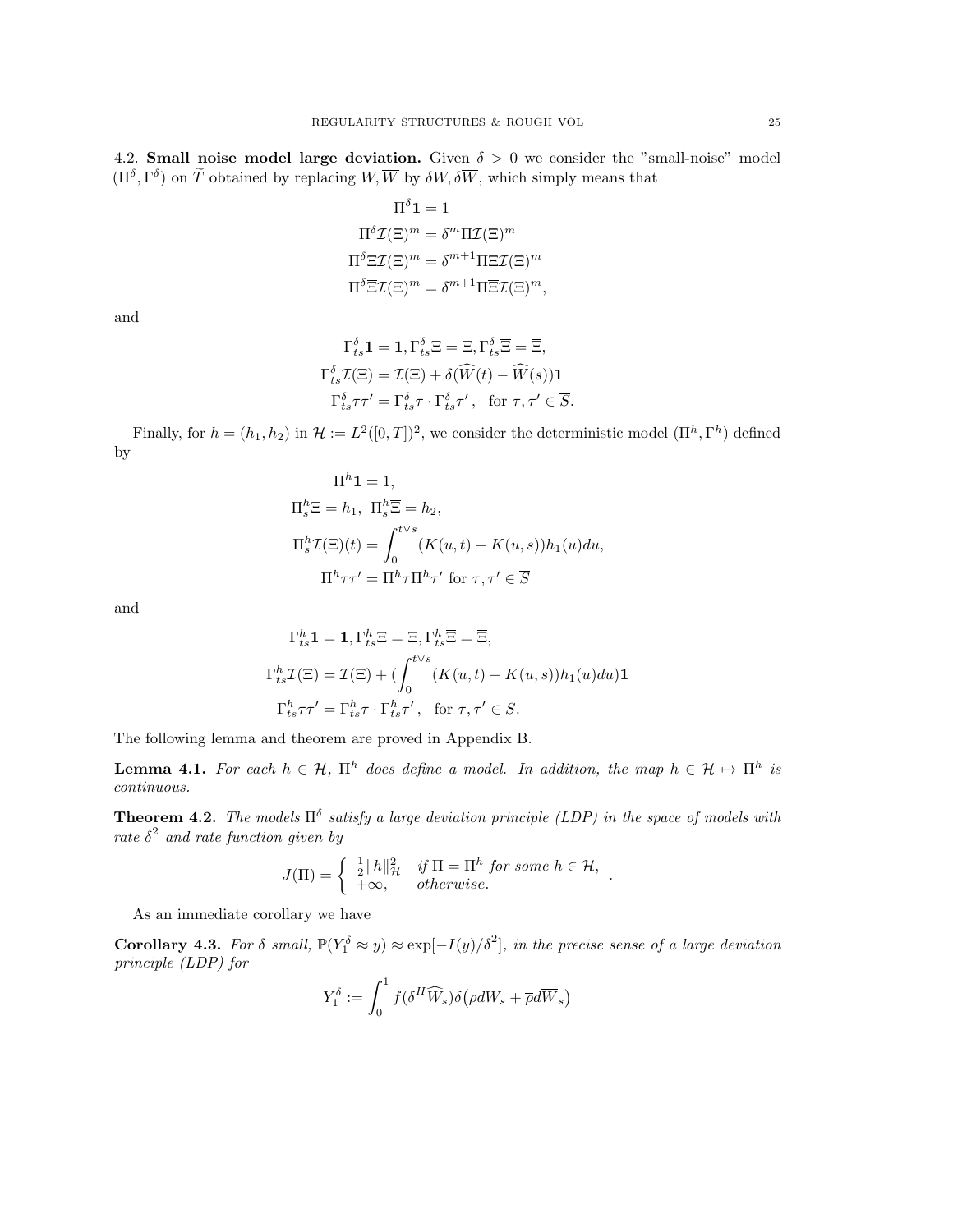4.2. **Small noise model large deviation.** Given $\delta > 0$ we consider the "small-noise" model $(\Pi^\delta, \Gamma^\delta)$ on $\widetilde{T}$ obtained by replacing $W, \overline{W}$ by $\delta W, \delta \overline{W}$, which simply means that

$$
\begin{aligned}
\Pi^\delta \mathbf{1} &= 1 \\
\Pi^\delta \mathcal{I}(\Xi)^m &= \delta^m \Pi \mathcal{I}(\Xi)^m \\
\Pi^\delta \Xi \mathcal{I}(\Xi)^m &= \delta^{m+1} \Pi \Xi \mathcal{I}(\Xi)^m \\
\Pi^\delta \overline{\Xi} \mathcal{I}(\Xi)^m &= \delta^{m+1} \Pi \overline{\Xi} \mathcal{I}(\Xi)^m,
\end{aligned}
$$

and

$$
\begin{aligned}
&\Gamma^\delta_{ts} \mathbf{1} = \mathbf{1}, \Gamma^\delta_{ts} \Xi = \Xi, \Gamma^\delta_{ts} \overline{\Xi} = \overline{\Xi}, \\
&\Gamma^\delta_{ts} \mathcal{I}(\Xi) = \mathcal{I}(\Xi) + \delta(\widehat{W}(t) - \widehat{W}(s)) \mathbf{1} \\
&\Gamma^\delta_{ts} \tau \tau' = \Gamma^\delta_{ts} \tau \cdot \Gamma^\delta_{ts} \tau', \quad \text{for } \tau, \tau' \in \overline{S}.
\end{aligned}
$$

Finally, for $h = (h_1, h_2)$ in $\mathcal{H} := L^2([0,T])^2$, we consider the deterministic model $(\Pi^h, \Gamma^h)$ defined by

$$
\begin{aligned}
&\Pi^h \mathbf{1} = 1, \\
&\Pi^h_s \Xi = h_1, \ \Pi^h_s \overline{\Xi} = h_2, \\
&\Pi^h_s \mathcal{I}(\Xi)(t) = \int_0^{t \vee s} (K(u,t) - K(u,s)) h_1(u) du, \\
&\Pi^h \tau \tau' = \Pi^h \tau \Pi^h \tau' \text{ for } \tau, \tau' \in \overline{S}
\end{aligned}
$$

and

$$
\begin{aligned}
&\Gamma^h_{ts} \mathbf{1} = \mathbf{1}, \Gamma^h_{ts} \Xi = \Xi, \Gamma^h_{ts} \overline{\Xi} = \overline{\Xi}, \\
&\Gamma^h_{ts} \mathcal{I}(\Xi) = \mathcal{I}(\Xi) + (\int_0^{t \vee s} (K(u,t) - K(u,s)) h_1(u) du) \mathbf{1} \\
&\Gamma^h_{ts} \tau \tau' = \Gamma^h_{ts} \tau \cdot \Gamma^h_{ts} \tau', \quad \text{for } \tau, \tau' \in \overline{S}.
\end{aligned}
$$

The following lemma and theorem are proved in Appendix B.

**Lemma 4.1.** *For each $h \in \mathcal{H}$, $\Pi^h$ does define a model. In addition, the map $h \in \mathcal{H} \mapsto \Pi^h$ is continuous.*

**Theorem 4.2.** *The models $\Pi^\delta$ satisfy a large deviation principle (LDP) in the space of models with rate $\delta^2$ and rate function given by*

$$
J(\Pi) = \begin{cases} \frac{1}{2} \|h\|^2_{\mathcal{H}} & \text{if } \Pi = \Pi^h \text{ for some } h \in \mathcal{H}, \\ +\infty, & \text{otherwise.} \end{cases}.
$$

As an immediate corollary we have

**Corollary 4.3.** *For $\delta$ small, $\mathbb{P}(Y^\delta_1 \approx y) \approx \exp[-I(y)/\delta^2]$, in the precise sense of a large deviation principle (LDP) for*

$$
Y^\delta_1 := \int_0^1 f(\delta^H \widehat{W}_s) \delta \big( \rho dW_s + \overline{\rho} d\overline{W}_s \big)
$$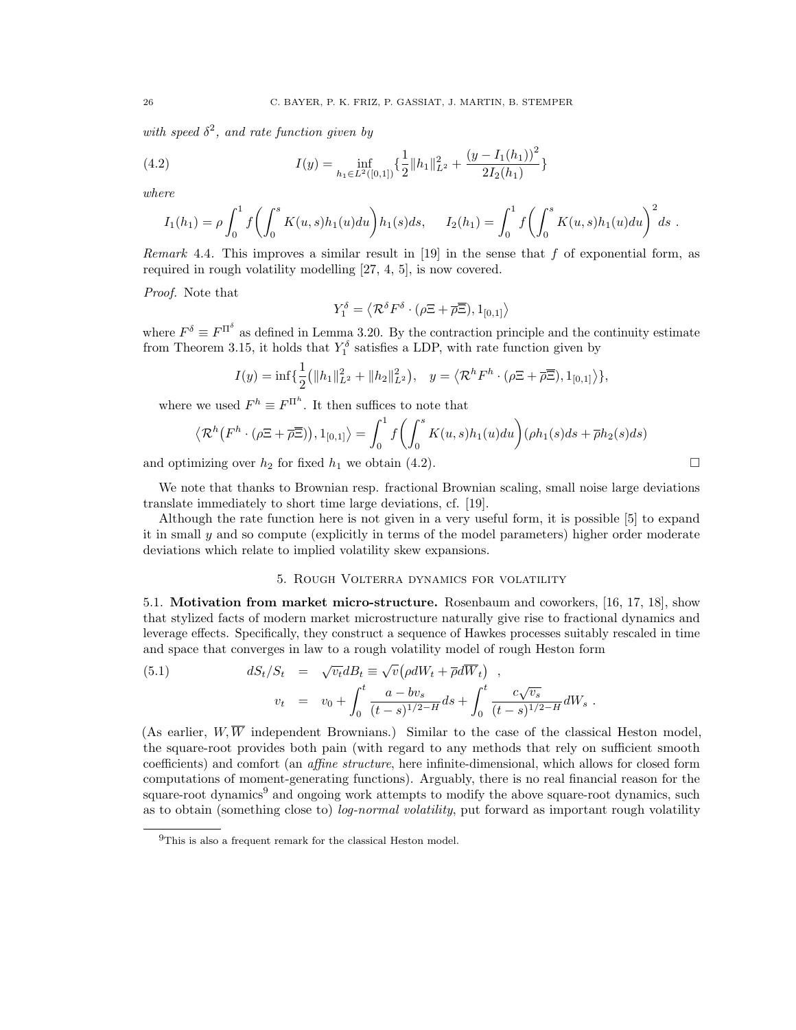*with speed* $\delta^2$, *and rate function given by*

$$I(y) = \inf_{h_1 \in L^2([0,1])} \Big\{ \frac{1}{2}\|h_1\|^2_{L^2} + \frac{\big(y - I_1(h_1)\big)^2}{2 I_2(h_1)} \Big\} \tag{4.2}$$

*where*

$$I_1(h_1) = \rho \int_0^1 f\Big(\int_0^s K(u,s) h_1(u) du\Big) h_1(s) ds, \qquad I_2(h_1) = \int_0^1 f\Big(\int_0^s K(u,s) h_1(u) du\Big)^2 ds\ .$$

*Remark* 4.4. This improves a similar result in [19] in the sense that $f$ of exponential form, as required in rough volatility modelling [27, 4, 5], is now covered.

*Proof.* Note that

$$Y_1^\delta = \big\langle \mathcal{R}^\delta F^\delta \cdot (\rho \Xi + \overline{\rho} \overline{\Xi}), 1_{[0,1]} \big\rangle$$

where $F^\delta \equiv F^{\Pi^\delta}$ as defined in Lemma 3.20. By the contraction principle and the continuity estimate from Theorem 3.15, it holds that $Y_1^\delta$ satisfies a LDP, with rate function given by

$$I(y) = \inf \{ \frac{1}{2}\big(\|h_1\|^2_{L^2} + \|h_2\|^2_{L^2}\big), \quad y = \big\langle \mathcal{R}^h F^h \cdot (\rho \Xi + \overline{\rho}\overline{\Xi}), 1_{[0,1]} \big\rangle \},$$

where we used $F^h \equiv F^{\Pi^h}$. It then suffices to note that

$$\big\langle \mathcal{R}^h \big( F^h \cdot (\rho \Xi + \overline{\rho}\overline{\Xi})\big), 1_{[0,1]} \big\rangle = \int_0^1 f\Big( \int_0^s K(u,s) h_1(u) du \Big) (\rho h_1(s) ds + \overline{\rho} h_2(s) ds)$$

and optimizing over $h_2$ for fixed $h_1$ we obtain (4.2). □

We note that thanks to Brownian resp. fractional Brownian scaling, small noise large deviations translate immediately to short time large deviations, cf. [19].

Although the rate function here is not given in a very useful form, it is possible [5] to expand it in small $y$ and so compute (explicitly in terms of the model parameters) higher order moderate deviations which relate to implied volatility skew expansions.

## 5. Rough Volterra dynamics for volatility

**5.1. Motivation from market micro-structure.** Rosenbaum and coworkers, [16, 17, 18], show that stylized facts of modern market microstructure naturally give rise to fractional dynamics and leverage effects. Specifically, they construct a sequence of Hawkes processes suitably rescaled in time and space that converges in law to a rough volatility model of rough Heston form

$$\begin{aligned} dS_t/S_t &= \sqrt{v_t} dB_t \equiv \sqrt{v}\big(\rho dW_t + \overline{\rho} d\overline{W}_t\big) \ , \\ v_t &= v_0 + \int_0^t \frac{a - b v_s}{(t-s)^{1/2-H}} ds + \int_0^t \frac{c \sqrt{v_s}}{(t-s)^{1/2-H}} dW_s\ . \end{aligned} \tag{5.1}$$

(As earlier, $W, \overline{W}$ independent Brownians.) Similar to the case of the classical Heston model, the square-root provides both pain (with regard to any methods that rely on sufficient smooth coefficients) and comfort (an *affine structure*, here infinite-dimensional, which allows for closed form computations of moment-generating functions). Arguably, there is no real financial reason for the square-root dynamics[9] and ongoing work attempts to modify the above square-root dynamics, such as to obtain (something close to) *log-normal volatility*, put forward as important rough volatility

[9] This is also a frequent remark for the classical Heston model.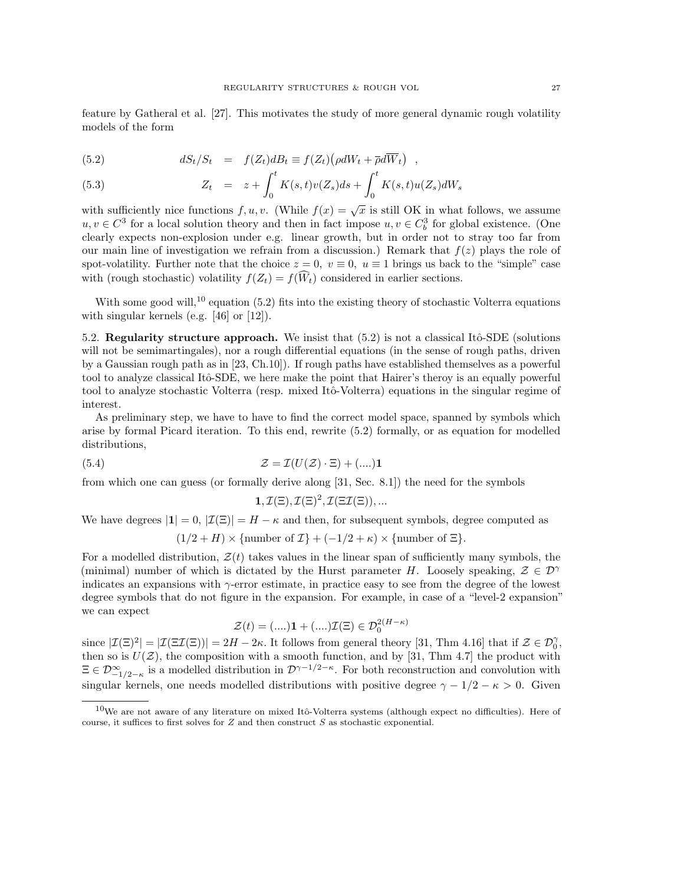feature by Gatheral et al. [27]. This motivates the study of more general dynamic rough volatility models of the form

$$
\begin{aligned}
(5.2) \qquad dS_t/S_t &= f(Z_t)dB_t \equiv f(Z_t)\big(\rho dW_t + \overline{\rho} d\overline{W}_t\big) \quad , \\
(5.3) \qquad Z_t &= z + \int_0^t K(s,t)v(Z_s)ds + \int_0^t K(s,t)u(Z_s)dW_s
\end{aligned}
$$

with sufficiently nice functions $f, u, v$. (While $f(x) = \sqrt{x}$ is still OK in what follows, we assume $u, v \in C^3$ for a local solution theory and then in fact impose $u, v \in C_b^3$ for global existence. (One clearly expects non-explosion under e.g. linear growth, but in order not to stray too far from our main line of investigation we refrain from a discussion.) Remark that $f(z)$ plays the role of spot-volatility. Further note that the choice $z = 0,\ v \equiv 0,\ u \equiv 1$ brings us back to the "simple" case with (rough stochastic) volatility $f(Z_t) = f(\widehat{W}_t)$ considered in earlier sections.

With some good will,[10] equation (5.2) fits into the existing theory of stochastic Volterra equations with singular kernels (e.g. [46] or [12]).

5.2. **Regularity structure approach.** We insist that (5.2) is not a classical Itô-SDE (solutions will not be semimartingales), nor a rough differential equations (in the sense of rough paths, driven by a Gaussian rough path as in [23, Ch.10]). If rough paths have established themselves as a powerful tool to analyze classical Itô-SDE, we here make the point that Hairer's theroy is an equally powerful tool to analyze stochastic Volterra (resp. mixed Itô-Volterra) equations in the singular regime of interest.

As preliminary step, we have to have to find the correct model space, spanned by symbols which arise by formal Picard iteration. To this end, rewrite (5.2) formally, or as equation for modelled distributions,

$$
(5.4) \qquad \mathcal{Z} = \mathcal{I}(U(\mathcal{Z}) \cdot \Xi) + (....)\mathbf{1}
$$

from which one can guess (or formally derive along [31, Sec. 8.1]) the need for the symbols

$$
\mathbf{1}, \mathcal{I}(\Xi), \mathcal{I}(\Xi)^2, \mathcal{I}(\Xi\mathcal{I}(\Xi)), ...
$$

We have degrees $|\mathbf{1}| = 0$, $|\mathcal{I}(\Xi)| = H - \kappa$ and then, for subsequent symbols, degree computed as

$$
(1/2 + H) \times \{\text{number of } \mathcal{I}\} + (-1/2 + \kappa) \times \{\text{number of } \Xi\}.
$$

For a modelled distribution, $\mathcal{Z}(t)$ takes values in the linear span of sufficiently many symbols, the (minimal) number of which is dictated by the Hurst parameter $H$. Loosely speaking, $\mathcal{Z} \in \mathcal{D}^\gamma$ indicates an expansions with $\gamma$-error estimate, in practice easy to see from the degree of the lowest degree symbols that do not figure in the expansion. For example, in case of a "level-2 expansion" we can expect

$$
\mathcal{Z}(t) = (....)\mathbf{1} + (....)\mathcal{I}(\Xi) \in \mathcal{D}_0^{2(H-\kappa)}
$$

since $|\mathcal{I}(\Xi)^2| = |\mathcal{I}(\Xi\mathcal{I}(\Xi))| = 2H - 2\kappa$. It follows from general theory [31, Thm 4.16] that if $\mathcal{Z} \in \mathcal{D}_0^\gamma$, then so is $U(\mathcal{Z})$, the composition with a smooth function, and by [31, Thm 4.7] the product with $\Xi \in \mathcal{D}^\infty_{-1/2-\kappa}$ is a modelled distribution in $\mathcal{D}^{\gamma-1/2-\kappa}$. For both reconstruction and convolution with singular kernels, one needs modelled distributions with positive degree $\gamma - 1/2 - \kappa > 0$. Given

[10] We are not aware of any literature on mixed Itô-Volterra systems (although expect no difficulties). Here of course, it suffices to first solves for $Z$ and then construct $S$ as stochastic exponential.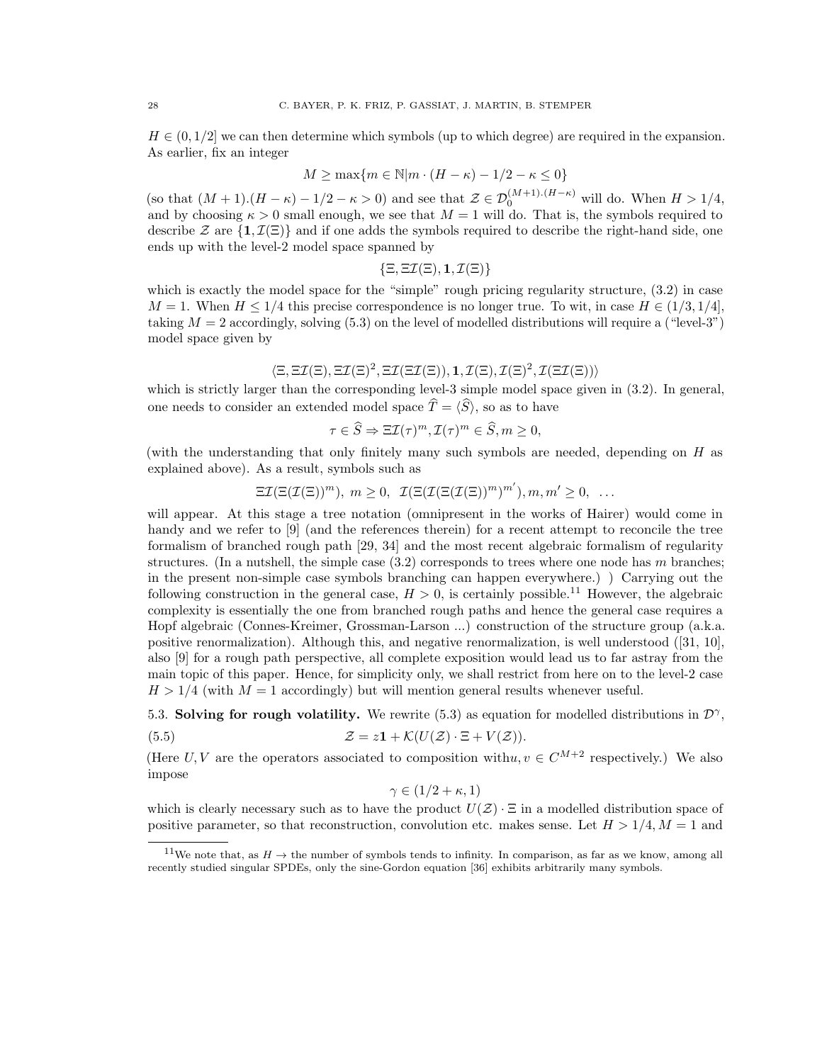$H \in (0, 1/2]$ we can then determine which symbols (up to which degree) are required in the expansion. As earlier, fix an integer

$$M \geq \max\{m \in \mathbb{N} | m \cdot (H - \kappa) - 1/2 - \kappa \leq 0\}$$

(so that $(M+1).(H-\kappa) - 1/2 - \kappa > 0$) and see that $\mathcal{Z} \in \mathcal{D}_0^{(M+1).(H-\kappa)}$ will do. When $H > 1/4$, and by choosing $\kappa > 0$ small enough, we see that $M = 1$ will do. That is, the symbols required to describe $\mathcal{Z}$ are $\{\mathbf{1}, \mathcal{I}(\Xi)\}$ and if one adds the symbols required to describe the right-hand side, one ends up with the level-2 model space spanned by

$$\{\Xi, \Xi\mathcal{I}(\Xi), \mathbf{1}, \mathcal{I}(\Xi)\}$$

which is exactly the model space for the "simple" rough pricing regularity structure, (3.2) in case $M = 1$. When $H \leq 1/4$ this precise correspondence is no longer true. To wit, in case $H \in (1/3, 1/4]$, taking $M = 2$ accordingly, solving (5.3) on the level of modelled distributions will require a ("level-3") model space given by

$$\langle \Xi, \Xi\mathcal{I}(\Xi), \Xi\mathcal{I}(\Xi)^2, \Xi\mathcal{I}(\Xi\mathcal{I}(\Xi)), \mathbf{1}, \mathcal{I}(\Xi), \mathcal{I}(\Xi)^2, \mathcal{I}(\Xi\mathcal{I}(\Xi)) \rangle$$

which is strictly larger than the corresponding level-3 simple model space given in (3.2). In general, one needs to consider an extended model space $\widehat{T} = \langle \widehat{S} \rangle$, so as to have

$$\tau \in \widehat{S} \Rightarrow \Xi\mathcal{I}(\tau)^m, \mathcal{I}(\tau)^m \in \widehat{S}, m \geq 0,$$

(with the understanding that only finitely many such symbols are needed, depending on $H$ as explained above). As a result, symbols such as

$$\Xi\mathcal{I}(\Xi(\mathcal{I}(\Xi))^m),\ m \geq 0,\ \ \mathcal{I}(\Xi(\mathcal{I}(\Xi(\mathcal{I}(\Xi))^m)^{m'}), m, m' \geq 0,\ \ldots$$

will appear. At this stage a tree notation (omnipresent in the works of Hairer) would come in handy and we refer to [9] (and the references therein) for a recent attempt to reconcile the tree formalism of branched rough path [29, 34] and the most recent algebraic formalism of regularity structures. (In a nutshell, the simple case (3.2) corresponds to trees where one node has $m$ branches; in the present non-simple case symbols branching can happen everywhere.) ) Carrying out the following construction in the general case, $H > 0$, is certainly possible.[11] However, the algebraic complexity is essentially the one from branched rough paths and hence the general case requires a Hopf algebraic (Connes-Kreimer, Grossman-Larson ...) construction of the structure group (a.k.a. positive renormalization). Although this, and negative renormalization, is well understood ([31, 10], also [9] for a rough path perspective, all complete exposition would lead us to far astray from the main topic of this paper. Hence, for simplicity only, we shall restrict from here on to the level-2 case $H > 1/4$ (with $M = 1$ accordingly) but will mention general results whenever useful.

## 5.3. Solving for rough volatility.

We rewrite (5.3) as equation for modelled distributions in $\mathcal{D}^\gamma$,

$$\mathcal{Z} = z\mathbf{1} + \mathcal{K}(U(\mathcal{Z}) \cdot \Xi + V(\mathcal{Z})). \tag{5.5}$$

(Here $U, V$ are the operators associated to composition with$u, v \in C^{M+2}$ respectively.) We also impose

$$\gamma \in (1/2 + \kappa, 1)$$

which is clearly necessary such as to have the product $U(\mathcal{Z}) \cdot \Xi$ in a modelled distribution space of positive parameter, so that reconstruction, convolution etc. makes sense. Let $H > 1/4, M = 1$ and

[11] We note that, as $H \to$ the number of symbols tends to infinity. In comparison, as far as we know, among all recently studied singular SPDEs, only the sine-Gordon equation [36] exhibits arbitrarily many symbols.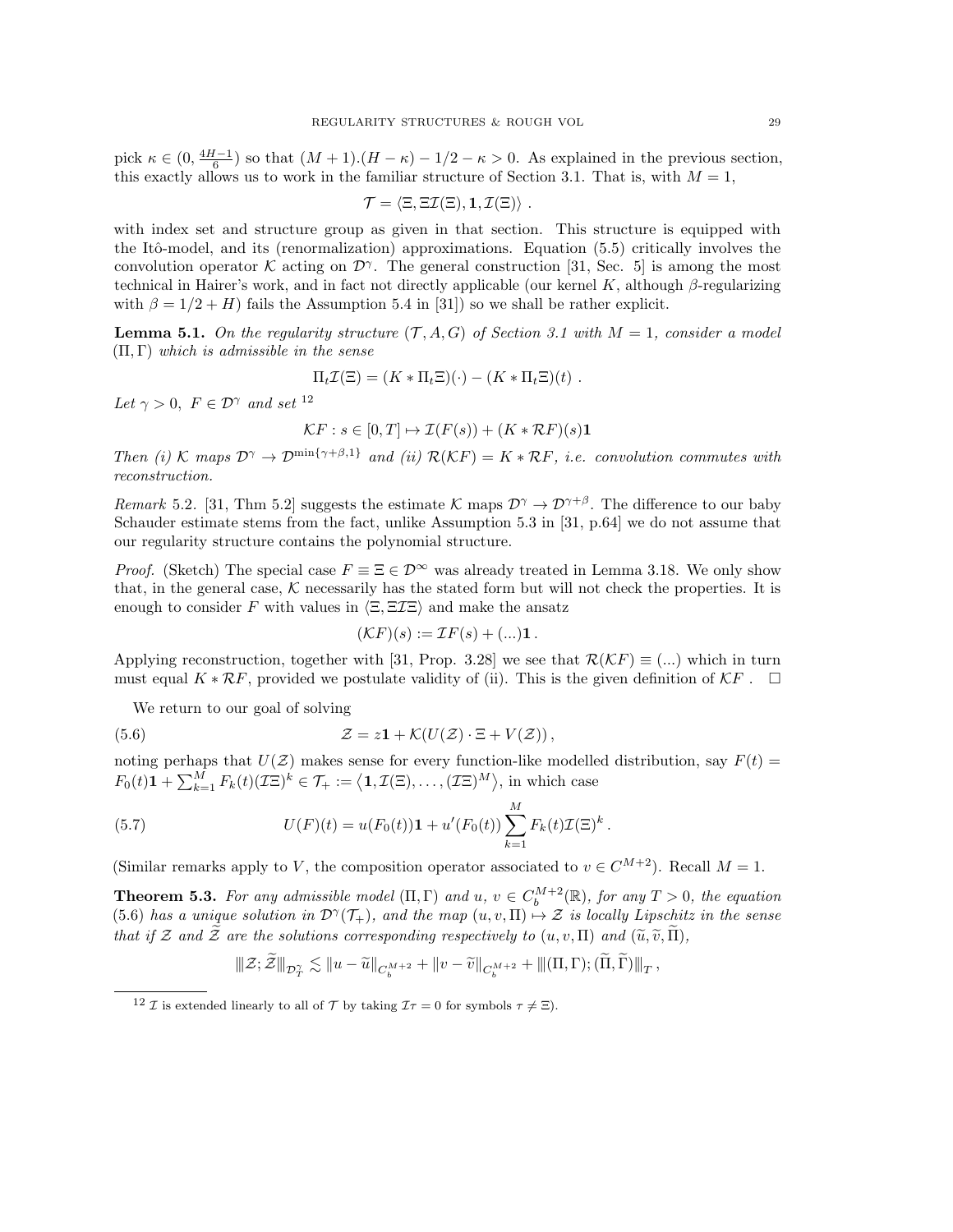pick $\kappa \in (0, \frac{4H-1}{6})$ so that $(M+1).(H-\kappa) - 1/2 - \kappa > 0$. As explained in the previous section, this exactly allows us to work in the familiar structure of Section 3.1. That is, with $M = 1$,

$$\mathcal{T} = \langle \Xi, \Xi\mathcal{I}(\Xi), \mathbf{1}, \mathcal{I}(\Xi) \rangle \ .$$

with index set and structure group as given in that section. This structure is equipped with the Itô-model, and its (renormalization) approximations. Equation (5.5) critically involves the convolution operator $\mathcal{K}$ acting on $\mathcal{D}^\gamma$. The general construction [31, Sec. 5] is among the most technical in Hairer's work, and in fact not directly applicable (our kernel $K$, although $\beta$-regularizing with $\beta = 1/2 + H$) fails the Assumption 5.4 in [31]) so we shall be rather explicit.

**Lemma 5.1.** *On the regularity structure $(\mathcal{T}, A, G)$ of Section 3.1 with $M = 1$, consider a model $(\Pi, \Gamma)$ which is admissible in the sense*

$$\Pi_t \mathcal{I}(\Xi) = (K * \Pi_t \Xi)(\cdot) - (K * \Pi_t \Xi)(t) \ .$$

*Let $\gamma > 0$, $F \in \mathcal{D}^\gamma$ and set* [12]

$$\mathcal{K}F : s \in [0,T] \mapsto \mathcal{I}(F(s)) + (K * \mathcal{R}F)(s)\mathbf{1}$$

*Then (i) $\mathcal{K}$ maps $\mathcal{D}^\gamma \to \mathcal{D}^{\min\{\gamma+\beta, 1\}}$ and (ii) $\mathcal{R}(\mathcal{K}F) = K * \mathcal{R}F$, i.e. convolution commutes with reconstruction.*

*Remark* 5.2. [31, Thm 5.2] suggests the estimate $\mathcal{K}$ maps $\mathcal{D}^\gamma \to \mathcal{D}^{\gamma+\beta}$. The difference to our baby Schauder estimate stems from the fact, unlike Assumption 5.3 in [31, p.64] we do not assume that our regularity structure contains the polynomial structure.

*Proof.* (Sketch) The special case $F \equiv \Xi \in \mathcal{D}^\infty$ was already treated in Lemma 3.18. We only show that, in the general case, $\mathcal{K}$ necessarily has the stated form but will not check the properties. It is enough to consider $F$ with values in $\langle \Xi, \Xi\mathcal{I}\Xi \rangle$ and make the ansatz

$$(\mathcal{K}F)(s) := \mathcal{I}F(s) + (...)\mathbf{1} \, .$$

Applying reconstruction, together with [31, Prop. 3.28] we see that $\mathcal{R}(\mathcal{K}F) \equiv (...)$ which in turn must equal $K * \mathcal{R}F$, provided we postulate validity of (ii). This is the given definition of $\mathcal{K}F$ . $\square$

We return to our goal of solving

$$\mathcal{Z} = z\mathbf{1} + \mathcal{K}(U(\mathcal{Z}) \cdot \Xi + V(\mathcal{Z})) \, , \tag{5.6}$$

noting perhaps that $U(\mathcal{Z})$ makes sense for every function-like modelled distribution, say $F(t) = F_0(t)\mathbf{1} + \sum_{k=1}^M F_k(t)(\mathcal{I}\Xi)^k \in \mathcal{T}_+ := \langle \mathbf{1}, \mathcal{I}(\Xi), \dots, (\mathcal{I}\Xi)^M \rangle$, in which case

$$U(F)(t) = u(F_0(t))\mathbf{1} + u'(F_0(t)) \sum_{k=1}^M F_k(t)\mathcal{I}(\Xi)^k \, . \tag{5.7}$$

(Similar remarks apply to $V$, the composition operator associated to $v \in C^{M+2}$). Recall $M = 1$.

**Theorem 5.3.** *For any admissible model $(\Pi, \Gamma)$ and $u$, $v \in C_b^{M+2}(\mathbb{R})$, for any $T > 0$, the equation (5.6) has a unique solution in $\mathcal{D}^\gamma(\mathcal{T}_+)$, and the map $(u, v, \Pi) \mapsto \mathcal{Z}$ is locally Lipschitz in the sense that if $\mathcal{Z}$ and $\widetilde{\mathcal{Z}}$ are the solutions corresponding respectively to $(u, v, \Pi)$ and $(\widetilde{u}, \widetilde{v}, \widetilde{\Pi})$,*

$$|||\mathcal{Z}; \widetilde{\mathcal{Z}}|||_{\mathcal{D}_T^\gamma} \lesssim \|u - \widetilde{u}\|_{C_b^{M+2}} + \|v - \widetilde{v}\|_{C_b^{M+2}} + |||(\Pi, \Gamma); (\widetilde{\Pi}, \widetilde{\Gamma})|||_T \, ,$$

[12] $\mathcal{I}$ is extended linearly to all of $\mathcal{T}$ by taking $\mathcal{I}\tau = 0$ for symbols $\tau \neq \Xi$).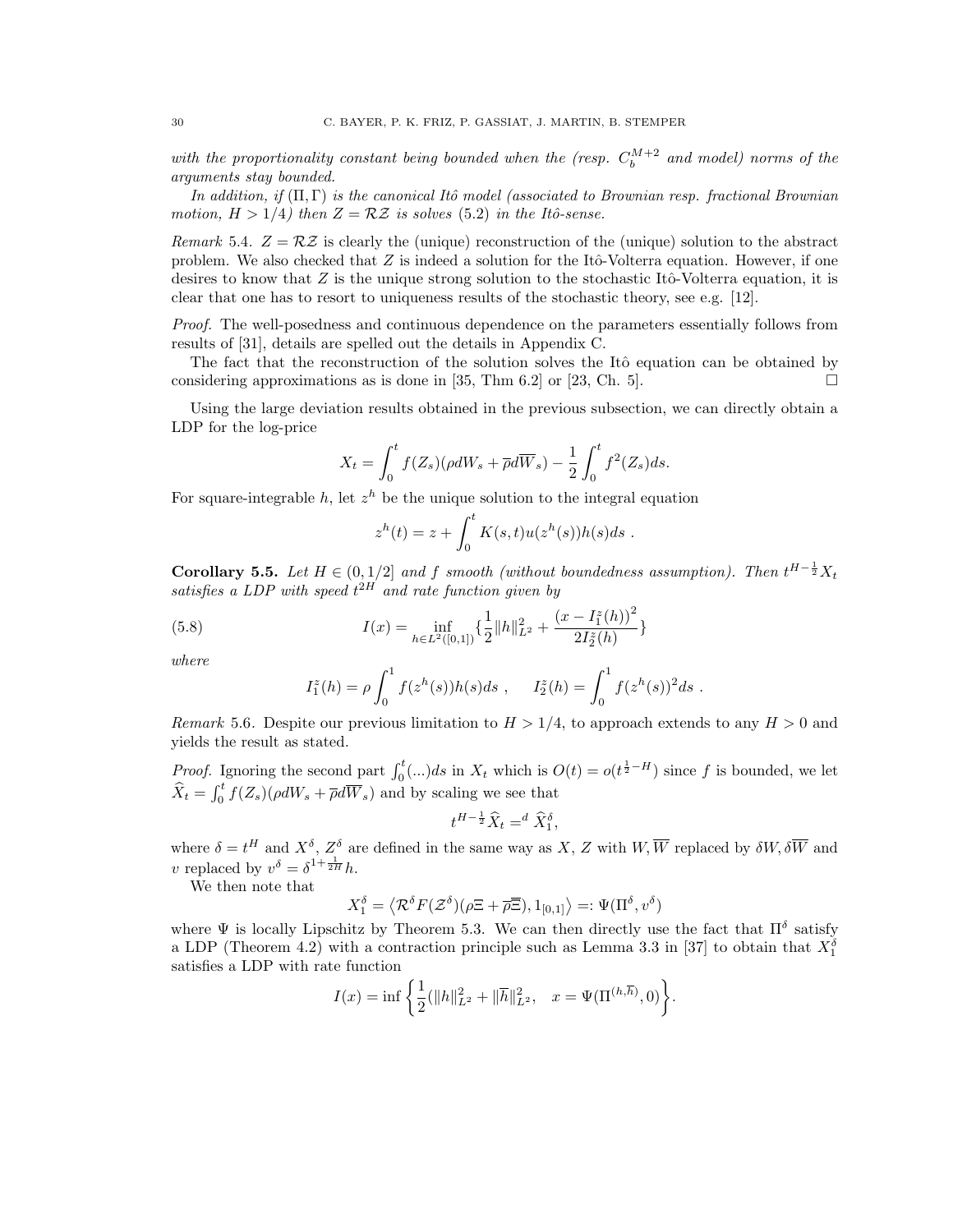*with the proportionality constant being bounded when the (resp. $C_b^{M+2}$ and model) norms of the arguments stay bounded.*

*In addition, if $(\Pi, \Gamma)$ is the canonical Itô model (associated to Brownian resp. fractional Brownian motion, $H > 1/4$) then $Z = \mathcal{R}\mathcal{Z}$ is solves (5.2) in the Itô-sense.*

*Remark* 5.4. $Z = \mathcal{R}\mathcal{Z}$ is clearly the (unique) reconstruction of the (unique) solution to the abstract problem. We also checked that $Z$ is indeed a solution for the Itô-Volterra equation. However, if one desires to know that $Z$ is the unique strong solution to the stochastic Itô-Volterra equation, it is clear that one has to resort to uniqueness results of the stochastic theory, see e.g. [12].

*Proof.* The well-posedness and continuous dependence on the parameters essentially follows from results of [31], details are spelled out the details in Appendix C.

The fact that the reconstruction of the solution solves the Itô equation can be obtained by considering approximations as is done in [35, Thm 6.2] or [23, Ch. 5]. □

Using the large deviation results obtained in the previous subsection, we can directly obtain a LDP for the log-price

$$X_t = \int_0^t f(Z_s)(\rho dW_s + \overline{\rho} d\overline{W}_s) - \frac{1}{2}\int_0^t f^2(Z_s)ds.$$

For square-integrable $h$, let $z^h$ be the unique solution to the integral equation

$$z^h(t) = z + \int_0^t K(s,t)u(z^h(s))h(s)ds \ .$$

**Corollary 5.5.** *Let $H \in (0, 1/2]$ and $f$ smooth (without boundedness assumption). Then $t^{H-\frac{1}{2}}X_t$ satisfies a LDP with speed $t^{2H}$ and rate function given by*

$$I(x) = \inf_{h \in L^2([0,1])} \{ \frac{1}{2}\|h\|_{L^2}^2 + \frac{(x - I_1^z(h))^2}{2I_2^z(h)} \} \tag{5.8}$$

*where*

$$I_1^z(h) = \rho \int_0^1 f(z^h(s))h(s)ds \ , \quad I_2^z(h) = \int_0^1 f(z^h(s))^2 ds \ .$$

*Remark* 5.6. Despite our previous limitation to $H > 1/4$, to approach extends to any $H > 0$ and yields the result as stated.

*Proof.* Ignoring the second part $\int_0^t (...)ds$ in $X_t$ which is $O(t) = o(t^{\frac{1}{2}-H})$ since $f$ is bounded, we let $\widehat{X}_t = \int_0^t f(Z_s)(\rho dW_s + \overline{\rho} d\overline{W}_s)$ and by scaling we see that

$$t^{H-\frac{1}{2}}\widehat{X}_t =^d \widehat{X}_1^\delta,$$

where $\delta = t^H$ and $X^\delta$, $Z^\delta$ are defined in the same way as $X$, $Z$ with $W, \overline{W}$ replaced by $\delta W, \delta\overline{W}$ and $v$ replaced by $v^\delta = \delta^{1+\frac{1}{2H}}h$.

We then note that

$$X_1^\delta = \left\langle \mathcal{R}^\delta F(\mathcal{Z}^\delta)(\rho\Xi + \overline{\rho}\overline{\Xi}), 1_{[0,1]} \right\rangle =: \Psi(\Pi^\delta, v^\delta)$$

where $\Psi$ is locally Lipschitz by Theorem 5.3. We can then directly use the fact that $\Pi^\delta$ satisfy a LDP (Theorem 4.2) with a contraction principle such as Lemma 3.3 in [37] to obtain that $X_1^\delta$ satisfies a LDP with rate function

$$I(x) = \inf \left\{ \frac{1}{2}(\|h\|_{L^2}^2 + \|\overline{h}\|_{L^2}^2, \quad x = \Psi(\Pi^{(h,\overline{h})}, 0) \right\}.$$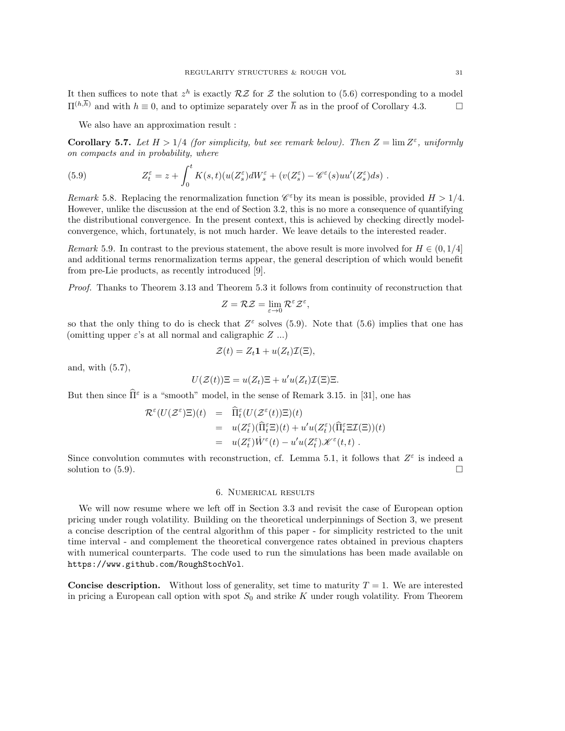It then suffices to note that $z^h$ is exactly $\mathcal{R}\mathcal{Z}$ for $\mathcal{Z}$ the solution to (5.6) corresponding to a model $\Pi^{(h,\overline{h})}$ and with $h \equiv 0$, and to optimize separately over $\overline{h}$ as in the proof of Corollary 4.3. $\square$

We also have an approximation result :

**Corollary 5.7.** *Let $H > 1/4$ (for simplicity, but see remark below). Then $Z = \lim Z^\varepsilon$, uniformly on compacts and in probability, where*

$$Z_t^\varepsilon = z + \int_0^t K(s,t)(u(Z_s^\varepsilon)dW_s^\varepsilon + (v(Z_s^\varepsilon) - \mathscr{C}^\varepsilon(s)uu'(Z_s^\varepsilon)ds) \ . \tag{5.9}$$

*Remark* 5.8. Replacing the renormalization function $\mathscr{C}^\varepsilon$by its mean is possible, provided $H > 1/4$. However, unlike the discussion at the end of Section 3.2, this is no more a consequence of quantifying the distributional convergence. In the present context, this is achieved by checking directly model-convergence, which, fortunately, is not much harder. We leave details to the interested reader.

*Remark* 5.9. In contrast to the previous statement, the above result is more involved for $H \in (0, 1/4]$ and additional terms renormalization terms appear, the general description of which would benefit from pre-Lie products, as recently introduced [9].

*Proof.* Thanks to Theorem 3.13 and Theorem 5.3 it follows from continuity of reconstruction that

$$Z = \mathcal{R}\mathcal{Z} = \lim_{\varepsilon\to 0} \mathcal{R}^\varepsilon \mathcal{Z}^\varepsilon,$$

so that the only thing to do is check that $Z^\varepsilon$ solves (5.9). Note that (5.6) implies that one has (omitting upper $\varepsilon$'s at all normal and caligraphic $Z$ ...)

$$\mathcal{Z}(t) = Z_t \mathbf{1} + u(Z_t)\mathcal{I}(\Xi),$$

and, with (5.7),

$$U(\mathcal{Z}(t))\Xi = u(Z_t)\Xi + u'u(Z_t)\mathcal{I}(\Xi)\Xi.$$

But then since $\widehat{\Pi}^\varepsilon$ is a "smooth" model, in the sense of Remark 3.15. in [31], one has

$$\begin{aligned}
\mathcal{R}^\varepsilon(U(\mathcal{Z}^\varepsilon)\Xi)(t) &= \widehat{\Pi}_t^\varepsilon(U(\mathcal{Z}^\varepsilon(t))\Xi)(t) \\
&= u(Z_t^\varepsilon)(\widehat{\Pi}_t^\varepsilon \Xi)(t) + u'u(Z_t^\varepsilon)(\widehat{\Pi}_t^\varepsilon \Xi \mathcal{I}(\Xi))(t) \\
&= u(Z_t^\varepsilon)\dot{W}^\varepsilon(t) - u'u(Z_t^\varepsilon)\mathscr{K}^\varepsilon(t,t) \ .
\end{aligned}$$

Since convolution commutes with reconstruction, cf. Lemma 5.1, it follows that $Z^\varepsilon$ is indeed a solution to (5.9). $\square$

## 6. Numerical results

We will now resume where we left off in Section 3.3 and revisit the case of European option pricing under rough volatility. Building on the theoretical underpinnings of Section 3, we present a concise description of the central algorithm of this paper - for simplicity restricted to the unit time interval - and complement the theoretical convergence rates obtained in previous chapters with numerical counterparts. The code used to run the simulations has been made available on `https://www.github.com/RoughStochVol`.

**Concise description.** Without loss of generality, set time to maturity $T = 1$. We are interested in pricing a European call option with spot $S_0$ and strike $K$ under rough volatility. From Theorem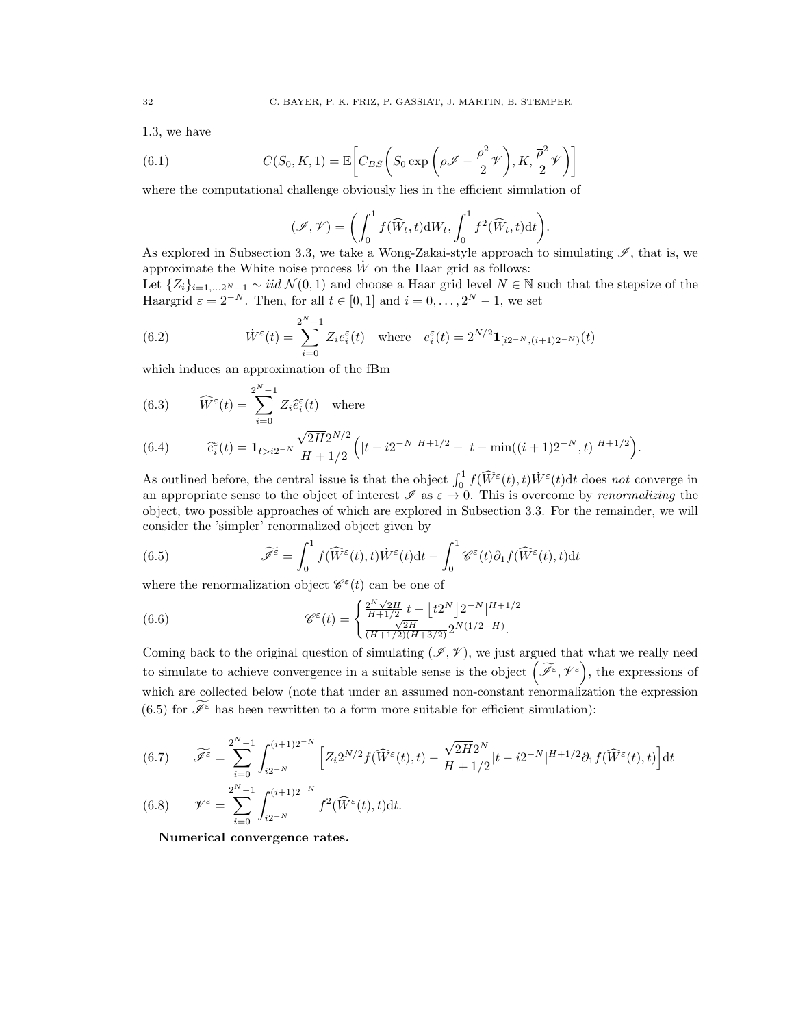1.3, we have

$$C(S_0, K, 1) = \mathbb{E}\bigg[C_{BS}\bigg(S_0 \exp\bigg(\rho\mathscr{I} - \frac{\rho^2}{2}\mathscr{V}\bigg), K, \frac{\overline{\rho}^2}{2}\mathscr{V}\bigg)\bigg] \tag{6.1}$$

where the computational challenge obviously lies in the efficient simulation of

$$(\mathscr{I}, \mathscr{V}) = \bigg(\int_0^1 f(\widehat{W}_t, t)\mathrm{d}W_t, \int_0^1 f^2(\widehat{W}_t, t)\mathrm{d}t\bigg).$$

As explored in Subsection 3.3, we take a Wong-Zakai-style approach to simulating $\mathscr{I}$, that is, we approximate the White noise process $\dot{W}$ on the Haar grid as follows:
Let $\{Z_i\}_{i=1,\dots 2^N-1} \sim iid\,\mathcal{N}(0,1)$ and choose a Haar grid level $N \in \mathbb{N}$ such that the stepsize of the Haargrid $\varepsilon = 2^{-N}$. Then, for all $t \in [0,1]$ and $i = 0, \dots, 2^N - 1$, we set

$$\dot{W}^\varepsilon(t) = \sum_{i=0}^{2^N-1} Z_i e_i^\varepsilon(t) \quad \text{where} \quad e_i^\varepsilon(t) = 2^{N/2}\mathbf{1}_{[i2^{-N},(i+1)2^{-N})}(t) \tag{6.2}$$

which induces an approximation of the fBm

$$\widehat{W}^\varepsilon(t) = \sum_{i=0}^{2^N-1} Z_i \widehat{e}_i^\varepsilon(t) \quad \text{where} \tag{6.3}$$

$$\widehat{e}_i^\varepsilon(t) = \mathbf{1}_{t>i2^{-N}} \frac{\sqrt{2H}2^{N/2}}{H+1/2}\Big(|t - i2^{-N}|^{H+1/2} - |t - \min((i+1)2^{-N}, t)|^{H+1/2}\Big). \tag{6.4}$$

As outlined before, the central issue is that the object $\int_0^1 f(\widehat{W}^\varepsilon(t), t)\dot{W}^\varepsilon(t)\mathrm{d}t$ does *not* converge in an appropriate sense to the object of interest $\mathscr{I}$ as $\varepsilon \to 0$. This is overcome by *renormalizing* the object, two possible approaches of which are explored in Subsection 3.3. For the remainder, we will consider the 'simpler' renormalized object given by

$$\widetilde{\mathscr{I}}^\varepsilon = \int_0^1 f(\widehat{W}^\varepsilon(t), t)\dot{W}^\varepsilon(t)\mathrm{d}t - \int_0^1 \mathscr{C}^\varepsilon(t)\partial_1 f(\widehat{W}^\varepsilon(t), t)\mathrm{d}t \tag{6.5}$$

where the renormalization object $\mathscr{C}^\varepsilon(t)$ can be one of

$$\mathscr{C}^\varepsilon(t) = \begin{cases} \frac{2^N\sqrt{2H}}{H+1/2}|t - \lfloor t2^N \rfloor 2^{-N}|^{H+1/2} \\ \frac{\sqrt{2H}}{(H+1/2)(H+3/2)}2^{N(1/2-H)}. \end{cases} \tag{6.6}$$

Coming back to the original question of simulating $(\mathscr{I}, \mathscr{V})$, we just argued that what we really need to simulate to achieve convergence in a suitable sense is the object $\Big(\widetilde{\mathscr{I}}^\varepsilon, \mathscr{V}^\varepsilon\Big)$, the expressions of which are collected below (note that under an assumed non-constant renormalization the expression (6.5) for $\widetilde{\mathscr{I}}^\varepsilon$ has been rewritten to a form more suitable for efficient simulation):

$$\widetilde{\mathscr{I}}^\varepsilon = \sum_{i=0}^{2^N-1} \int_{i2^{-N}}^{(i+1)2^{-N}} \Big[Z_i 2^{N/2} f(\widehat{W}^\varepsilon(t), t) - \frac{\sqrt{2H}2^N}{H+1/2}|t - i2^{-N}|^{H+1/2}\partial_1 f(\widehat{W}^\varepsilon(t), t)\Big]\mathrm{d}t \tag{6.7}$$

$$\mathscr{V}^\varepsilon = \sum_{i=0}^{2^N-1} \int_{i2^{-N}}^{(i+1)2^{-N}} f^2(\widehat{W}^\varepsilon(t), t)\mathrm{d}t. \tag{6.8}$$

**Numerical convergence rates.**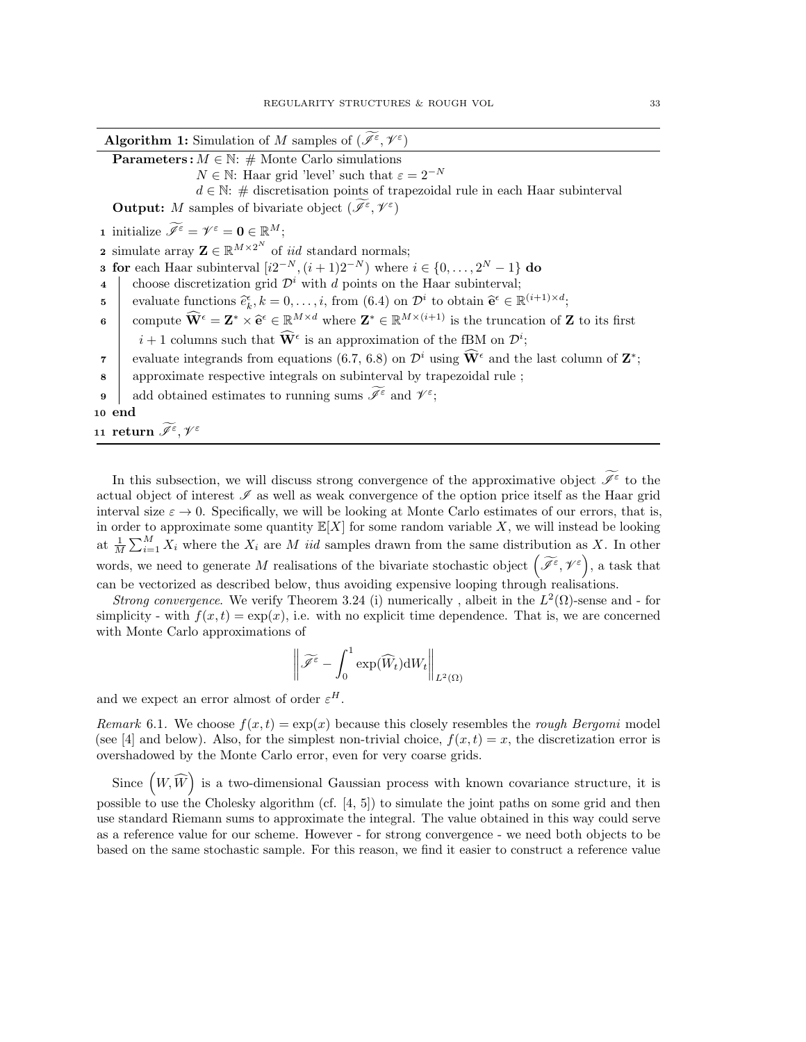**Algorithm 1:** Simulation of $M$ samples of $(\widetilde{\mathscr{I}^{\varepsilon}}, \mathscr{V}^{\varepsilon})$

**Parameters:** $M \in \mathbb{N}$: # Monte Carlo simulations
$N \in \mathbb{N}$: Haar grid 'level' such that $\varepsilon = 2^{-N}$
$d \in \mathbb{N}$: # discretisation points of trapezoidal rule in each Haar subinterval

**Output:** $M$ samples of bivariate object $(\widetilde{\mathscr{I}^{\varepsilon}}, \mathscr{V}^{\varepsilon})$

1. initialize $\widetilde{\mathscr{I}^{\varepsilon}} = \mathscr{V}^{\varepsilon} = \mathbf{0} \in \mathbb{R}^{M}$;
2. simulate array $\mathbf{Z} \in \mathbb{R}^{M \times 2^N}$ of *iid* standard normals;
3. **for** each Haar subinterval $[i2^{-N}, (i+1)2^{-N})$ where $i \in \{0, \dots, 2^N - 1\}$ **do**
4. choose discretization grid $\mathcal{D}^i$ with $d$ points on the Haar subinterval;
5. evaluate functions $\widehat{e}_k^{\epsilon}, k = 0, \dots, i$, from (6.4) on $\mathcal{D}^i$ to obtain $\widehat{\mathbf{e}}^{\epsilon} \in \mathbb{R}^{(i+1) \times d}$;
6. compute $\widehat{\mathbf{W}}^{\epsilon} = \mathbf{Z}^* \times \widehat{\mathbf{e}}^{\epsilon} \in \mathbb{R}^{M \times d}$ where $\mathbf{Z}^* \in \mathbb{R}^{M \times (i+1)}$ is the truncation of $\mathbf{Z}$ to its first $i+1$ columns such that $\widehat{\mathbf{W}}^{\epsilon}$ is an approximation of the fBM on $\mathcal{D}^i$;
7. evaluate integrands from equations (6.7, 6.8) on $\mathcal{D}^i$ using $\widehat{\mathbf{W}}^{\epsilon}$ and the last column of $\mathbf{Z}^*$;
8. approximate respective integrals on subinterval by trapezoidal rule ;
9. add obtained estimates to running sums $\widetilde{\mathscr{I}^{\varepsilon}}$ and $\mathscr{V}^{\varepsilon}$;
10. **end**
11. **return** $\widetilde{\mathscr{I}^{\varepsilon}}, \mathscr{V}^{\varepsilon}$

In this subsection, we will discuss strong convergence of the approximative object $\widetilde{\mathscr{I}^{\varepsilon}}$ to the actual object of interest $\mathscr{I}$ as well as weak convergence of the option price itself as the Haar grid interval size $\varepsilon \to 0$. Specifically, we will be looking at Monte Carlo estimates of our errors, that is, in order to approximate some quantity $\mathbb{E}[X]$ for some random variable $X$, we will instead be looking at $\frac{1}{M}\sum_{i=1}^{M} X_i$ where the $X_i$ are $M$ *iid* samples drawn from the same distribution as $X$. In other words, we need to generate $M$ realisations of the bivariate stochastic object $\left(\widetilde{\mathscr{I}^{\varepsilon}}, \mathscr{V}^{\varepsilon}\right)$, a task that can be vectorized as described below, thus avoiding expensive looping through realisations.

*Strong convergence*. We verify Theorem 3.24 (i) numerically , albeit in the $L^2(\Omega)$-sense and - for simplicity - with $f(x,t) = \exp(x)$, i.e. with no explicit time dependence. That is, we are concerned with Monte Carlo approximations of

$$\left\| \widetilde{\mathscr{I}^{\varepsilon}} - \int_0^1 \exp(\widehat{W}_t) \mathrm{d}W_t \right\|_{L^2(\Omega)}$$

and we expect an error almost of order $\varepsilon^H$.

*Remark* 6.1. We choose $f(x,t) = \exp(x)$ because this closely resembles the *rough Bergomi* model (see [4] and below). Also, for the simplest non-trivial choice, $f(x,t) = x$, the discretization error is overshadowed by the Monte Carlo error, even for very coarse grids.

Since $\left(W, \widehat{W}\right)$ is a two-dimensional Gaussian process with known covariance structure, it is possible to use the Cholesky algorithm (cf. [4, 5]) to simulate the joint paths on some grid and then use standard Riemann sums to approximate the integral. The value obtained in this way could serve as a reference value for our scheme. However - for strong convergence - we need both objects to be based on the same stochastic sample. For this reason, we find it easier to construct a reference value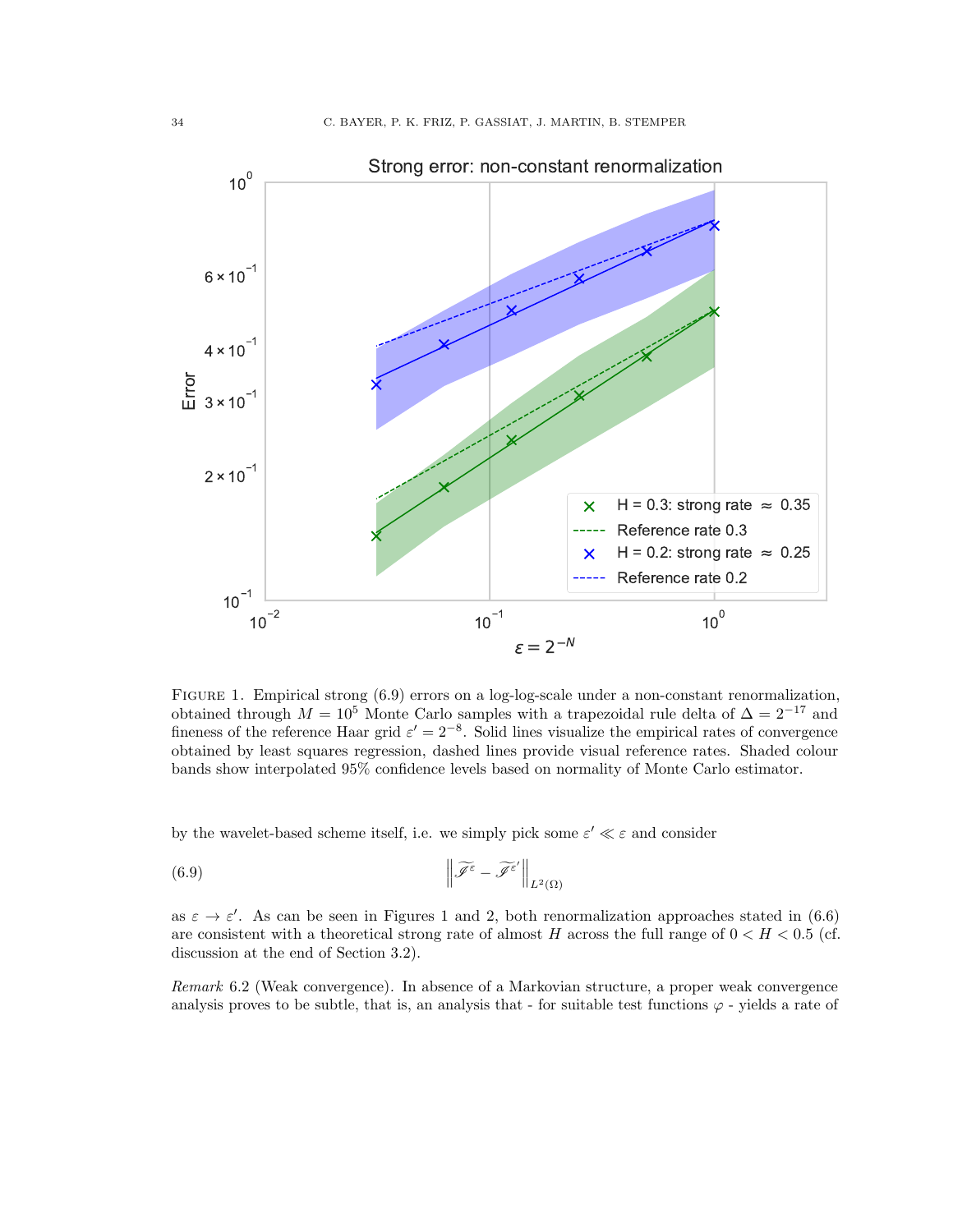FIGURE 1. Empirical strong (6.9) errors on a log-log-scale under a non-constant renormalization, obtained through $M = 10^5$ Monte Carlo samples with a trapezoidal rule delta of $\Delta = 2^{-17}$ and fineness of the reference Haar grid $\varepsilon' = 2^{-8}$. Solid lines visualize the empirical rates of convergence obtained by least squares regression, dashed lines provide visual reference rates. Shaded colour bands show interpolated 95% confidence levels based on normality of Monte Carlo estimator.

by the wavelet-based scheme itself, i.e. we simply pick some $\varepsilon' \ll \varepsilon$ and consider

$$\left\| \widetilde{\mathscr{I}}^{\varepsilon} - \widetilde{\mathscr{I}}^{\varepsilon'} \right\|_{L^2(\Omega)} \tag{6.9}$$

as $\varepsilon \to \varepsilon'$. As can be seen in Figures 1 and 2, both renormalization approaches stated in (6.6) are consistent with a theoretical strong rate of almost $H$ across the full range of $0 < H < 0.5$ (cf. discussion at the end of Section 3.2).

*Remark* 6.2 (Weak convergence). In absence of a Markovian structure, a proper weak convergence analysis proves to be subtle, that is, an analysis that - for suitable test functions $\varphi$ - yields a rate of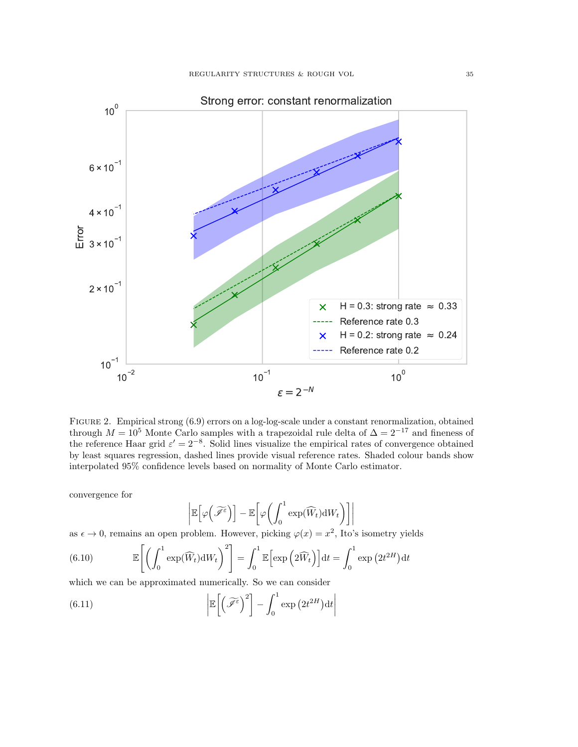FIGURE 2. Empirical strong (6.9) errors on a log-log-scale under a constant renormalization, obtained through $M = 10^5$ Monte Carlo samples with a trapezoidal rule delta of $\Delta = 2^{-17}$ and fineness of the reference Haar grid $\varepsilon' = 2^{-8}$. Solid lines visualize the empirical rates of convergence obtained by least squares regression, dashed lines provide visual reference rates. Shaded colour bands show interpolated 95% confidence levels based on normality of Monte Carlo estimator.

convergence for

$$\left|\mathbb{E}\Big[\varphi\Big(\widetilde{\mathscr{I}}^{\varepsilon}\Big)\Big] - \mathbb{E}\Big[\varphi\Big(\int_0^1 \exp(\widehat{W}_t)\mathrm{d}W_t\Big)\Big]\right|$$

as $\epsilon \to 0$, remains an open problem. However, picking $\varphi(x) = x^2$, Ito's isometry yields

$$\mathbb{E}\left[\left(\int_0^1 \exp(\widehat{W}_t)\mathrm{d}W_t\right)^2\right] = \int_0^1 \mathbb{E}\Big[\exp\Big(2\widehat{W}_t\Big)\Big]\mathrm{d}t = \int_0^1 \exp\left(2t^{2H}\right)\mathrm{d}t \tag{6.10}$$

which we can be approximated numerically. So we can consider

$$\left|\mathbb{E}\Big[\Big(\widetilde{\mathscr{I}}^{\varepsilon}\Big)^2\Big] - \int_0^1 \exp\left(2t^{2H}\right)\mathrm{d}t\right| \tag{6.11}$$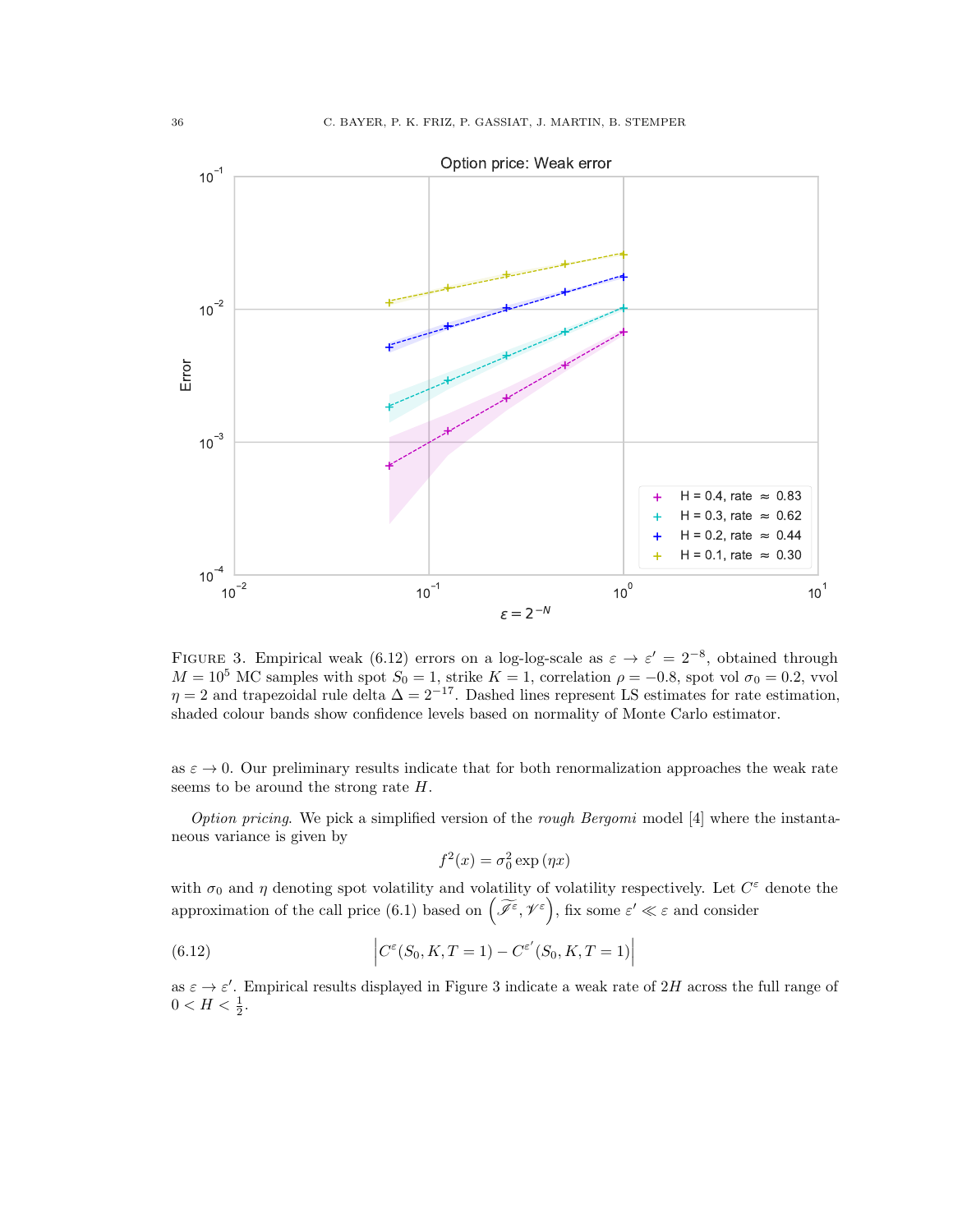FIGURE 3. Empirical weak (6.12) errors on a log-log-scale as $\varepsilon \to \varepsilon' = 2^{-8}$, obtained through $M = 10^5$ MC samples with spot $S_0 = 1$, strike $K = 1$, correlation $\rho = -0.8$, spot vol $\sigma_0 = 0.2$, vvol $\eta = 2$ and trapezoidal rule delta $\Delta = 2^{-17}$. Dashed lines represent LS estimates for rate estimation, shaded colour bands show confidence levels based on normality of Monte Carlo estimator.

as $\varepsilon \to 0$. Our preliminary results indicate that for both renormalization approaches the weak rate seems to be around the strong rate $H$.

*Option pricing.* We pick a simplified version of the *rough Bergomi* model [4] where the instantaneous variance is given by

$$f^2(x) = \sigma_0^2 \exp(\eta x)$$

with $\sigma_0$ and $\eta$ denoting spot volatility and volatility of volatility respectively. Let $C^\varepsilon$ denote the approximation of the call price (6.1) based on $\left(\widetilde{\mathscr{I}}^\varepsilon, \mathscr{V}^\varepsilon\right)$, fix some $\varepsilon' \ll \varepsilon$ and consider

$$\left| C^\varepsilon(S_0, K, T = 1) - C^{\varepsilon'}(S_0, K, T = 1) \right| \tag{6.12}$$

as $\varepsilon \to \varepsilon'$. Empirical results displayed in Figure 3 indicate a weak rate of $2H$ across the full range of $0 < H < \frac{1}{2}$.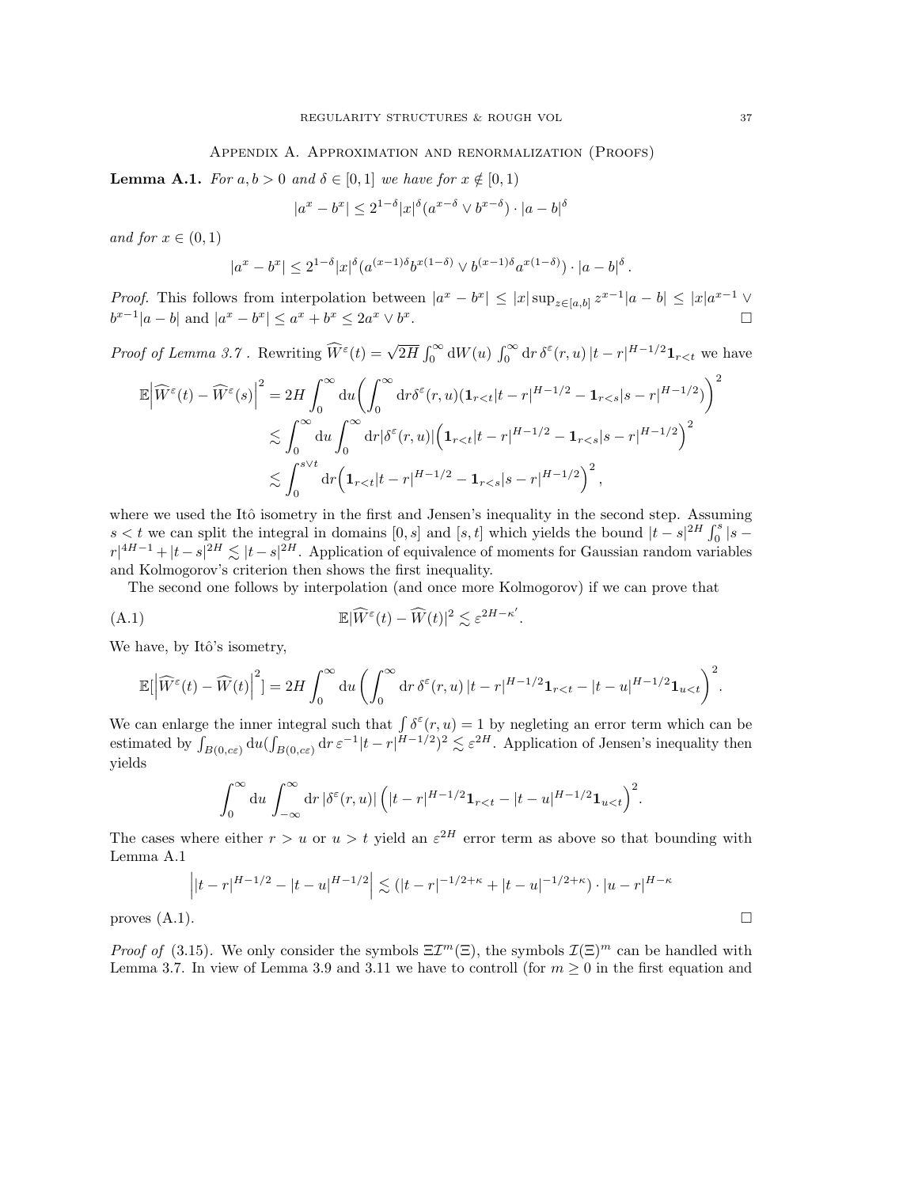## Appendix A. Approximation and renormalization (Proofs)

**Lemma A.1.** *For $a, b > 0$ and $\delta \in [0,1]$ we have for $x \notin [0,1)$*

$$|a^x - b^x| \leq 2^{1-\delta}|x|^\delta (a^{x-\delta} \vee b^{x-\delta}) \cdot |a-b|^\delta$$

*and for $x \in (0,1)$*

$$|a^x - b^x| \leq 2^{1-\delta}|x|^\delta (a^{(x-1)\delta} b^{x(1-\delta)} \vee b^{(x-1)\delta} a^{x(1-\delta)}) \cdot |a-b|^\delta .$$

*Proof.* This follows from interpolation between $|a^x - b^x| \leq |x| \sup_{z\in[a,b]} z^{x-1}|a-b| \leq |x| a^{x-1} \vee b^{x-1}|a-b|$ and $|a^x - b^x| \leq a^x + b^x \leq 2a^x \vee b^x$. □

*Proof of Lemma 3.7 .* Rewriting $\widehat{W}^\varepsilon(t) = \sqrt{2H}\int_0^\infty \mathrm{d}W(u) \int_0^\infty \mathrm{d}r\, \delta^\varepsilon(r,u)\, |t-r|^{H-1/2}\mathbf{1}_{r<t}$ we have

$$\begin{aligned}
\mathbb{E}\Big|\widehat{W}^\varepsilon(t) - \widehat{W}^\varepsilon(s)\Big|^2 &= 2H\int_0^\infty \mathrm{d}u\Big(\int_0^\infty \mathrm{d}r\delta^\varepsilon(r,u)(\mathbf{1}_{r<t}|t-r|^{H-1/2} - \mathbf{1}_{r<s}|s-r|^{H-1/2})\Big)^2 \\
&\lesssim \int_0^\infty \mathrm{d}u \int_0^\infty \mathrm{d}r|\delta^\varepsilon(r,u)|\Big(\mathbf{1}_{r<t}|t-r|^{H-1/2} - \mathbf{1}_{r<s}|s-r|^{H-1/2}\Big)^2 \\
&\lesssim \int_0^{s\vee t} \mathrm{d}r\Big(\mathbf{1}_{r<t}|t-r|^{H-1/2} - \mathbf{1}_{r<s}|s-r|^{H-1/2}\Big)^2,
\end{aligned}$$

where we used the Itô isometry in the first and Jensen's inequality in the second step. Assuming $s < t$ we can split the integral in domains $[0,s]$ and $[s,t]$ which yields the bound $|t-s|^{2H}\int_0^s |s-r|^{4H-1} + |t-s|^{2H} \lesssim |t-s|^{2H}$. Application of equivalence of moments for Gaussian random variables and Kolmogorov's criterion then shows the first inequality.

The second one follows by interpolation (and once more Kolmogorov) if we can prove that

$$\mathbb{E}|\widehat{W}^\varepsilon(t) - \widehat{W}(t)|^2 \lesssim \varepsilon^{2H-\kappa'}. \tag{A.1}$$

We have, by Itô's isometry,

$$\mathbb{E}[\Big|\widehat{W}^\varepsilon(t) - \widehat{W}(t)\Big|^2] = 2H\int_0^\infty \mathrm{d}u \left(\int_0^\infty \mathrm{d}r\, \delta^\varepsilon(r,u)\, |t-r|^{H-1/2}\mathbf{1}_{r<t} - |t-u|^{H-1/2}\mathbf{1}_{u<t}\right)^2.$$

We can enlarge the inner integral such that $\int \delta^\varepsilon(r,u) = 1$ by negleting an error term which can be estimated by $\int_{B(0,c\varepsilon)} \mathrm{d}u (\int_{B(0,c\varepsilon)} \mathrm{d}r\, \varepsilon^{-1}|t-r|^{H-1/2})^2 \lesssim \varepsilon^{2H}$. Application of Jensen's inequality then yields

$$\int_0^\infty \mathrm{d}u \int_{-\infty}^\infty \mathrm{d}r\, |\delta^\varepsilon(r,u)| \left(|t-r|^{H-1/2}\mathbf{1}_{r<t} - |t-u|^{H-1/2}\mathbf{1}_{u<t}\right)^2.$$

The cases where either $r > u$ or $u > t$ yield an $\varepsilon^{2H}$ error term as above so that bounding with Lemma A.1

$$\Big||t-r|^{H-1/2} - |t-u|^{H-1/2}\Big| \lesssim (|t-r|^{-1/2+\kappa} + |t-u|^{-1/2+\kappa}) \cdot |u-r|^{H-\kappa}$$

proves (A.1). □

*Proof of* (3.15). We only consider the symbols $\Xi\mathcal{I}^m(\Xi)$, the symbols $\mathcal{I}(\Xi)^m$ can be handled with Lemma 3.7. In view of Lemma 3.9 and 3.11 we have to controll (for $m \geq 0$ in the first equation and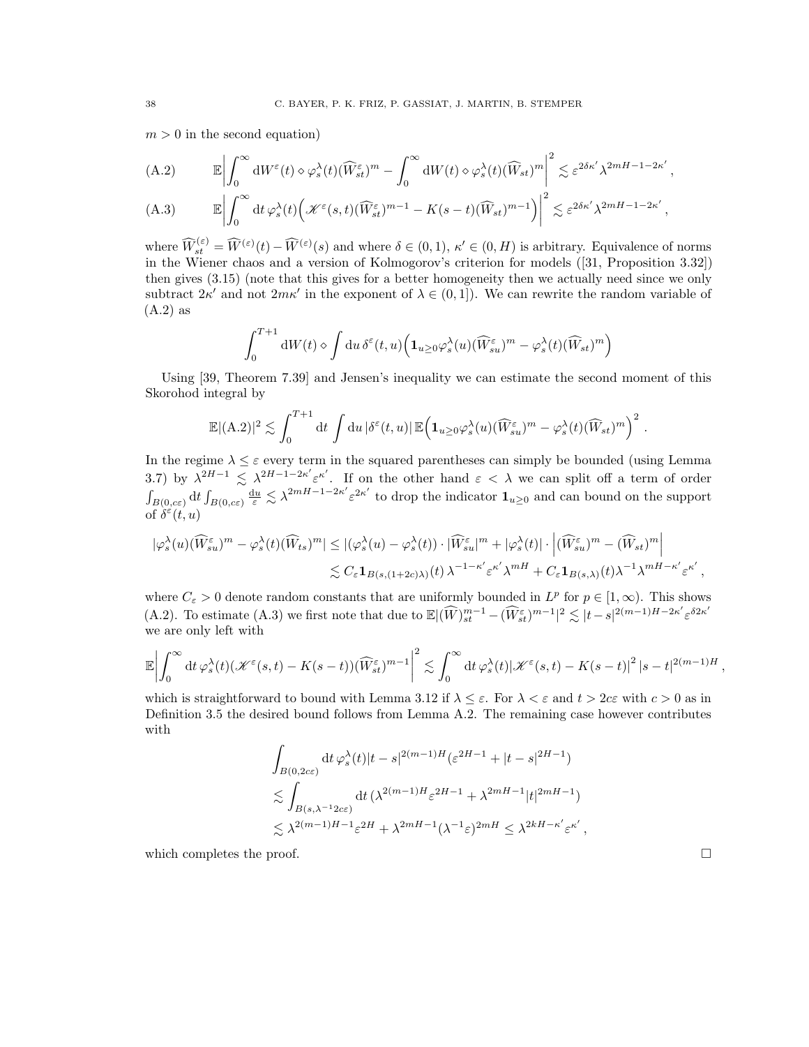$m > 0$ in the second equation)

$$
\mathbb{E}\bigg|\int_0^\infty \mathrm{d}W^\varepsilon(t) \diamond \varphi_s^\lambda(t)(\widehat{W}_{st}^\varepsilon)^m - \int_0^\infty \mathrm{d}W(t) \diamond \varphi_s^\lambda(t)(\widehat{W}_{st})^m\bigg|^2 \lesssim \varepsilon^{2\delta\kappa'}\lambda^{2mH-1-2\kappa'}\,, \tag{A.2}
$$

$$
\mathbb{E}\bigg|\int_0^\infty \mathrm{d}t\,\varphi_s^\lambda(t)\Big(\mathscr{K}^\varepsilon(s,t)(\widehat{W}_{st}^\varepsilon)^{m-1} - K(s-t)(\widehat{W}_{st})^{m-1}\Big)\bigg|^2 \lesssim \varepsilon^{2\delta\kappa'}\lambda^{2mH-1-2\kappa'}\,, \tag{A.3}
$$

where $\widehat{W}_{st}^{(\varepsilon)} = \widehat{W}^{(\varepsilon)}(t) - \widehat{W}^{(\varepsilon)}(s)$ and where $\delta \in (0,1)$, $\kappa' \in (0,H)$ is arbitrary. Equivalence of norms in the Wiener chaos and a version of Kolmogorov's criterion for models ([31, Proposition 3.32]) then gives (3.15) (note that this gives for a better homogeneity then we actually need since we only subtract $2\kappa'$ and not $2m\kappa'$ in the exponent of $\lambda \in (0,1]$). We can rewrite the random variable of (A.2) as

$$
\int_0^{T+1} \mathrm{d}W(t) \diamond \int \mathrm{d}u\,\delta^\varepsilon(t,u)\Big(\mathbf{1}_{u\geq 0}\varphi_s^\lambda(u)(\widehat{W}_{su}^\varepsilon)^m - \varphi_s^\lambda(t)(\widehat{W}_{st})^m\Big)
$$

Using [39, Theorem 7.39] and Jensen's inequality we can estimate the second moment of this Skorohod integral by

$$
\mathbb{E}|(\mathrm{A.2})|^2 \lesssim \int_0^{T+1} \mathrm{d}t \int \mathrm{d}u\,|\delta^\varepsilon(t,u)|\,\mathbb{E}\Big(\mathbf{1}_{u\geq 0}\varphi_s^\lambda(u)(\widehat{W}_{su}^\varepsilon)^m - \varphi_s^\lambda(t)(\widehat{W}_{st})^m\Big)^2\,.
$$

In the regime $\lambda \leq \varepsilon$ every term in the squared parentheses can simply be bounded (using Lemma 3.7) by $\lambda^{2H-1} \lesssim \lambda^{2H-1-2\kappa'}\varepsilon^{\kappa'}$. If on the other hand $\varepsilon < \lambda$ we can split off a term of order $\int_{B(0,c\varepsilon)}\mathrm{d}t\int_{B(0,c\varepsilon)}\frac{\mathrm{d}u}{\varepsilon} \lesssim \lambda^{2mH-1-2\kappa'}\varepsilon^{2\kappa'}$ to drop the indicator $\mathbf{1}_{u\geq 0}$ and can bound on the support of $\delta^\varepsilon(t,u)$

$$
\begin{aligned}
|\varphi_s^\lambda(u)(\widehat{W}_{su}^\varepsilon)^m - \varphi_s^\lambda(t)(\widehat{W}_{ts})^m| &\leq |(\varphi_s^\lambda(u) - \varphi_s^\lambda(t))\cdot|\widehat{W}_{su}^\varepsilon|^m + |\varphi_s^\lambda(t)|\cdot\Big|(\widehat{W}_{su}^\varepsilon)^m - (\widehat{W}_{st})^m\Big| \\
&\lesssim C_\varepsilon\mathbf{1}_{B(s,(1+2c)\lambda)}(t)\,\lambda^{-1-\kappa'}\varepsilon^{\kappa'}\lambda^{mH} + C_\varepsilon\mathbf{1}_{B(s,\lambda)}(t)\lambda^{-1}\lambda^{mH-\kappa'}\varepsilon^{\kappa'}\,,
\end{aligned}
$$

where $C_\varepsilon > 0$ denote random constants that are uniformly bounded in $L^p$ for $p \in [1,\infty)$. This shows (A.2). To estimate (A.3) we first note that due to $\mathbb{E}|(\widehat{W})_{st}^{m-1} - (\widehat{W}_{st}^\varepsilon)^{m-1}|^2 \lesssim |t-s|^{2(m-1)H-2\kappa'}\varepsilon^{\delta 2\kappa'}$ we are only left with

$$
\mathbb{E}\bigg|\int_0^\infty \mathrm{d}t\,\varphi_s^\lambda(t)(\mathscr{K}^\varepsilon(s,t) - K(s-t))(\widehat{W}_{st}^\varepsilon)^{m-1}\bigg|^2 \lesssim \int_0^\infty \mathrm{d}t\,\varphi_s^\lambda(t)|\mathscr{K}^\varepsilon(s,t) - K(s-t)|^2\,|s-t|^{2(m-1)H}\,,
$$

which is straightforward to bound with Lemma 3.12 if $\lambda \leq \varepsilon$. For $\lambda < \varepsilon$ and $t > 2c\varepsilon$ with $c > 0$ as in Definition 3.5 the desired bound follows from Lemma A.2. The remaining case however contributes with

$$
\begin{aligned}
&\int_{B(0,2c\varepsilon)} \mathrm{d}t\,\varphi_s^\lambda(t)|t-s|^{2(m-1)H}(\varepsilon^{2H-1} + |t-s|^{2H-1}) \\
&\lesssim \int_{B(s,\lambda^{-1}2c\varepsilon)} \mathrm{d}t\,(\lambda^{2(m-1)H}\varepsilon^{2H-1} + \lambda^{2mH-1}|t|^{2mH-1}) \\
&\lesssim \lambda^{2(m-1)H-1}\varepsilon^{2H} + \lambda^{2mH-1}(\lambda^{-1}\varepsilon)^{2mH} \leq \lambda^{2kH-\kappa'}\varepsilon^{\kappa'}\,,
\end{aligned}
$$

which completes the proof. $\square$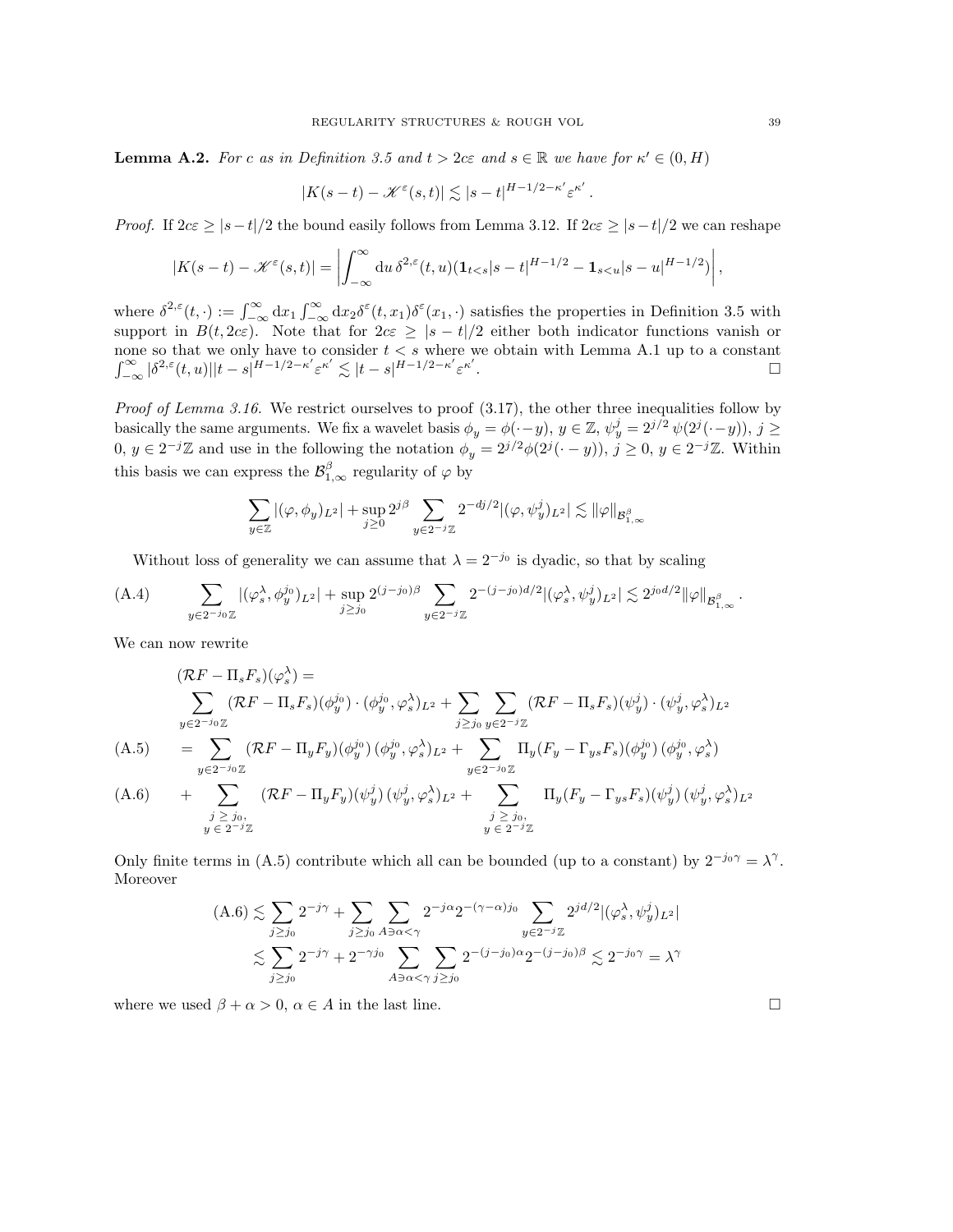**Lemma A.2.** *For $c$ as in Definition 3.5 and $t > 2c\varepsilon$ and $s \in \mathbb{R}$ we have for $\kappa' \in (0, H)$*

$$|K(s-t) - \mathscr{K}^\varepsilon(s,t)| \lesssim |s-t|^{H-1/2-\kappa'}\varepsilon^{\kappa'}.$$

*Proof.* If $2c\varepsilon \geq |s-t|/2$ the bound easily follows from Lemma 3.12. If $2c\varepsilon \geq |s-t|/2$ we can reshape

$$|K(s-t) - \mathscr{K}^\varepsilon(s,t)| = \left| \int_{-\infty}^{\infty} \mathrm{d}u\, \delta^{2,\varepsilon}(t,u)(\mathbf{1}_{t<s}|s-t|^{H-1/2} - \mathbf{1}_{s<u}|s-u|^{H-1/2}) \right|,$$

where $\delta^{2,\varepsilon}(t,\cdot) := \int_{-\infty}^{\infty} \mathrm{d}x_1 \int_{-\infty}^{\infty} \mathrm{d}x_2 \delta^\varepsilon(t,x_1)\delta^\varepsilon(x_1,\cdot)$ satisfies the properties in Definition 3.5 with support in $B(t, 2c\varepsilon)$. Note that for $2c\varepsilon \geq |s-t|/2$ either both indicator functions vanish or none so that we only have to consider $t < s$ where we obtain with Lemma A.1 up to a constant $\int_{-\infty}^{\infty} |\delta^{2,\varepsilon}(t,u)||t-s|^{H-1/2-\kappa'}\varepsilon^{\kappa'} \lesssim |t-s|^{H-1/2-\kappa'}\varepsilon^{\kappa'}$. $\square$

*Proof of Lemma 3.16.* We restrict ourselves to proof (3.17), the other three inequalities follow by basically the same arguments. We fix a wavelet basis $\phi_y = \phi(\cdot - y)$, $y \in \mathbb{Z}$, $\psi_y^j = 2^{j/2}\,\psi(2^j(\cdot - y))$, $j \geq 0$, $y \in 2^{-j}\mathbb{Z}$ and use in the following the notation $\phi_y = 2^{j/2}\phi(2^j(\cdot - y))$, $j \geq 0$, $y \in 2^{-j}\mathbb{Z}$. Within this basis we can express the $\mathcal{B}^\beta_{1,\infty}$ regularity of $\varphi$ by

$$\sum_{y\in\mathbb{Z}} |(\varphi, \phi_y)_{L^2}| + \sup_{j\geq 0} 2^{j\beta} \sum_{y\in 2^{-j}\mathbb{Z}} 2^{-dj/2}|(\varphi, \psi_y^j)_{L^2}| \lesssim \|\varphi\|_{\mathcal{B}^\beta_{1,\infty}}$$

Without loss of generality we can assume that $\lambda = 2^{-j_0}$ is dyadic, so that by scaling

$$\sum_{y\in 2^{-j_0}\mathbb{Z}} |(\varphi_s^\lambda, \phi_y^{j_0})_{L^2}| + \sup_{j\geq j_0} 2^{(j-j_0)\beta} \sum_{y\in 2^{-j}\mathbb{Z}} 2^{-(j-j_0)d/2}|(\varphi_s^\lambda, \psi_y^j)_{L^2}| \lesssim 2^{j_0 d/2}\|\varphi\|_{\mathcal{B}^\beta_{1,\infty}}. \tag{A.4}$$

We can now rewrite

$$\begin{aligned}
&(\mathcal{R}F - \Pi_s F_s)(\varphi_s^\lambda) = \\
&\quad \sum_{y\in 2^{-j_0}\mathbb{Z}} (\mathcal{R}F - \Pi_s F_s)(\phi_y^{j_0}) \cdot (\phi_y^{j_0}, \varphi_s^\lambda)_{L^2} + \sum_{j\geq j_0} \sum_{y\in 2^{-j}\mathbb{Z}} (\mathcal{R}F - \Pi_s F_s)(\psi_y^j) \cdot (\psi_y^j, \varphi_s^\lambda)_{L^2} \\
&= \sum_{y\in 2^{-j_0}\mathbb{Z}} (\mathcal{R}F - \Pi_y F_y)(\phi_y^{j_0})\,(\phi_y^{j_0}, \varphi_s^\lambda)_{L^2} + \sum_{y\in 2^{-j_0}\mathbb{Z}} \Pi_y(F_y - \Gamma_{ys}F_s)(\phi_y^{j_0})\,(\phi_y^{j_0}, \varphi_s^\lambda) \qquad \text{(A.5)} \\
&\quad + \sum_{\substack{j\geq j_0,\\ y\in 2^{-j}\mathbb{Z}}} (\mathcal{R}F - \Pi_y F_y)(\psi_y^j)\,(\psi_y^j, \varphi_s^\lambda)_{L^2} + \sum_{\substack{j\geq j_0,\\ y\in 2^{-j}\mathbb{Z}}} \Pi_y(F_y - \Gamma_{ys}F_s)(\psi_y^j)\,(\psi_y^j, \varphi_s^\lambda)_{L^2} \qquad \text{(A.6)}
\end{aligned}$$

Only finite terms in (A.5) contribute which all can be bounded (up to a constant) by $2^{-j_0\gamma} = \lambda^\gamma$. Moreover

$$\begin{aligned}
\text{(A.6)} &\lesssim \sum_{j\geq j_0} 2^{-j\gamma} + \sum_{j\geq j_0} \sum_{A\ni\alpha<\gamma} 2^{-j\alpha}2^{-(\gamma-\alpha)j_0} \sum_{y\in 2^{-j}\mathbb{Z}} 2^{jd/2}|(\varphi_s^\lambda, \psi_y^j)_{L^2}| \\
&\lesssim \sum_{j\geq j_0} 2^{-j\gamma} + 2^{-\gamma j_0} \sum_{A\ni\alpha<\gamma} \sum_{j\geq j_0} 2^{-(j-j_0)\alpha}2^{-(j-j_0)\beta} \lesssim 2^{-j_0\gamma} = \lambda^\gamma
\end{aligned}$$

where we used $\beta + \alpha > 0$, $\alpha \in A$ in the last line. $\square$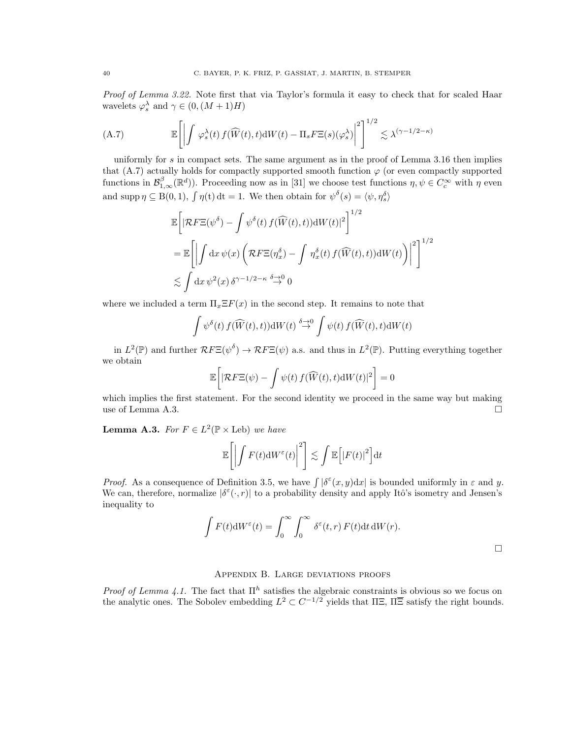*Proof of Lemma 3.22.* Note first that via Taylor's formula it easy to check that for scaled Haar wavelets $\varphi_s^\lambda$ and $\gamma \in (0,(M+1)H)$

$$\mathbb{E}\left[\left|\int \varphi_s^\lambda(t)\, f(\widehat{W}(t),t)\mathrm{d}W(t) - \Pi_s F\Xi(s)(\varphi_s^\lambda)\right|^2\right]^{1/2} \lesssim \lambda^{(\gamma-1/2-\kappa)} \tag{A.7}$$

uniformly for $s$ in compact sets. The same argument as in the proof of Lemma 3.16 then implies that (A.7) actually holds for compactly supported smooth function $\varphi$ (or even compactly supported functions in $\mathcal{B}^\beta_{1,\infty}(\mathbb{R}^d)$). Proceeding now as in [31] we choose test functions $\eta, \psi \in C_c^\infty$ with $\eta$ even and $\operatorname{supp}\eta \subseteq \mathrm{B}(0,1)$, $\int \eta(\mathrm{t})\,\mathrm{dt} = 1$. We then obtain for $\psi^\delta(s) = \langle \psi, \eta_s^\delta\rangle$

$$\begin{aligned}
&\mathbb{E}\left[|\mathcal{R}F\Xi(\psi^\delta) - \int \psi^\delta(t)\, f(\widehat{W}(t),t))\mathrm{d}W(t)|^2\right]^{1/2} \\
&= \mathbb{E}\left[\left|\int \mathrm{d}x\, \psi(x)\left(\mathcal{R}F\Xi(\eta_x^\delta) - \int \eta_x^\delta(t)\, f(\widehat{W}(t),t))\mathrm{d}W(t)\right)\right|^2\right]^{1/2} \\
&\lesssim \int \mathrm{d}x\, \psi^2(x)\, \delta^{\gamma-1/2-\kappa} \overset{\delta\to 0}{\to} 0
\end{aligned}$$

where we included a term $\Pi_x \Xi F(x)$ in the second step. It remains to note that

$$\int \psi^\delta(t)\, f(\widehat{W}(t),t))\mathrm{d}W(t) \overset{\delta\to 0}{\to} \int \psi(t)\, f(\widehat{W}(t),t)\mathrm{d}W(t)$$

in $L^2(\mathbb{P})$ and further $\mathcal{R}F\Xi(\psi^\delta) \to \mathcal{R}F\Xi(\psi)$ a.s. and thus in $L^2(\mathbb{P})$. Putting everything together we obtain

$$\mathbb{E}\left[|\mathcal{R}F\Xi(\psi) - \int \psi(t)\, f(\widehat{W}(t),t)\mathrm{d}W(t)|^2\right] = 0$$

which implies the first statement. For the second identity we proceed in the same way but making use of Lemma A.3. $\square$

**Lemma A.3.** *For $F \in L^2(\mathbb{P}\times \mathrm{Leb})$ we have*

$$\mathbb{E}\left[\left|\int F(t)\mathrm{d}W^\varepsilon(t)\right|^2\right] \lesssim \int \mathbb{E}\Big[|F(t)|^2\Big]\mathrm{d}t$$

*Proof.* As a consequence of Definition 3.5, we have $\int |\delta^\varepsilon(x,y)\mathrm{d}x|$ is bounded uniformly in $\varepsilon$ and $y$. We can, therefore, normalize $|\delta^\varepsilon(\cdot,r)|$ to a probability density and apply Itô's isometry and Jensen's inequality to

$$\int F(t)\mathrm{d}W^\varepsilon(t) = \int_0^\infty \int_0^\infty \delta^\varepsilon(t,r)\, F(t)\mathrm{d}t\, \mathrm{d}W(r).$$

$\square$

## Appendix B. Large deviations proofs

*Proof of Lemma 4.1.* The fact that $\Pi^h$ satisfies the algebraic constraints is obvious so we focus on the analytic ones. The Sobolev embedding $L^2 \subset C^{-1/2}$ yields that $\Pi\Xi$, $\Pi\overline{\Xi}$ satisfy the right bounds.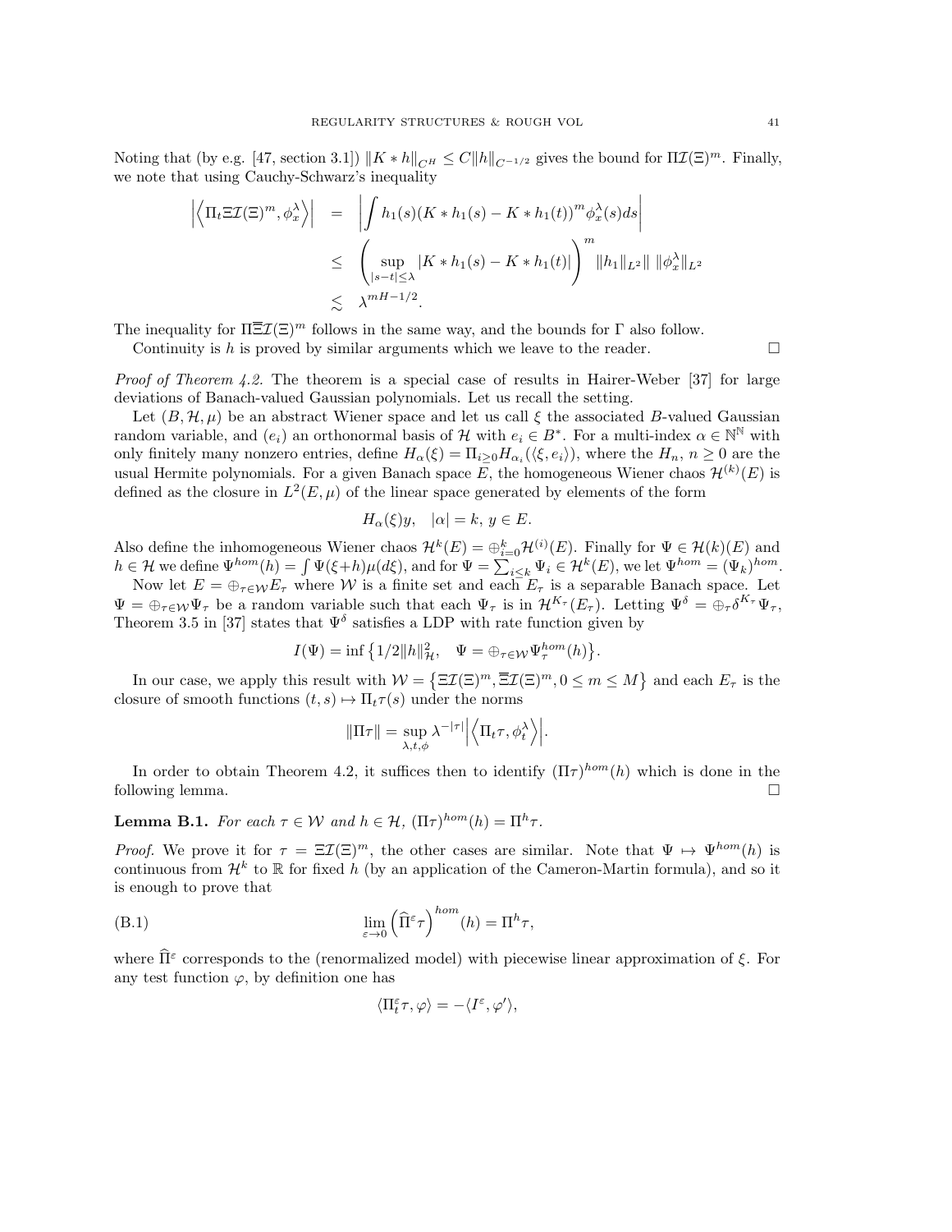Noting that (by e.g. [47, section 3.1]) $\|K * h\|_{C^H} \leq C\|h\|_{C^{-1/2}}$ gives the bound for $\Pi\mathcal{I}(\Xi)^m$. Finally, we note that using Cauchy-Schwarz's inequality

$$
\begin{aligned}
\left|\left\langle \Pi_t \Xi\mathcal{I}(\Xi)^m, \phi_x^\lambda \right\rangle\right| &= \left| \int h_1(s)(K * h_1(s) - K * h_1(t))^m \phi_x^\lambda(s) ds \right| \\
&\leq \left( \sup_{|s-t|\leq\lambda} |K * h_1(s) - K * h_1(t)| \right)^m \|h_1\|_{L^2}\| \; \|\phi_x^\lambda\|_{L^2} \\
&\lesssim \lambda^{mH-1/2}.
\end{aligned}
$$

The inequality for $\Pi\overline{\Xi}\mathcal{I}(\Xi)^m$ follows in the same way, and the bounds for $\Gamma$ also follow.

Continuity is $h$ is proved by similar arguments which we leave to the reader. $\square$

*Proof of Theorem 4.2.* The theorem is a special case of results in Hairer-Weber [37] for large deviations of Banach-valued Gaussian polynomials. Let us recall the setting.

Let $(B, \mathcal{H}, \mu)$ be an abstract Wiener space and let us call $\xi$ the associated $B$-valued Gaussian random variable, and $(e_i)$ an orthonormal basis of $\mathcal{H}$ with $e_i \in B^*$. For a multi-index $\alpha \in \mathbb{N}^{\mathbb{N}}$ with only finitely many nonzero entries, define $H_\alpha(\xi) = \Pi_{i\geq 0} H_{\alpha_i}(\langle \xi, e_i \rangle)$, where the $H_n$, $n \geq 0$ are the usual Hermite polynomials. For a given Banach space $E$, the homogeneous Wiener chaos $\mathcal{H}^{(k)}(E)$ is defined as the closure in $L^2(E, \mu)$ of the linear space generated by elements of the form

$$
H_\alpha(\xi) y, \quad |\alpha| = k, \; y \in E.
$$

Also define the inhomogeneous Wiener chaos $\mathcal{H}^k(E) = \oplus_{i=0}^k \mathcal{H}^{(i)}(E)$. Finally for $\Psi \in \mathcal{H}(k)(E)$ and $h \in \mathcal{H}$ we define $\Psi^{hom}(h) = \int \Psi(\xi + h)\mu(d\xi)$, and for $\Psi = \sum_{i\leq k} \Psi_i \in \mathcal{H}^k(E)$, we let $\Psi^{hom} = (\Psi_k)^{hom}$.

Now let $E = \oplus_{\tau \in \mathcal{W}} E_\tau$ where $\mathcal{W}$ is a finite set and each $E_\tau$ is a separable Banach space. Let $\Psi = \oplus_{\tau\in\mathcal{W}} \Psi_\tau$ be a random variable such that each $\Psi_\tau$ is in $\mathcal{H}^{K_\tau}(E_\tau)$. Letting $\Psi^\delta = \oplus_\tau \delta^{K_\tau} \Psi_\tau$, Theorem 3.5 in [37] states that $\Psi^\delta$ satisfies a LDP with rate function given by

$$
I(\Psi) = \inf \left\{ 1/2 \|h\|_{\mathcal{H}}^2, \quad \Psi = \oplus_{\tau\in\mathcal{W}} \Psi_\tau^{hom}(h) \right\}.
$$

In our case, we apply this result with $\mathcal{W} = \left\{ \Xi\mathcal{I}(\Xi)^m, \overline{\Xi}\mathcal{I}(\Xi)^m, 0 \leq m \leq M \right\}$ and each $E_\tau$ is the closure of smooth functions $(t, s) \mapsto \Pi_t \tau(s)$ under the norms

$$
\|\Pi\tau\| = \sup_{\lambda, t, \phi} \lambda^{-|\tau|} \left| \left\langle \Pi_t \tau, \phi_t^\lambda \right\rangle \right|.
$$

In order to obtain Theorem 4.2, it suffices then to identify $(\Pi\tau)^{hom}(h)$ which is done in the following lemma. $\square$

**Lemma B.1.** *For each $\tau \in \mathcal{W}$ and $h \in \mathcal{H}$, $(\Pi\tau)^{hom}(h) = \Pi^h \tau$.*

*Proof.* We prove it for $\tau = \Xi\mathcal{I}(\Xi)^m$, the other cases are similar. Note that $\Psi \mapsto \Psi^{hom}(h)$ is continuous from $\mathcal{H}^k$ to $\mathbb{R}$ for fixed $h$ (by an application of the Cameron-Martin formula), and so it is enough to prove that

$$
\lim_{\varepsilon\to 0} \left( \widehat{\Pi}^\varepsilon \tau \right)^{hom}(h) = \Pi^h \tau, \tag{B.1}
$$

where $\widehat{\Pi}^\varepsilon$ corresponds to the (renormalized model) with piecewise linear approximation of $\xi$. For any test function $\varphi$, by definition one has

$$
\langle \Pi_t^\varepsilon \tau, \varphi \rangle = -\langle I^\varepsilon, \varphi' \rangle,
$$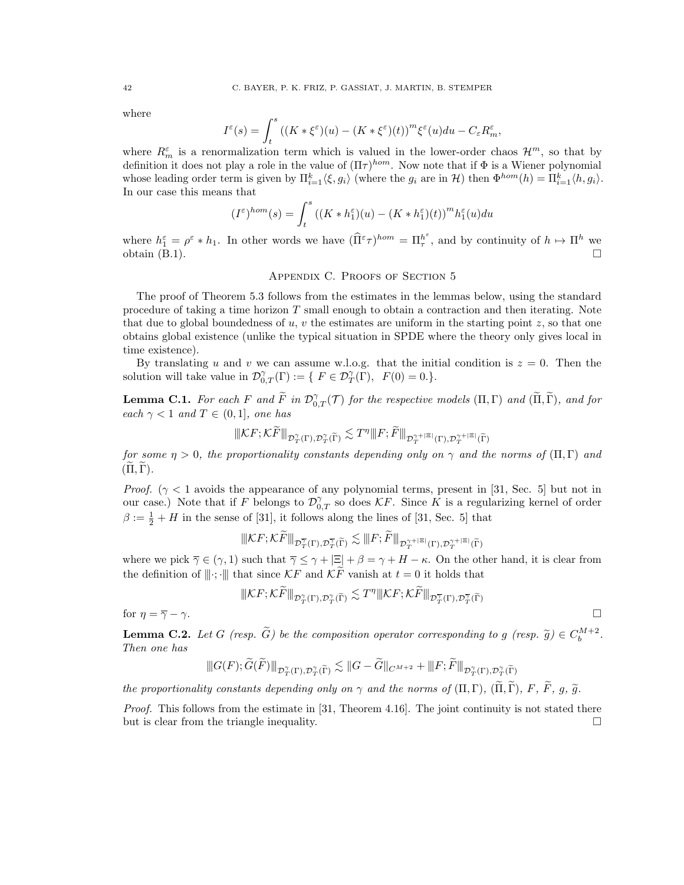where

$$I^\varepsilon(s) = \int_t^s ((K * \xi^\varepsilon)(u) - (K * \xi^\varepsilon)(t))^m \xi^\varepsilon(u) du - C_\varepsilon R_m^\varepsilon,$$

where $R_m^\varepsilon$ is a renormalization term which is valued in the lower-order chaos $\mathcal{H}^m$, so that by definition it does not play a role in the value of $(\Pi\tau)^{hom}$. Now note that if $\Phi$ is a Wiener polynomial whose leading order term is given by $\Pi_{i=1}^k \langle \xi, g_i \rangle$ (where the $g_i$ are in $\mathcal{H}$) then $\Phi^{hom}(h) = \Pi_{i=1}^k \langle h, g_i \rangle$. In our case this means that

$$(I^\varepsilon)^{hom}(s) = \int_t^s ((K * h_1^\varepsilon)(u) - (K * h_1^\varepsilon)(t))^m h_1^\varepsilon(u) du$$

where $h_1^\varepsilon = \rho^\varepsilon * h_1$. In other words we have $(\widehat{\Pi}^\varepsilon \tau)^{hom} = \Pi_\tau^{h^\varepsilon}$, and by continuity of $h \mapsto \Pi^h$ we obtain (B.1). $\square$

## Appendix C. Proofs of Section 5

The proof of Theorem 5.3 follows from the estimates in the lemmas below, using the standard procedure of taking a time horizon $T$ small enough to obtain a contraction and then iterating. Note that due to global boundedness of $u$, $v$ the estimates are uniform in the starting point $z$, so that one obtains global existence (unlike the typical situation in SPDE where the theory only gives local in time existence).

By translating $u$ and $v$ we can assume w.l.o.g. that the initial condition is $z = 0$. Then the solution will take value in $\mathcal{D}_{0,T}^\gamma(\Gamma) := \{ F \in \mathcal{D}_T^\gamma(\Gamma), \ F(0) = 0.\}$.

**Lemma C.1.** *For each $F$ and $\widetilde{F}$ in $\mathcal{D}_{0,T}^\gamma(\mathcal{T})$ for the respective models $(\Pi, \Gamma)$ and $(\widetilde{\Pi}, \widetilde{\Gamma})$, and for each $\gamma < 1$ and $T \in (0, 1]$, one has*

$$|||\mathcal{K}F; \mathcal{K}\widetilde{F}|||_{\mathcal{D}_T^\gamma(\Gamma), \mathcal{D}_T^\gamma(\widetilde{\Gamma})} \lesssim T^\eta |||F; \widetilde{F}|||_{\mathcal{D}_T^{\gamma+|\Xi|}(\Gamma), \mathcal{D}_T^{\gamma+|\Xi|}(\widetilde{\Gamma})}$$

*for some $\eta > 0$, the proportionality constants depending only on $\gamma$ and the norms of $(\Pi, \Gamma)$ and $(\widetilde{\Pi}, \widetilde{\Gamma})$.*

*Proof.* ($\gamma < 1$ avoids the appearance of any polynomial terms, present in [31, Sec. 5] but not in our case.) Note that if $F$ belongs to $\mathcal{D}_{0,T}^\gamma$ so does $\mathcal{K}F$. Since $K$ is a regularizing kernel of order $\beta := \frac{1}{2} + H$ in the sense of [31], it follows along the lines of [31, Sec. 5] that

$$|||\mathcal{K}F; \mathcal{K}\widetilde{F}|||_{\mathcal{D}_T^{\overline{\gamma}}(\Gamma), \mathcal{D}_T^{\overline{\gamma}}(\widetilde{\Gamma})} \lesssim |||F; \widetilde{F}|||_{\mathcal{D}_T^{\gamma+|\Xi|}(\Gamma), \mathcal{D}_T^{\gamma+|\Xi|}(\widetilde{\Gamma})}$$

where we pick $\overline{\gamma} \in (\gamma, 1)$ such that $\overline{\gamma} \leq \gamma + |\Xi| + \beta = \gamma + H - \kappa$. On the other hand, it is clear from the definition of $|||\cdot; \cdot|||$ that since $\mathcal{K}F$ and $\mathcal{K}\widetilde{F}$ vanish at $t = 0$ it holds that

$$|||\mathcal{K}F; \mathcal{K}\widetilde{F}|||_{\mathcal{D}_T^\gamma(\Gamma), \mathcal{D}_T^\gamma(\widetilde{\Gamma})} \lesssim T^\eta |||\mathcal{K}F; \mathcal{K}\widetilde{F}|||_{\mathcal{D}_T^{\overline{\gamma}}(\Gamma), \mathcal{D}_T^{\overline{\gamma}}(\widetilde{\Gamma})}$$

for $\eta = \overline{\gamma} - \gamma$. $\square$

**Lemma C.2.** *Let $G$ (resp. $\widetilde{G}$) be the composition operator corresponding to $g$ (resp. $\widetilde{g}$) $\in C_b^{M+2}$. Then one has*

$$|||G(F); \widetilde{G}(\widetilde{F})|||_{\mathcal{D}_T^\gamma(\Gamma), \mathcal{D}_T^\gamma(\widetilde{\Gamma})} \lesssim \|G - \widetilde{G}\|_{C^{M+2}} + |||F; \widetilde{F}|||_{\mathcal{D}_T^\gamma(\Gamma), \mathcal{D}_T^\gamma(\widetilde{\Gamma})}$$

*the proportionality constants depending only on $\gamma$ and the norms of $(\Pi, \Gamma)$, $(\widetilde{\Pi}, \widetilde{\Gamma})$, $F$, $\widetilde{F}$, $g$, $\widetilde{g}$.*

*Proof.* This follows from the estimate in [31, Theorem 4.16]. The joint continuity is not stated there but is clear from the triangle inequality. $\square$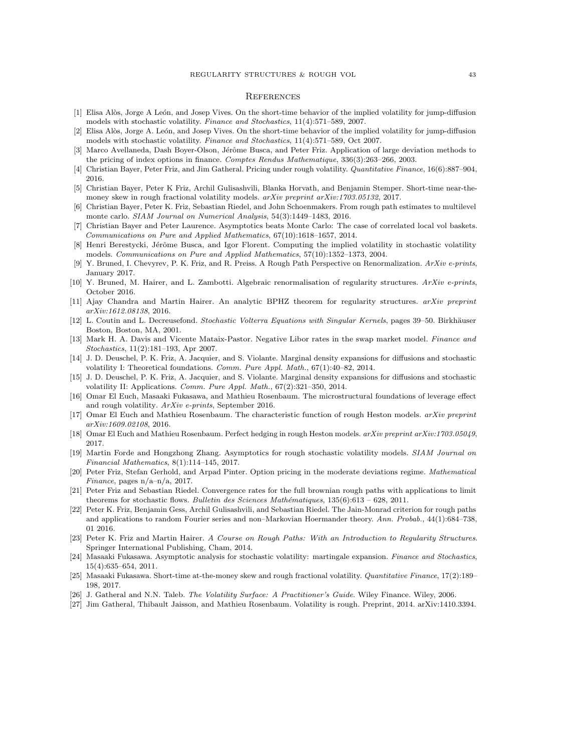## References

[1] Elisa Alòs, Jorge A León, and Josep Vives. On the short-time behavior of the implied volatility for jump-diffusion models with stochastic volatility. *Finance and Stochastics*, 11(4):571–589, 2007.

[2] Elisa Alòs, Jorge A. León, and Josep Vives. On the short-time behavior of the implied volatility for jump-diffusion models with stochastic volatility. *Finance and Stochastics*, 11(4):571–589, Oct 2007.

[3] Marco Avellaneda, Dash Boyer-Olson, Jérôme Busca, and Peter Friz. Application of large deviation methods to the pricing of index options in finance. *Comptes Rendus Mathematique*, 336(3):263–266, 2003.

[4] Christian Bayer, Peter Friz, and Jim Gatheral. Pricing under rough volatility. *Quantitative Finance*, 16(6):887–904, 2016.

[5] Christian Bayer, Peter K Friz, Archil Gulisashvili, Blanka Horvath, and Benjamin Stemper. Short-time near-the-money skew in rough fractional volatility models. *arXiv preprint arXiv:1703.05132*, 2017.

[6] Christian Bayer, Peter K. Friz, Sebastian Riedel, and John Schoenmakers. From rough path estimates to multilevel monte carlo. *SIAM Journal on Numerical Analysis*, 54(3):1449–1483, 2016.

[7] Christian Bayer and Peter Laurence. Asymptotics beats Monte Carlo: The case of correlated local vol baskets. *Communications on Pure and Applied Mathematics*, 67(10):1618–1657, 2014.

[8] Henri Berestycki, Jérôme Busca, and Igor Florent. Computing the implied volatility in stochastic volatility models. *Communications on Pure and Applied Mathematics*, 57(10):1352–1373, 2004.

[9] Y. Bruned, I. Chevyrev, P. K. Friz, and R. Preiss. A Rough Path Perspective on Renormalization. *ArXiv e-prints*, January 2017.

[10] Y. Bruned, M. Hairer, and L. Zambotti. Algebraic renormalisation of regularity structures. *ArXiv e-prints*, October 2016.

[11] Ajay Chandra and Martin Hairer. An analytic BPHZ theorem for regularity structures. *arXiv preprint arXiv:1612.08138*, 2016.

[12] L. Coutin and L. Decreusefond. *Stochastic Volterra Equations with Singular Kernels*, pages 39–50. Birkhäuser Boston, Boston, MA, 2001.

[13] Mark H. A. Davis and Vicente Mataix-Pastor. Negative Libor rates in the swap market model. *Finance and Stochastics*, 11(2):181–193, Apr 2007.

[14] J. D. Deuschel, P. K. Friz, A. Jacquier, and S. Violante. Marginal density expansions for diffusions and stochastic volatility I: Theoretical foundations. *Comm. Pure Appl. Math.*, 67(1):40–82, 2014.

[15] J. D. Deuschel, P. K. Friz, A. Jacquier, and S. Violante. Marginal density expansions for diffusions and stochastic volatility II: Applications. *Comm. Pure Appl. Math.*, 67(2):321–350, 2014.

[16] Omar El Euch, Masaaki Fukasawa, and Mathieu Rosenbaum. The microstructural foundations of leverage effect and rough volatility. *ArXiv e-prints*, September 2016.

[17] Omar El Euch and Mathieu Rosenbaum. The characteristic function of rough Heston models. *arXiv preprint arXiv:1609.02108*, 2016.

[18] Omar El Euch and Mathieu Rosenbaum. Perfect hedging in rough Heston models. *arXiv preprint arXiv:1703.05049*, 2017.

[19] Martin Forde and Hongzhong Zhang. Asymptotics for rough stochastic volatility models. *SIAM Journal on Financial Mathematics*, 8(1):114–145, 2017.

[20] Peter Friz, Stefan Gerhold, and Arpad Pinter. Option pricing in the moderate deviations regime. *Mathematical Finance*, pages n/a–n/a, 2017.

[21] Peter Friz and Sebastian Riedel. Convergence rates for the full brownian rough paths with applications to limit theorems for stochastic flows. *Bulletin des Sciences Mathématiques*, 135(6):613 – 628, 2011.

[22] Peter K. Friz, Benjamin Gess, Archil Gulisashvili, and Sebastian Riedel. The Jain-Monrad criterion for rough paths and applications to random Fourier series and non–Markovian Hoermander theory. *Ann. Probab.*, 44(1):684–738, 01 2016.

[23] Peter K. Friz and Martin Hairer. *A Course on Rough Paths: With an Introduction to Regularity Structures*. Springer International Publishing, Cham, 2014.

[24] Masaaki Fukasawa. Asymptotic analysis for stochastic volatility: martingale expansion. *Finance and Stochastics*, 15(4):635–654, 2011.

[25] Masaaki Fukasawa. Short-time at-the-money skew and rough fractional volatility. *Quantitative Finance*, 17(2):189–198, 2017.

[26] J. Gatheral and N.N. Taleb. *The Volatility Surface: A Practitioner's Guide*. Wiley Finance. Wiley, 2006.

[27] Jim Gatheral, Thibault Jaisson, and Mathieu Rosenbaum. Volatility is rough. Preprint, 2014. arXiv:1410.3394.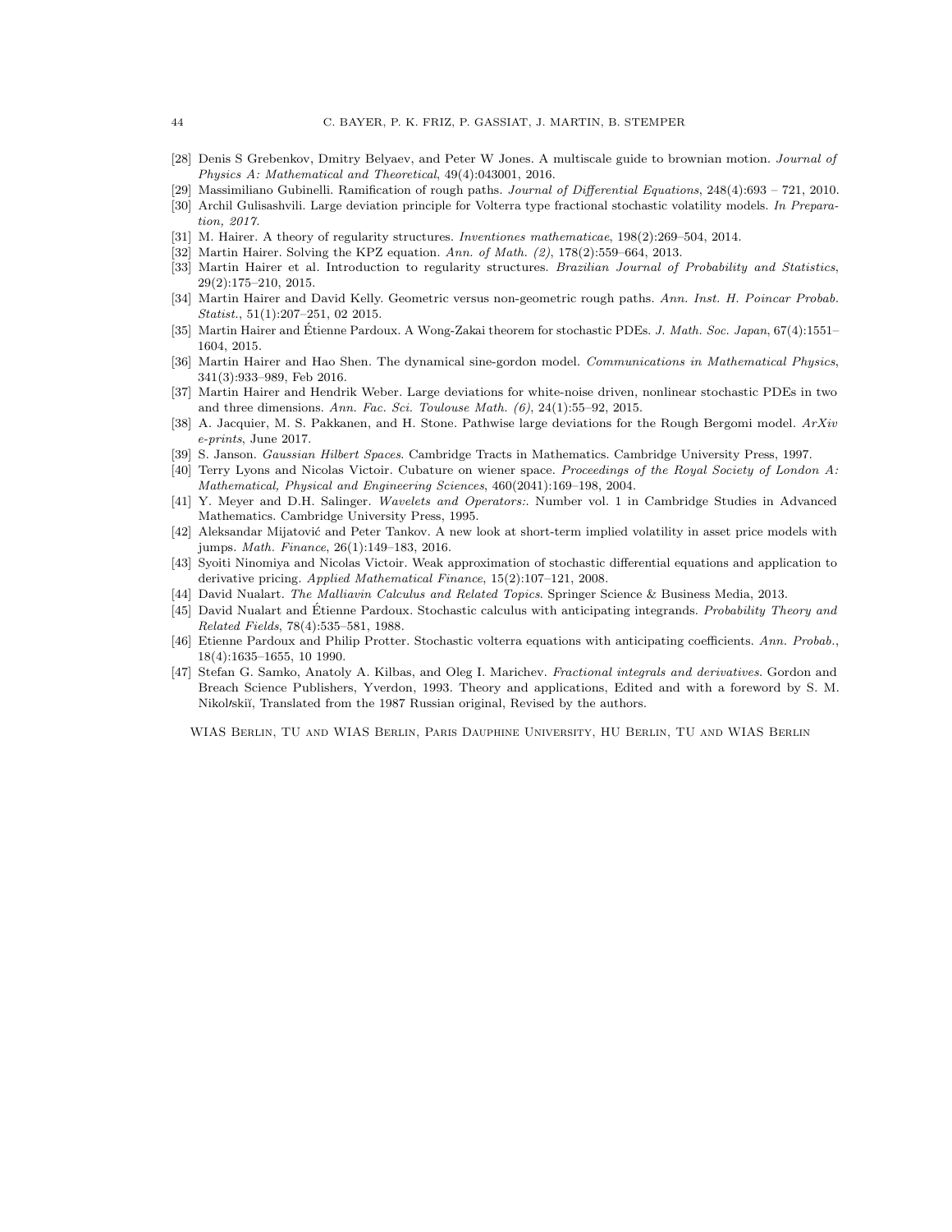[28] Denis S Grebenkov, Dmitry Belyaev, and Peter W Jones. A multiscale guide to brownian motion. *Journal of Physics A: Mathematical and Theoretical*, 49(4):043001, 2016.

[29] Massimiliano Gubinelli. Ramification of rough paths. *Journal of Differential Equations*, 248(4):693 – 721, 2010.

[30] Archil Gulisashvili. Large deviation principle for Volterra type fractional stochastic volatility models. *In Preparation, 2017*.

[31] M. Hairer. A theory of regularity structures. *Inventiones mathematicae*, 198(2):269–504, 2014.

[32] Martin Hairer. Solving the KPZ equation. *Ann. of Math. (2)*, 178(2):559–664, 2013.

[33] Martin Hairer et al. Introduction to regularity structures. *Brazilian Journal of Probability and Statistics*, 29(2):175–210, 2015.

[34] Martin Hairer and David Kelly. Geometric versus non-geometric rough paths. *Ann. Inst. H. Poincar Probab. Statist.*, 51(1):207–251, 02 2015.

[35] Martin Hairer and Étienne Pardoux. A Wong-Zakai theorem for stochastic PDEs. *J. Math. Soc. Japan*, 67(4):1551–1604, 2015.

[36] Martin Hairer and Hao Shen. The dynamical sine-gordon model. *Communications in Mathematical Physics*, 341(3):933–989, Feb 2016.

[37] Martin Hairer and Hendrik Weber. Large deviations for white-noise driven, nonlinear stochastic PDEs in two and three dimensions. *Ann. Fac. Sci. Toulouse Math. (6)*, 24(1):55–92, 2015.

[38] A. Jacquier, M. S. Pakkanen, and H. Stone. Pathwise large deviations for the Rough Bergomi model. *ArXiv e-prints*, June 2017.

[39] S. Janson. *Gaussian Hilbert Spaces*. Cambridge Tracts in Mathematics. Cambridge University Press, 1997.

[40] Terry Lyons and Nicolas Victoir. Cubature on wiener space. *Proceedings of the Royal Society of London A: Mathematical, Physical and Engineering Sciences*, 460(2041):169–198, 2004.

[41] Y. Meyer and D.H. Salinger. *Wavelets and Operators:*. Number vol. 1 in Cambridge Studies in Advanced Mathematics. Cambridge University Press, 1995.

[42] Aleksandar Mijatović and Peter Tankov. A new look at short-term implied volatility in asset price models with jumps. *Math. Finance*, 26(1):149–183, 2016.

[43] Syoiti Ninomiya and Nicolas Victoir. Weak approximation of stochastic differential equations and application to derivative pricing. *Applied Mathematical Finance*, 15(2):107–121, 2008.

[44] David Nualart. *The Malliavin Calculus and Related Topics*. Springer Science & Business Media, 2013.

[45] David Nualart and Étienne Pardoux. Stochastic calculus with anticipating integrands. *Probability Theory and Related Fields*, 78(4):535–581, 1988.

[46] Etienne Pardoux and Philip Protter. Stochastic volterra equations with anticipating coefficients. *Ann. Probab.*, 18(4):1635–1655, 10 1990.

[47] Stefan G. Samko, Anatoly A. Kilbas, and Oleg I. Marichev. *Fractional integrals and derivatives*. Gordon and Breach Science Publishers, Yverdon, 1993. Theory and applications, Edited and with a foreword by S. M. Nikolʹskiĭ, Translated from the 1987 Russian original, Revised by the authors.

WIAS Berlin, TU and WIAS Berlin, Paris Dauphine University, HU Berlin, TU and WIAS Berlin